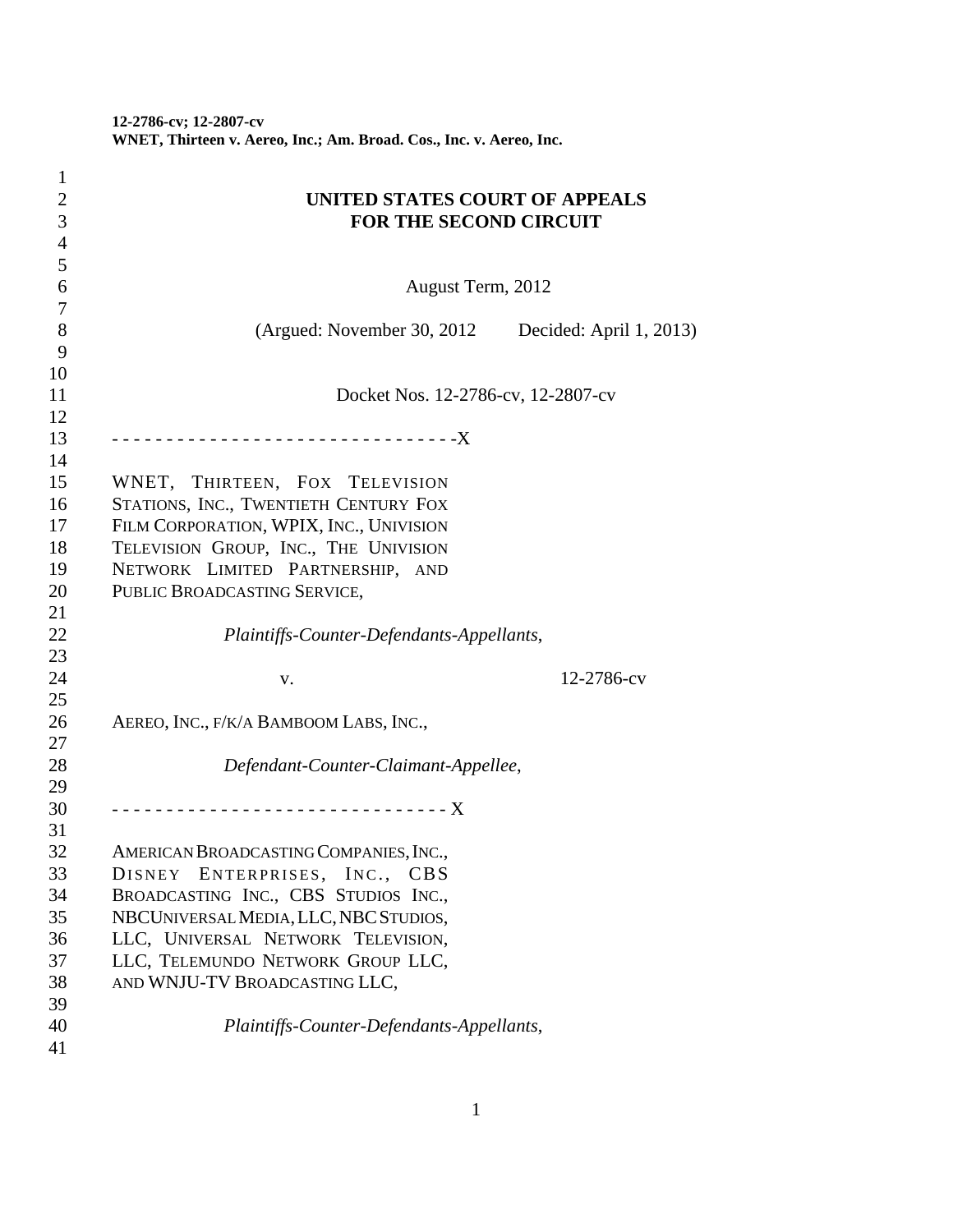**12-2786-cv; 12-2807-cv**
**WNET, Thirteen v. Aereo, Inc.; Am. Broad. Cos., Inc. v. Aereo, Inc.**

**UNITED STATES COURT OF APPEALS**
**FOR THE SECOND CIRCUIT**

August Term, 2012

(Argued: November 30, 2012 Decided: April 1, 2013)

Docket Nos. 12-2786-cv, 12-2807-cv

- - - - - - - - - - - - - - - - - - - - - - - - - - - - - - -X

WNET, THIRTEEN, FOX TELEVISION STATIONS, INC., TWENTIETH CENTURY FOX FILM CORPORATION, WPIX, INC., UNIVISION TELEVISION GROUP, INC., THE UNIVISION NETWORK LIMITED PARTNERSHIP, AND PUBLIC BROADCASTING SERVICE,

*Plaintiffs-Counter-Defendants-Appellants*,

v. 12-2786-cv

AEREO, INC., F/K/A BAMBOOM LABS, INC.,

*Defendant-Counter-Claimant-Appellee*,

- - - - - - - - - - - - - - - - - - - - - - - - - - - - - - X

AMERICAN BROADCASTING COMPANIES, INC., DISNEY ENTERPRISES, INC., CBS BROADCASTING INC., CBS STUDIOS INC., NBCUNIVERSAL MEDIA, LLC, NBC STUDIOS, LLC, UNIVERSAL NETWORK TELEVISION, LLC, TELEMUNDO NETWORK GROUP LLC, AND WNJU-TV BROADCASTING LLC,

*Plaintiffs-Counter-Defendants-Appellants*,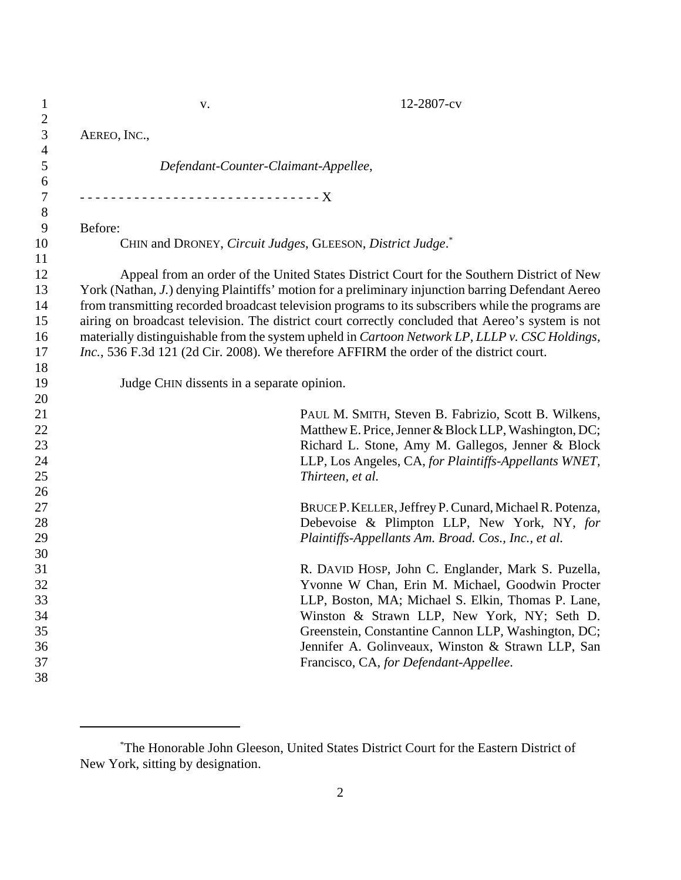v. 12-2807-cv

AEREO, INC.,

*Defendant-Counter-Claimant-Appellee*,

- - - - - - - - - - - - - - - - - - - - - - - - - - - - - - - X

Before:

CHIN and DRONEY, *Circuit Judges*, GLEESON, *District Judge*.[*]

Appeal from an order of the United States District Court for the Southern District of New York (Nathan, *J.*) denying Plaintiffs' motion for a preliminary injunction barring Defendant Aereo from transmitting recorded broadcast television programs to its subscribers while the programs are airing on broadcast television. The district court correctly concluded that Aereo's system is not materially distinguishable from the system upheld in *Cartoon Network LP, LLLP v. CSC Holdings, Inc.*, 536 F.3d 121 (2d Cir. 2008). We therefore AFFIRM the order of the district court.

Judge CHIN dissents in a separate opinion.

PAUL M. SMITH, Steven B. Fabrizio, Scott B. Wilkens, Matthew E. Price, Jenner & Block LLP, Washington, DC; Richard L. Stone, Amy M. Gallegos, Jenner & Block LLP, Los Angeles, CA, *for Plaintiffs-Appellants WNET, Thirteen, et al.*

BRUCE P. KELLER, Jeffrey P. Cunard, Michael R. Potenza, Debevoise & Plimpton LLP, New York, NY, *for Plaintiffs-Appellants Am. Broad. Cos., Inc., et al.*

R. DAVID HOSP, John C. Englander, Mark S. Puzella, Yvonne W Chan, Erin M. Michael, Goodwin Procter LLP, Boston, MA; Michael S. Elkin, Thomas P. Lane, Winston & Strawn LLP, New York, NY; Seth D. Greenstein, Constantine Cannon LLP, Washington, DC; Jennifer A. Golinveaux, Winston & Strawn LLP, San Francisco, CA, *for Defendant-Appellee*.

---

[*] The Honorable John Gleeson, United States District Court for the Eastern District of New York, sitting by designation.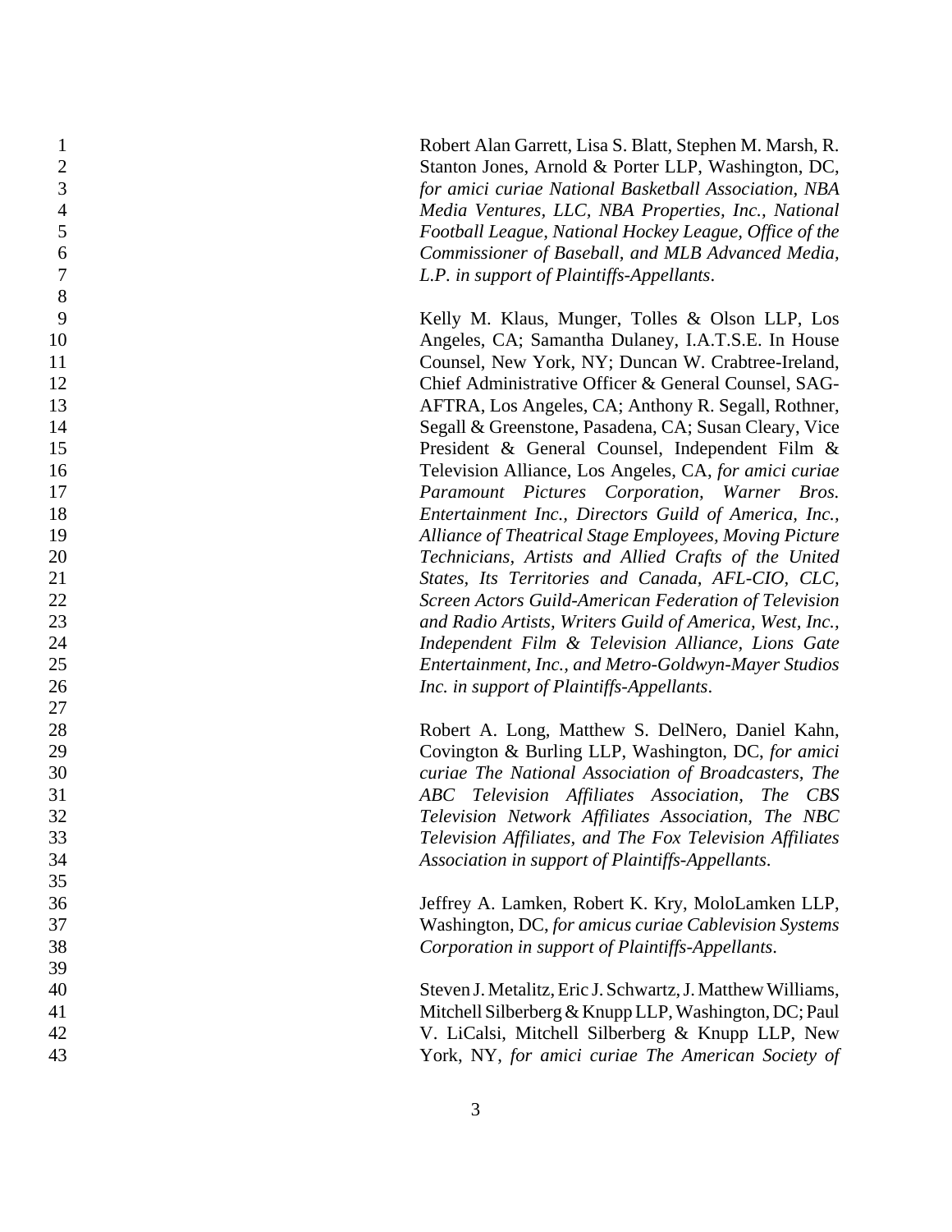Robert Alan Garrett, Lisa S. Blatt, Stephen M. Marsh, R. Stanton Jones, Arnold & Porter LLP, Washington, DC, *for amici curiae National Basketball Association, NBA Media Ventures, LLC, NBA Properties, Inc., National Football League, National Hockey League, Office of the Commissioner of Baseball, and MLB Advanced Media, L.P. in support of Plaintiffs-Appellants*.

Kelly M. Klaus, Munger, Tolles & Olson LLP, Los Angeles, CA; Samantha Dulaney, I.A.T.S.E. In House Counsel, New York, NY; Duncan W. Crabtree-Ireland, Chief Administrative Officer & General Counsel, SAG-AFTRA, Los Angeles, CA; Anthony R. Segall, Rothner, Segall & Greenstone, Pasadena, CA; Susan Cleary, Vice President & General Counsel, Independent Film & Television Alliance, Los Angeles, CA, *for amici curiae Paramount Pictures Corporation, Warner Bros. Entertainment Inc., Directors Guild of America, Inc., Alliance of Theatrical Stage Employees, Moving Picture Technicians, Artists and Allied Crafts of the United States, Its Territories and Canada, AFL-CIO, CLC, Screen Actors Guild-American Federation of Television and Radio Artists, Writers Guild of America, West, Inc., Independent Film & Television Alliance, Lions Gate Entertainment, Inc., and Metro-Goldwyn-Mayer Studios Inc. in support of Plaintiffs-Appellants*.

Robert A. Long, Matthew S. DelNero, Daniel Kahn, Covington & Burling LLP, Washington, DC, *for amici curiae The National Association of Broadcasters, The ABC Television Affiliates Association, The CBS Television Network Affiliates Association, The NBC Television Affiliates, and The Fox Television Affiliates Association in support of Plaintiffs-Appellants*.

Jeffrey A. Lamken, Robert K. Kry, MoloLamken LLP, Washington, DC, *for amicus curiae Cablevision Systems Corporation in support of Plaintiffs-Appellants*.

Steven J. Metalitz, Eric J. Schwartz, J. Matthew Williams, Mitchell Silberberg & Knupp LLP, Washington, DC; Paul V. LiCalsi, Mitchell Silberberg & Knupp LLP, New York, NY, *for amici curiae The American Society of*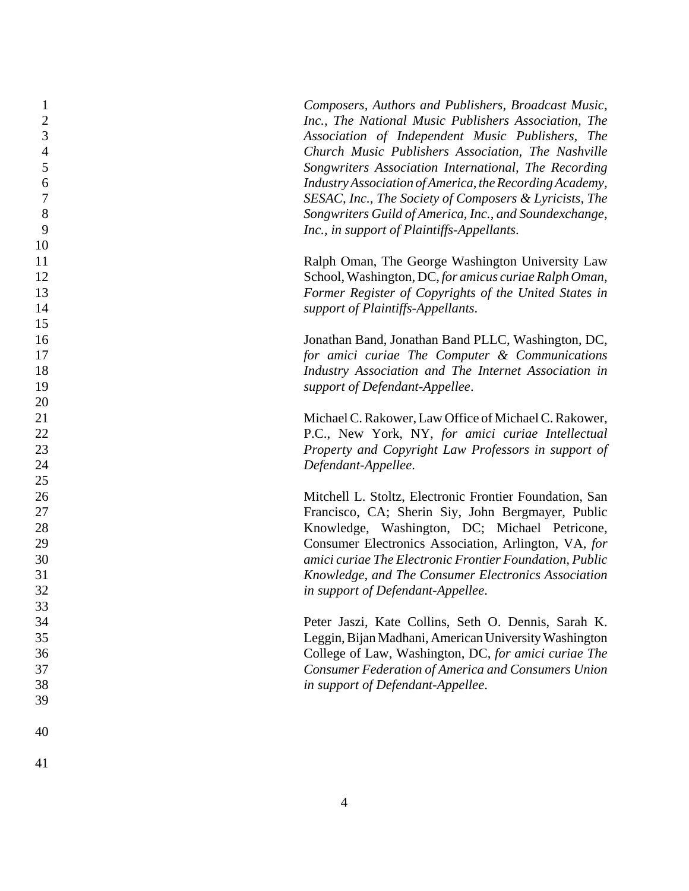*Composers, Authors and Publishers, Broadcast Music, Inc., The National Music Publishers Association, The Association of Independent Music Publishers, The Church Music Publishers Association, The Nashville Songwriters Association International, The Recording Industry Association of America, the Recording Academy, SESAC, Inc., The Society of Composers & Lyricists, The Songwriters Guild of America, Inc., and Soundexchange, Inc., in support of Plaintiffs-Appellants.*

Ralph Oman, The George Washington University Law School, Washington, DC, *for amicus curiae Ralph Oman, Former Register of Copyrights of the United States in support of Plaintiffs-Appellants.*

Jonathan Band, Jonathan Band PLLC, Washington, DC, *for amici curiae The Computer & Communications Industry Association and The Internet Association in support of Defendant-Appellee.*

Michael C. Rakower, Law Office of Michael C. Rakower, P.C., New York, NY, *for amici curiae Intellectual Property and Copyright Law Professors in support of Defendant-Appellee.*

Mitchell L. Stoltz, Electronic Frontier Foundation, San Francisco, CA; Sherin Siy, John Bergmayer, Public Knowledge, Washington, DC; Michael Petricone, Consumer Electronics Association, Arlington, VA, *for amici curiae The Electronic Frontier Foundation, Public Knowledge, and The Consumer Electronics Association in support of Defendant-Appellee.*

Peter Jaszi, Kate Collins, Seth O. Dennis, Sarah K. Leggin, Bijan Madhani, American University Washington College of Law, Washington, DC, *for amici curiae The Consumer Federation of America and Consumers Union in support of Defendant-Appellee.*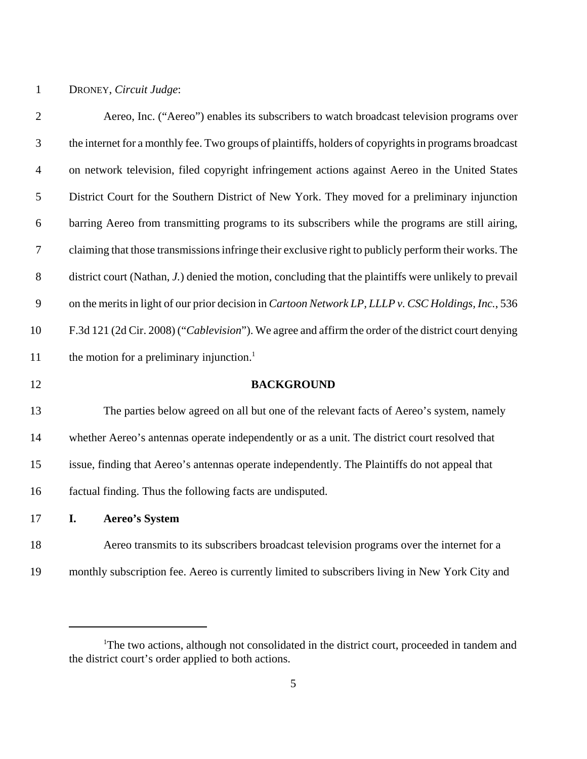DRONEY, *Circuit Judge*:

Aereo, Inc. ("Aereo") enables its subscribers to watch broadcast television programs over the internet for a monthly fee. Two groups of plaintiffs, holders of copyrights in programs broadcast on network television, filed copyright infringement actions against Aereo in the United States District Court for the Southern District of New York. They moved for a preliminary injunction barring Aereo from transmitting programs to its subscribers while the programs are still airing, claiming that those transmissions infringe their exclusive right to publicly perform their works. The district court (Nathan, *J.*) denied the motion, concluding that the plaintiffs were unlikely to prevail on the merits in light of our prior decision in *Cartoon Network LP, LLLP v. CSC Holdings, Inc.*, 536 F.3d 121 (2d Cir. 2008) ("*Cablevision*"). We agree and affirm the order of the district court denying the motion for a preliminary injunction.[1]

## BACKGROUND

The parties below agreed on all but one of the relevant facts of Aereo's system, namely whether Aereo's antennas operate independently or as a unit. The district court resolved that issue, finding that Aereo's antennas operate independently. The Plaintiffs do not appeal that factual finding. Thus the following facts are undisputed.

### I. Aereo's System

Aereo transmits to its subscribers broadcast television programs over the internet for a monthly subscription fee. Aereo is currently limited to subscribers living in New York City and

---

[1] The two actions, although not consolidated in the district court, proceeded in tandem and the district court's order applied to both actions.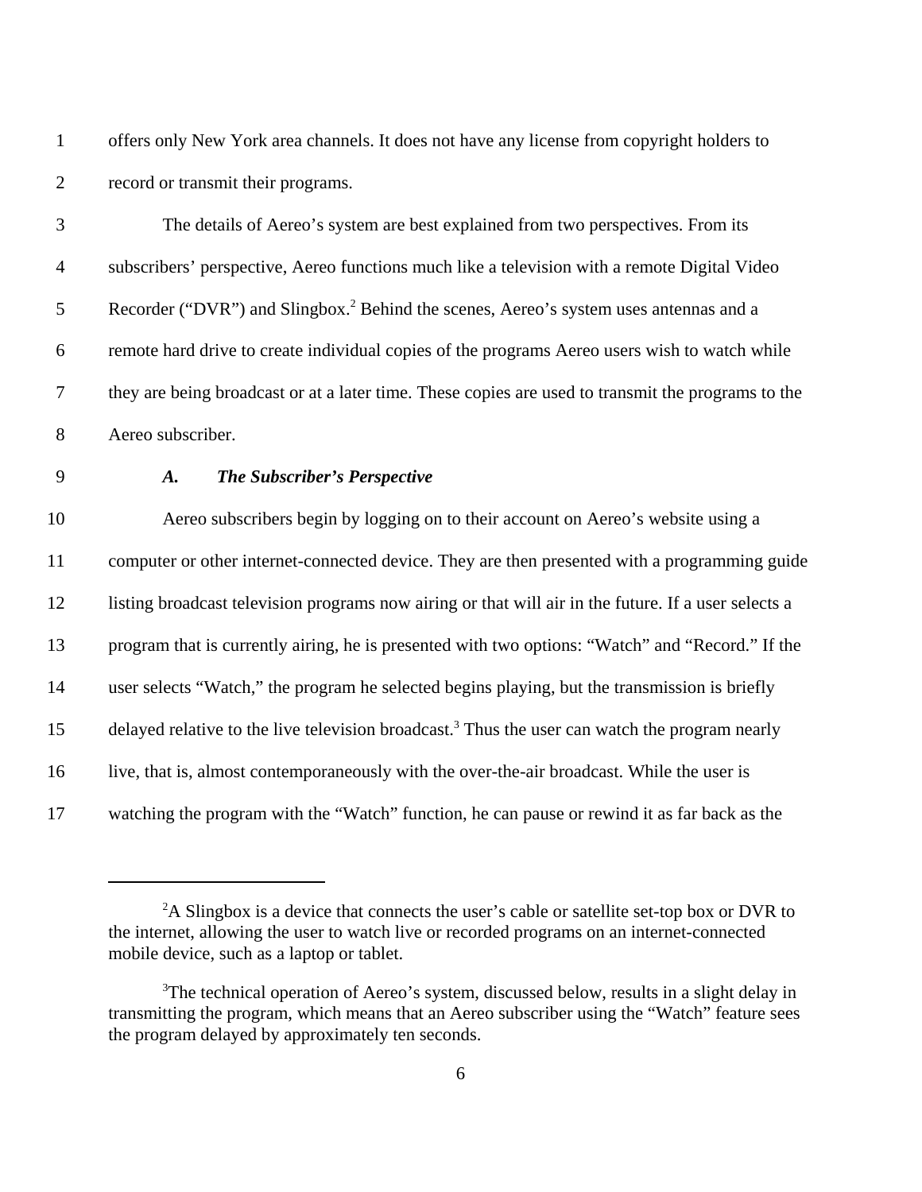offers only New York area channels. It does not have any license from copyright holders to record or transmit their programs.

The details of Aereo's system are best explained from two perspectives. From its subscribers' perspective, Aereo functions much like a television with a remote Digital Video Recorder ("DVR") and Slingbox.[2] Behind the scenes, Aereo's system uses antennas and a remote hard drive to create individual copies of the programs Aereo users wish to watch while they are being broadcast or at a later time. These copies are used to transmit the programs to the Aereo subscriber.

### *A. The Subscriber's Perspective*

Aereo subscribers begin by logging on to their account on Aereo's website using a computer or other internet-connected device. They are then presented with a programming guide listing broadcast television programs now airing or that will air in the future. If a user selects a program that is currently airing, he is presented with two options: "Watch" and "Record." If the user selects "Watch," the program he selected begins playing, but the transmission is briefly delayed relative to the live television broadcast.[3] Thus the user can watch the program nearly live, that is, almost contemporaneously with the over-the-air broadcast. While the user is watching the program with the "Watch" function, he can pause or rewind it as far back as the

---

[2] A Slingbox is a device that connects the user's cable or satellite set-top box or DVR to the internet, allowing the user to watch live or recorded programs on an internet-connected mobile device, such as a laptop or tablet.

[3] The technical operation of Aereo's system, discussed below, results in a slight delay in transmitting the program, which means that an Aereo subscriber using the "Watch" feature sees the program delayed by approximately ten seconds.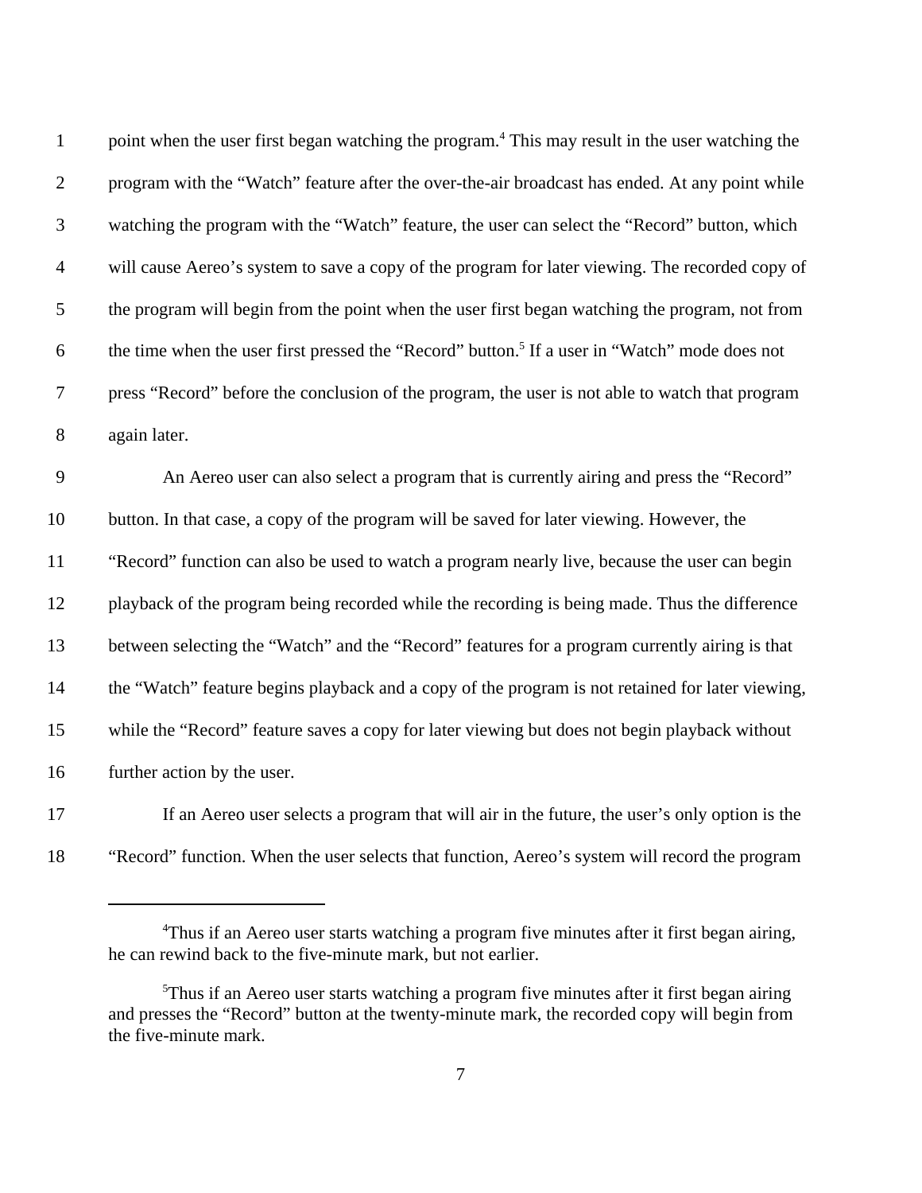point when the user first began watching the program.[4] This may result in the user watching the program with the "Watch" feature after the over-the-air broadcast has ended. At any point while watching the program with the "Watch" feature, the user can select the "Record" button, which will cause Aereo's system to save a copy of the program for later viewing. The recorded copy of the program will begin from the point when the user first began watching the program, not from the time when the user first pressed the "Record" button.[5] If a user in "Watch" mode does not press "Record" before the conclusion of the program, the user is not able to watch that program again later.

An Aereo user can also select a program that is currently airing and press the "Record" button. In that case, a copy of the program will be saved for later viewing. However, the "Record" function can also be used to watch a program nearly live, because the user can begin playback of the program being recorded while the recording is being made. Thus the difference between selecting the "Watch" and the "Record" features for a program currently airing is that the "Watch" feature begins playback and a copy of the program is not retained for later viewing, while the "Record" feature saves a copy for later viewing but does not begin playback without further action by the user.

If an Aereo user selects a program that will air in the future, the user's only option is the "Record" function. When the user selects that function, Aereo's system will record the program

---

[4] Thus if an Aereo user starts watching a program five minutes after it first began airing, he can rewind back to the five-minute mark, but not earlier.

[5] Thus if an Aereo user starts watching a program five minutes after it first began airing and presses the "Record" button at the twenty-minute mark, the recorded copy will begin from the five-minute mark.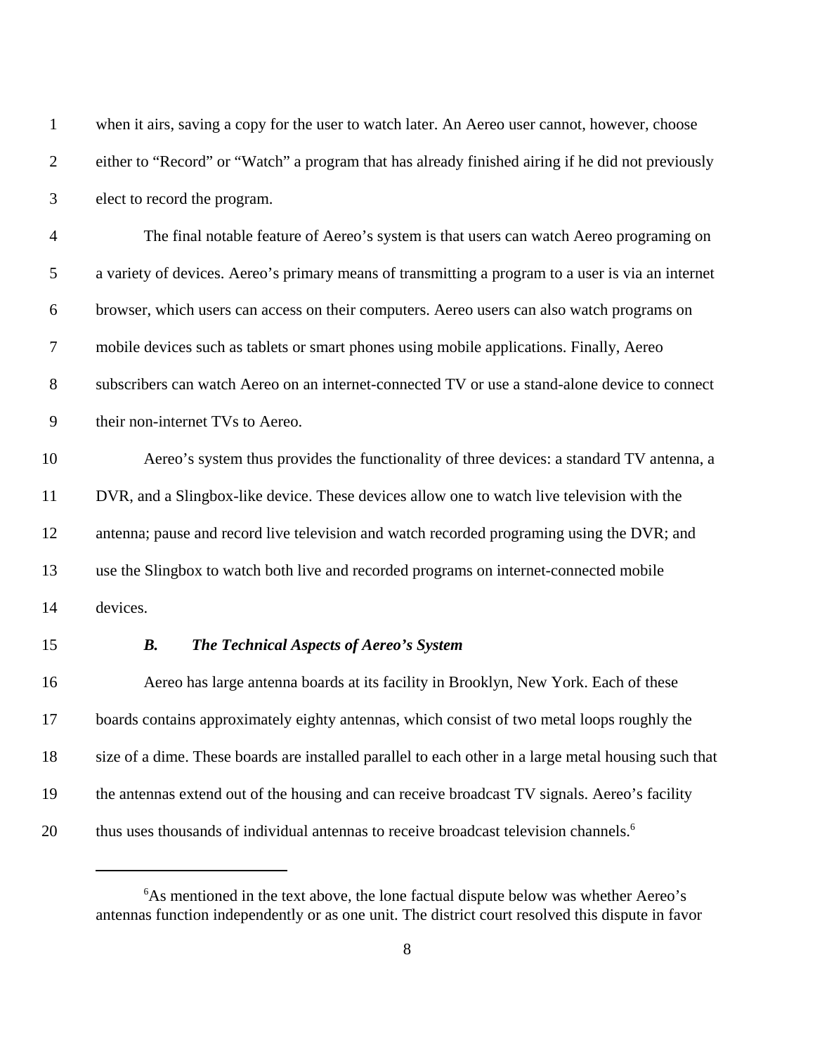when it airs, saving a copy for the user to watch later. An Aereo user cannot, however, choose either to "Record" or "Watch" a program that has already finished airing if he did not previously elect to record the program.

The final notable feature of Aereo's system is that users can watch Aereo programing on a variety of devices. Aereo's primary means of transmitting a program to a user is via an internet browser, which users can access on their computers. Aereo users can also watch programs on mobile devices such as tablets or smart phones using mobile applications. Finally, Aereo subscribers can watch Aereo on an internet-connected TV or use a stand-alone device to connect their non-internet TVs to Aereo.

Aereo's system thus provides the functionality of three devices: a standard TV antenna, a DVR, and a Slingbox-like device. These devices allow one to watch live television with the antenna; pause and record live television and watch recorded programing using the DVR; and use the Slingbox to watch both live and recorded programs on internet-connected mobile devices.

### *B. The Technical Aspects of Aereo's System*

Aereo has large antenna boards at its facility in Brooklyn, New York. Each of these boards contains approximately eighty antennas, which consist of two metal loops roughly the size of a dime. These boards are installed parallel to each other in a large metal housing such that the antennas extend out of the housing and can receive broadcast TV signals. Aereo's facility thus uses thousands of individual antennas to receive broadcast television channels.[6]

---

[6]As mentioned in the text above, the lone factual dispute below was whether Aereo's antennas function independently or as one unit. The district court resolved this dispute in favor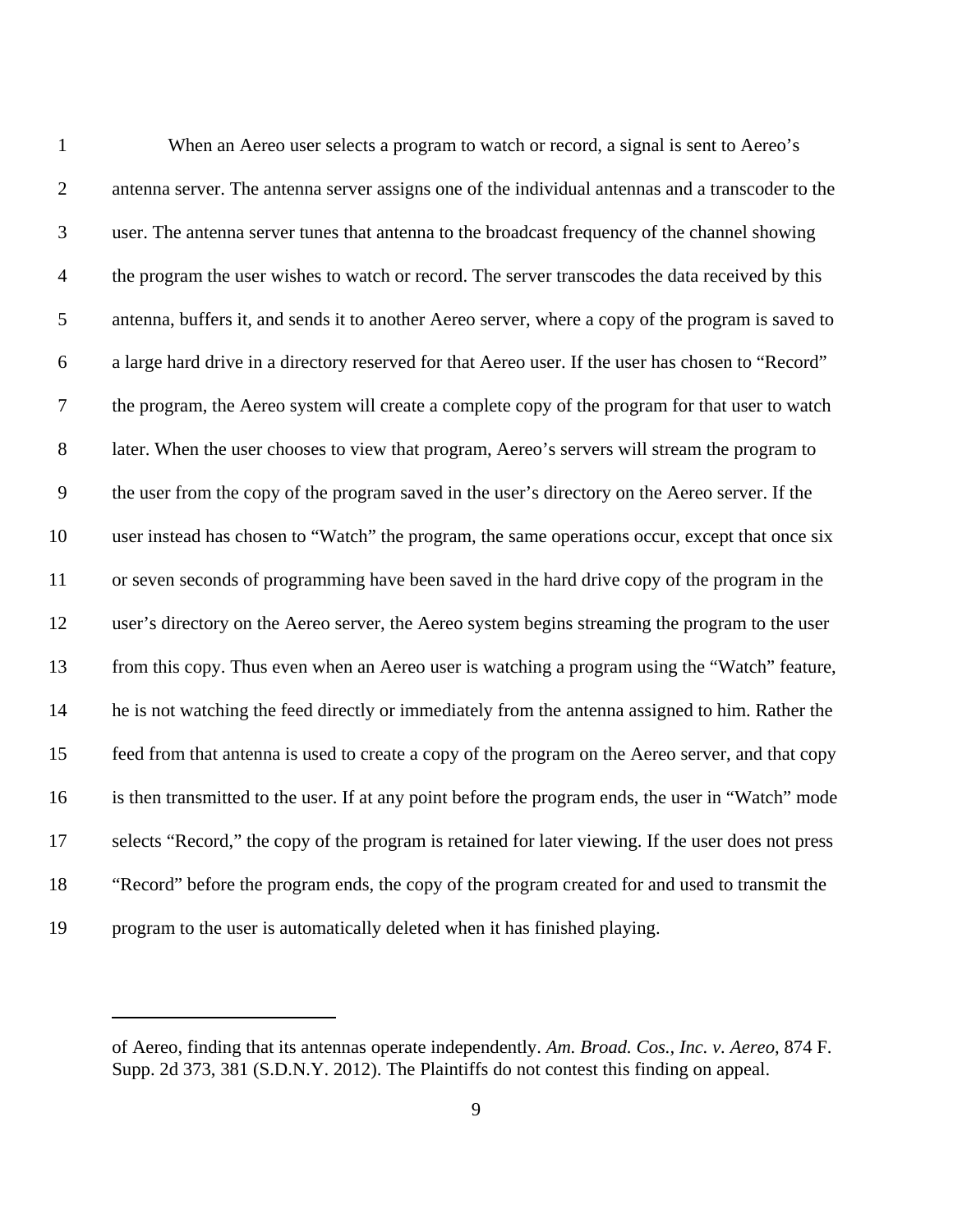When an Aereo user selects a program to watch or record, a signal is sent to Aereo's antenna server. The antenna server assigns one of the individual antennas and a transcoder to the user. The antenna server tunes that antenna to the broadcast frequency of the channel showing the program the user wishes to watch or record. The server transcodes the data received by this antenna, buffers it, and sends it to another Aereo server, where a copy of the program is saved to a large hard drive in a directory reserved for that Aereo user. If the user has chosen to "Record" the program, the Aereo system will create a complete copy of the program for that user to watch later. When the user chooses to view that program, Aereo's servers will stream the program to the user from the copy of the program saved in the user's directory on the Aereo server. If the user instead has chosen to "Watch" the program, the same operations occur, except that once six or seven seconds of programming have been saved in the hard drive copy of the program in the user's directory on the Aereo server, the Aereo system begins streaming the program to the user from this copy. Thus even when an Aereo user is watching a program using the "Watch" feature, he is not watching the feed directly or immediately from the antenna assigned to him. Rather the feed from that antenna is used to create a copy of the program on the Aereo server, and that copy is then transmitted to the user. If at any point before the program ends, the user in "Watch" mode selects "Record," the copy of the program is retained for later viewing. If the user does not press "Record" before the program ends, the copy of the program created for and used to transmit the program to the user is automatically deleted when it has finished playing.

---

of Aereo, finding that its antennas operate independently. *Am. Broad. Cos., Inc. v. Aereo*, 874 F. Supp. 2d 373, 381 (S.D.N.Y. 2012). The Plaintiffs do not contest this finding on appeal.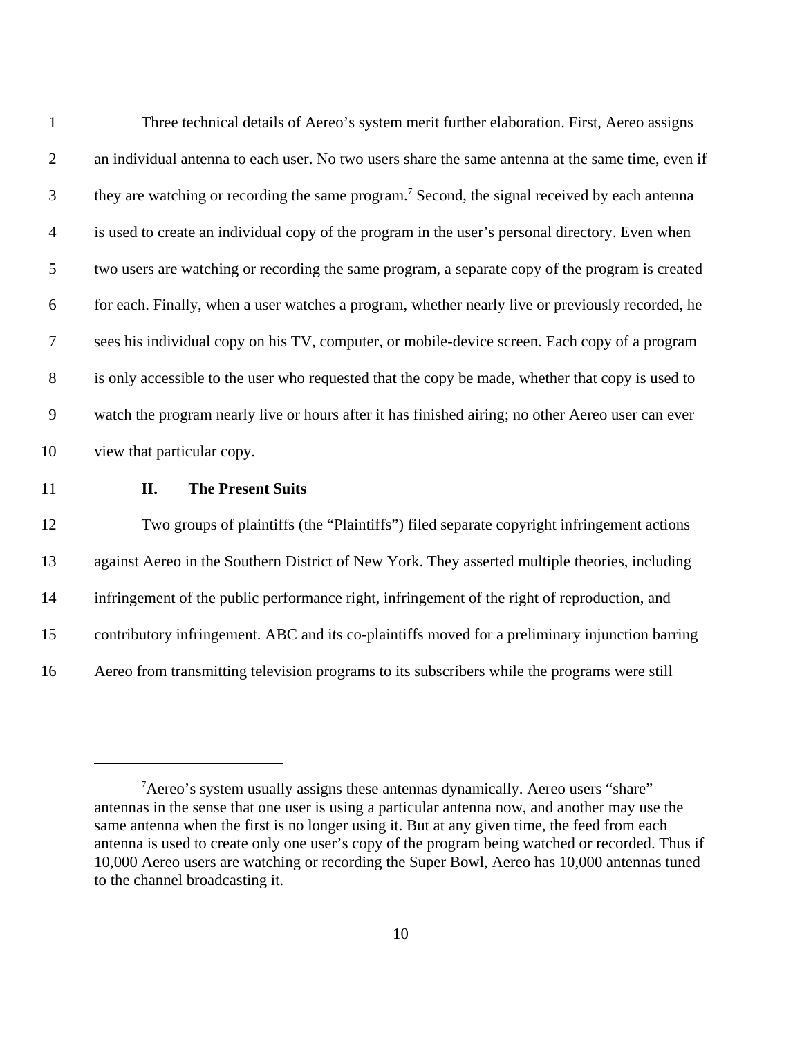Three technical details of Aereo's system merit further elaboration. First, Aereo assigns an individual antenna to each user. No two users share the same antenna at the same time, even if they are watching or recording the same program.[7] Second, the signal received by each antenna is used to create an individual copy of the program in the user's personal directory. Even when two users are watching or recording the same program, a separate copy of the program is created for each. Finally, when a user watches a program, whether nearly live or previously recorded, he sees his individual copy on his TV, computer, or mobile-device screen. Each copy of a program is only accessible to the user who requested that the copy be made, whether that copy is used to watch the program nearly live or hours after it has finished airing; no other Aereo user can ever view that particular copy.

## II. The Present Suits

Two groups of plaintiffs (the "Plaintiffs") filed separate copyright infringement actions against Aereo in the Southern District of New York. They asserted multiple theories, including infringement of the public performance right, infringement of the right of reproduction, and contributory infringement. ABC and its co-plaintiffs moved for a preliminary injunction barring Aereo from transmitting television programs to its subscribers while the programs were still

---

[7] Aereo's system usually assigns these antennas dynamically. Aereo users "share" antennas in the sense that one user is using a particular antenna now, and another may use the same antenna when the first is no longer using it. But at any given time, the feed from each antenna is used to create only one user's copy of the program being watched or recorded. Thus if 10,000 Aereo users are watching or recording the Super Bowl, Aereo has 10,000 antennas tuned to the channel broadcasting it.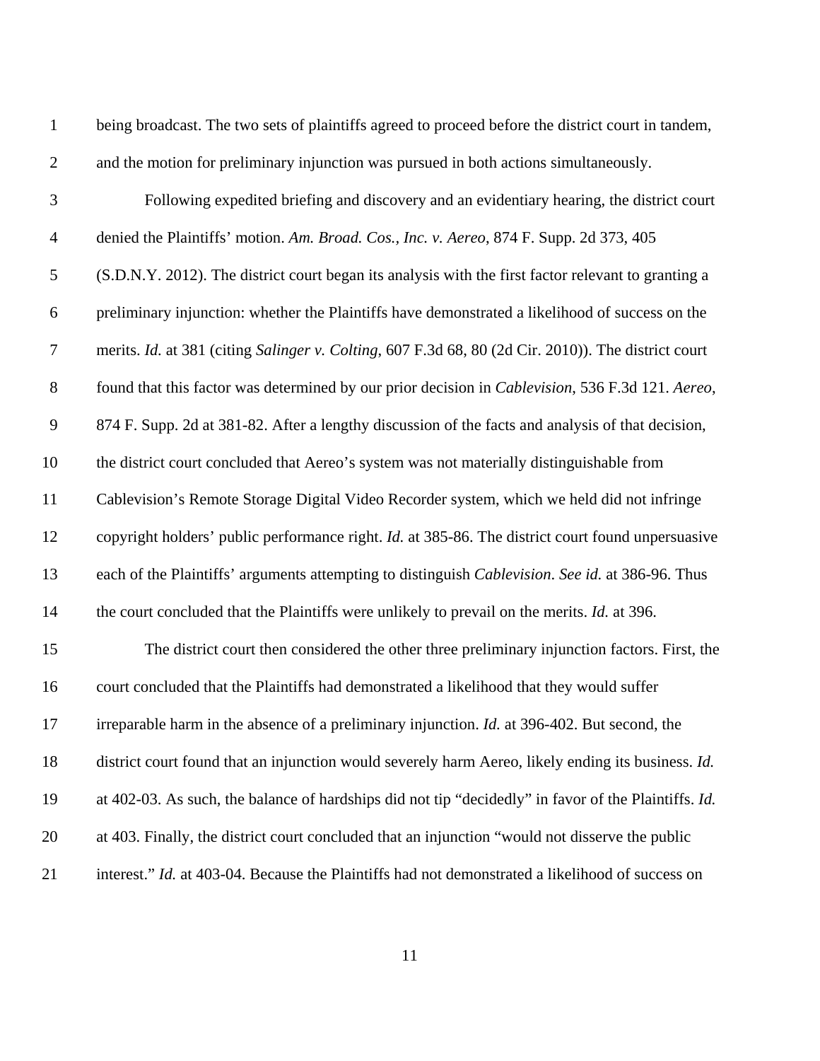being broadcast. The two sets of plaintiffs agreed to proceed before the district court in tandem, and the motion for preliminary injunction was pursued in both actions simultaneously.

Following expedited briefing and discovery and an evidentiary hearing, the district court denied the Plaintiffs' motion. *Am. Broad. Cos., Inc. v. Aereo*, 874 F. Supp. 2d 373, 405 (S.D.N.Y. 2012). The district court began its analysis with the first factor relevant to granting a preliminary injunction: whether the Plaintiffs have demonstrated a likelihood of success on the merits. *Id.* at 381 (citing *Salinger v. Colting*, 607 F.3d 68, 80 (2d Cir. 2010)). The district court found that this factor was determined by our prior decision in *Cablevision*, 536 F.3d 121. *Aereo*, 874 F. Supp. 2d at 381-82. After a lengthy discussion of the facts and analysis of that decision, the district court concluded that Aereo's system was not materially distinguishable from Cablevision's Remote Storage Digital Video Recorder system, which we held did not infringe copyright holders' public performance right. *Id.* at 385-86. The district court found unpersuasive each of the Plaintiffs' arguments attempting to distinguish *Cablevision*. *See id.* at 386-96. Thus the court concluded that the Plaintiffs were unlikely to prevail on the merits. *Id.* at 396.

The district court then considered the other three preliminary injunction factors. First, the court concluded that the Plaintiffs had demonstrated a likelihood that they would suffer irreparable harm in the absence of a preliminary injunction. *Id.* at 396-402. But second, the district court found that an injunction would severely harm Aereo, likely ending its business. *Id.* at 402-03. As such, the balance of hardships did not tip "decidedly" in favor of the Plaintiffs. *Id.* at 403. Finally, the district court concluded that an injunction "would not disserve the public interest." *Id.* at 403-04. Because the Plaintiffs had not demonstrated a likelihood of success on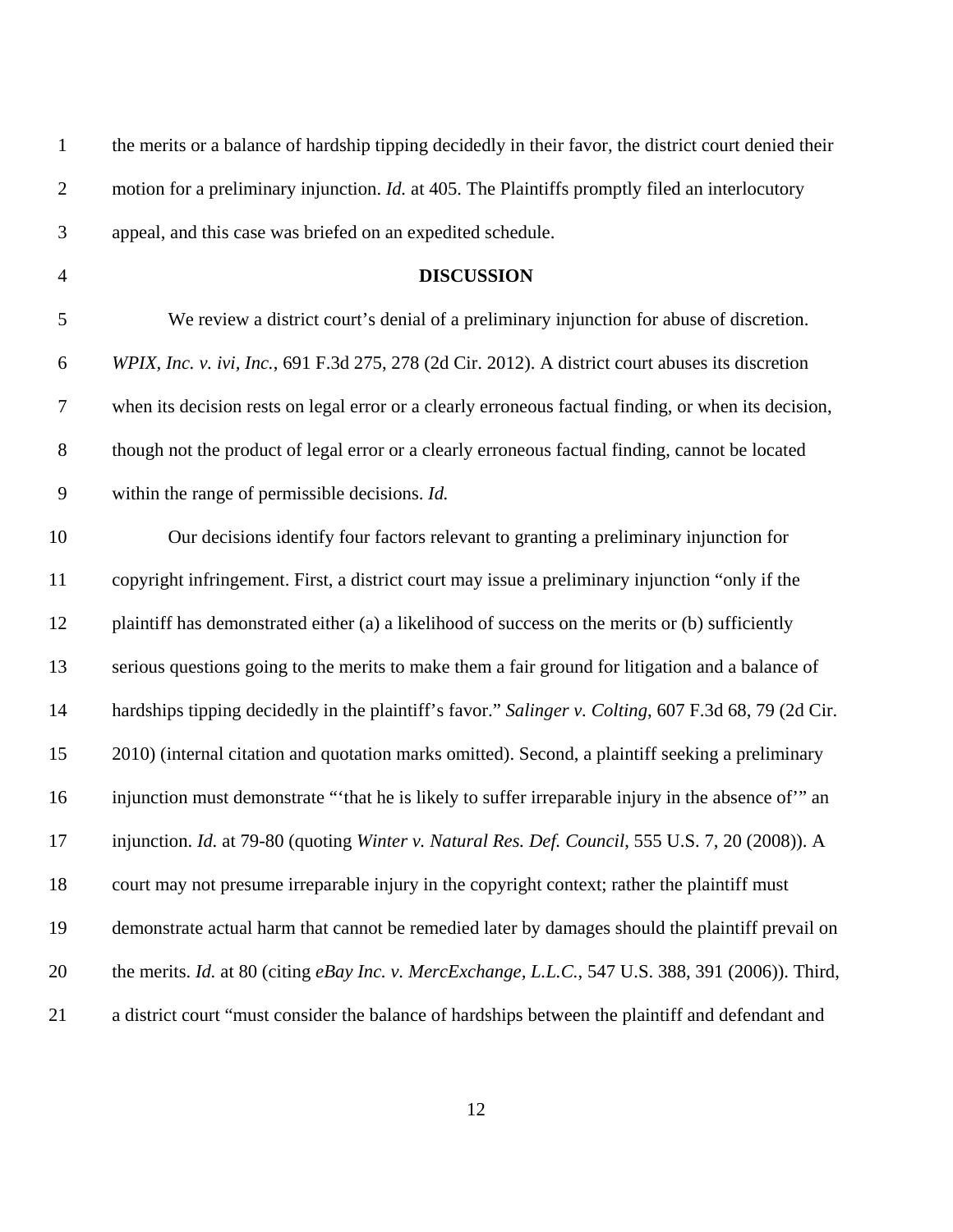the merits or a balance of hardship tipping decidedly in their favor, the district court denied their motion for a preliminary injunction. *Id.* at 405. The Plaintiffs promptly filed an interlocutory appeal, and this case was briefed on an expedited schedule.

**DISCUSSION**

We review a district court's denial of a preliminary injunction for abuse of discretion. *WPIX, Inc. v. ivi, Inc.*, 691 F.3d 275, 278 (2d Cir. 2012). A district court abuses its discretion when its decision rests on legal error or a clearly erroneous factual finding, or when its decision, though not the product of legal error or a clearly erroneous factual finding, cannot be located within the range of permissible decisions. *Id.*

Our decisions identify four factors relevant to granting a preliminary injunction for copyright infringement. First, a district court may issue a preliminary injunction "only if the plaintiff has demonstrated either (a) a likelihood of success on the merits or (b) sufficiently serious questions going to the merits to make them a fair ground for litigation and a balance of hardships tipping decidedly in the plaintiff's favor." *Salinger v. Colting*, 607 F.3d 68, 79 (2d Cir. 2010) (internal citation and quotation marks omitted). Second, a plaintiff seeking a preliminary injunction must demonstrate "'that he is likely to suffer irreparable injury in the absence of'" an injunction. *Id.* at 79-80 (quoting *Winter v. Natural Res. Def. Council*, 555 U.S. 7, 20 (2008)). A court may not presume irreparable injury in the copyright context; rather the plaintiff must demonstrate actual harm that cannot be remedied later by damages should the plaintiff prevail on the merits. *Id.* at 80 (citing *eBay Inc. v. MercExchange, L.L.C.*, 547 U.S. 388, 391 (2006)). Third, a district court "must consider the balance of hardships between the plaintiff and defendant and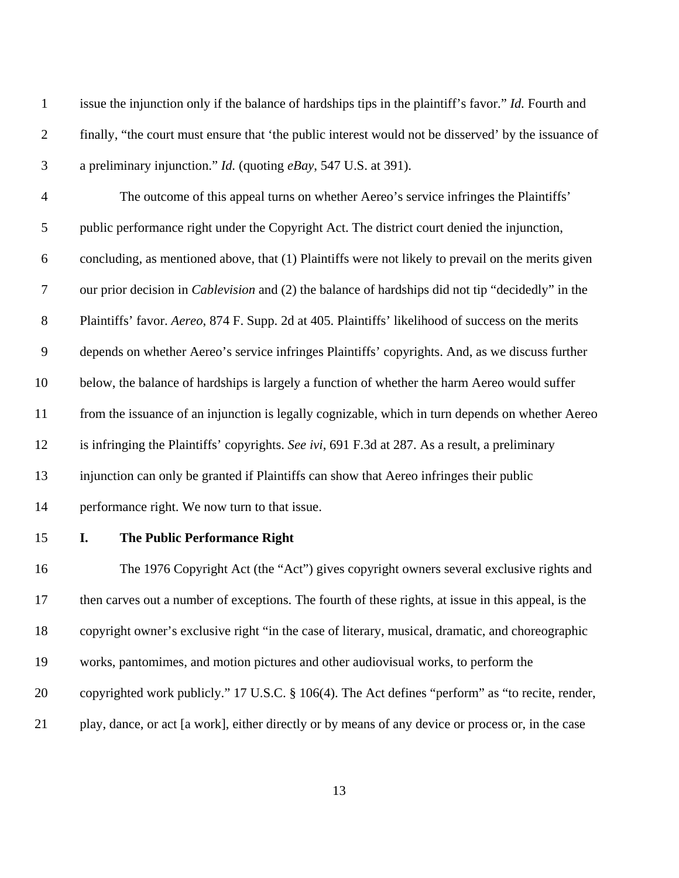issue the injunction only if the balance of hardships tips in the plaintiff's favor." *Id.* Fourth and finally, "the court must ensure that 'the public interest would not be disserved' by the issuance of a preliminary injunction." *Id.* (quoting *eBay*, 547 U.S. at 391).

The outcome of this appeal turns on whether Aereo's service infringes the Plaintiffs' public performance right under the Copyright Act. The district court denied the injunction, concluding, as mentioned above, that (1) Plaintiffs were not likely to prevail on the merits given our prior decision in *Cablevision* and (2) the balance of hardships did not tip "decidedly" in the Plaintiffs' favor. *Aereo*, 874 F. Supp. 2d at 405. Plaintiffs' likelihood of success on the merits depends on whether Aereo's service infringes Plaintiffs' copyrights. And, as we discuss further below, the balance of hardships is largely a function of whether the harm Aereo would suffer from the issuance of an injunction is legally cognizable, which in turn depends on whether Aereo is infringing the Plaintiffs' copyrights. *See ivi*, 691 F.3d at 287. As a result, a preliminary injunction can only be granted if Plaintiffs can show that Aereo infringes their public performance right. We now turn to that issue.

## I. The Public Performance Right

The 1976 Copyright Act (the "Act") gives copyright owners several exclusive rights and then carves out a number of exceptions. The fourth of these rights, at issue in this appeal, is the copyright owner's exclusive right "in the case of literary, musical, dramatic, and choreographic works, pantomimes, and motion pictures and other audiovisual works, to perform the copyrighted work publicly." 17 U.S.C. § 106(4). The Act defines "perform" as "to recite, render, play, dance, or act [a work], either directly or by means of any device or process or, in the case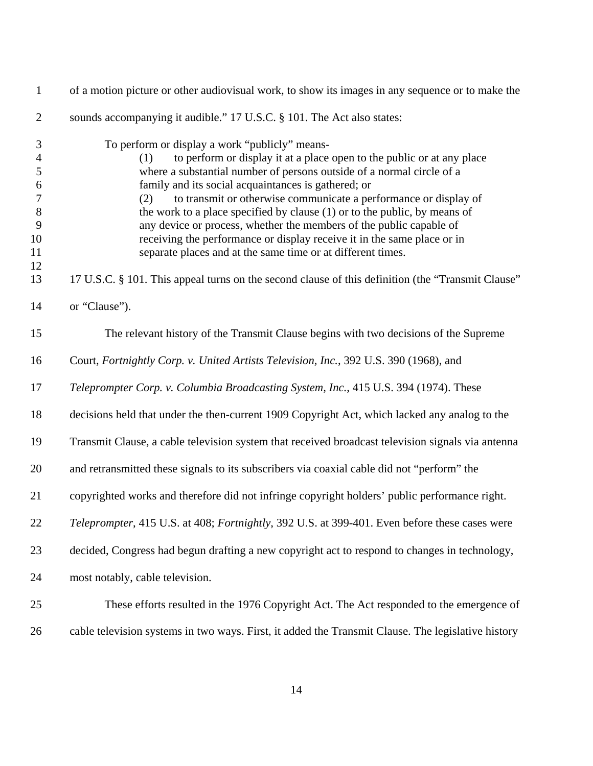of a motion picture or other audiovisual work, to show its images in any sequence or to make the sounds accompanying it audible." 17 U.S.C. § 101. The Act also states:

> To perform or display a work "publicly" means-
>
> (1) to perform or display it at a place open to the public or at any place where a substantial number of persons outside of a normal circle of a family and its social acquaintances is gathered; or
>
> (2) to transmit or otherwise communicate a performance or display of the work to a place specified by clause (1) or to the public, by means of any device or process, whether the members of the public capable of receiving the performance or display receive it in the same place or in separate places and at the same time or at different times.

17 U.S.C. § 101. This appeal turns on the second clause of this definition (the "Transmit Clause" or "Clause").

The relevant history of the Transmit Clause begins with two decisions of the Supreme Court, *Fortnightly Corp. v. United Artists Television, Inc.*, 392 U.S. 390 (1968), and *Teleprompter Corp. v. Columbia Broadcasting System, Inc.*, 415 U.S. 394 (1974). These decisions held that under the then-current 1909 Copyright Act, which lacked any analog to the Transmit Clause, a cable television system that received broadcast television signals via antenna and retransmitted these signals to its subscribers via coaxial cable did not "perform" the copyrighted works and therefore did not infringe copyright holders' public performance right. *Teleprompter*, 415 U.S. at 408; *Fortnightly*, 392 U.S. at 399-401. Even before these cases were decided, Congress had begun drafting a new copyright act to respond to changes in technology, most notably, cable television.

These efforts resulted in the 1976 Copyright Act. The Act responded to the emergence of cable television systems in two ways. First, it added the Transmit Clause. The legislative history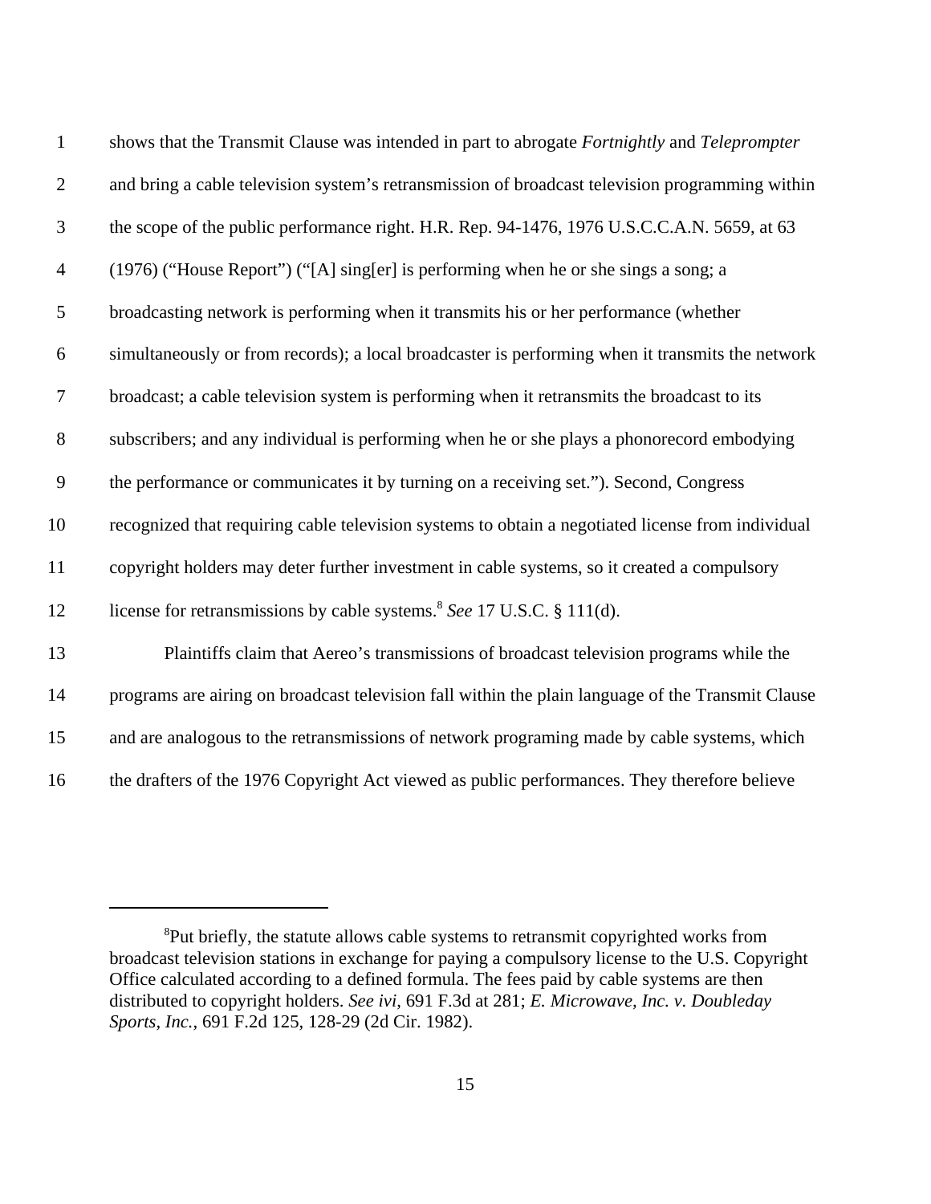shows that the Transmit Clause was intended in part to abrogate *Fortnightly* and *Teleprompter* and bring a cable television system's retransmission of broadcast television programming within the scope of the public performance right. H.R. Rep. 94-1476, 1976 U.S.C.C.A.N. 5659, at 63 (1976) ("House Report") ("[A] sing[er] is performing when he or she sings a song; a broadcasting network is performing when it transmits his or her performance (whether simultaneously or from records); a local broadcaster is performing when it transmits the network broadcast; a cable television system is performing when it retransmits the broadcast to its subscribers; and any individual is performing when he or she plays a phonorecord embodying the performance or communicates it by turning on a receiving set."). Second, Congress recognized that requiring cable television systems to obtain a negotiated license from individual copyright holders may deter further investment in cable systems, so it created a compulsory license for retransmissions by cable systems.[8] *See* 17 U.S.C. § 111(d).

Plaintiffs claim that Aereo's transmissions of broadcast television programs while the programs are airing on broadcast television fall within the plain language of the Transmit Clause and are analogous to the retransmissions of network programing made by cable systems, which the drafters of the 1976 Copyright Act viewed as public performances. They therefore believe

---

[8] Put briefly, the statute allows cable systems to retransmit copyrighted works from broadcast television stations in exchange for paying a compulsory license to the U.S. Copyright Office calculated according to a defined formula. The fees paid by cable systems are then distributed to copyright holders. *See ivi*, 691 F.3d at 281; *E. Microwave, Inc. v. Doubleday Sports, Inc.*, 691 F.2d 125, 128-29 (2d Cir. 1982).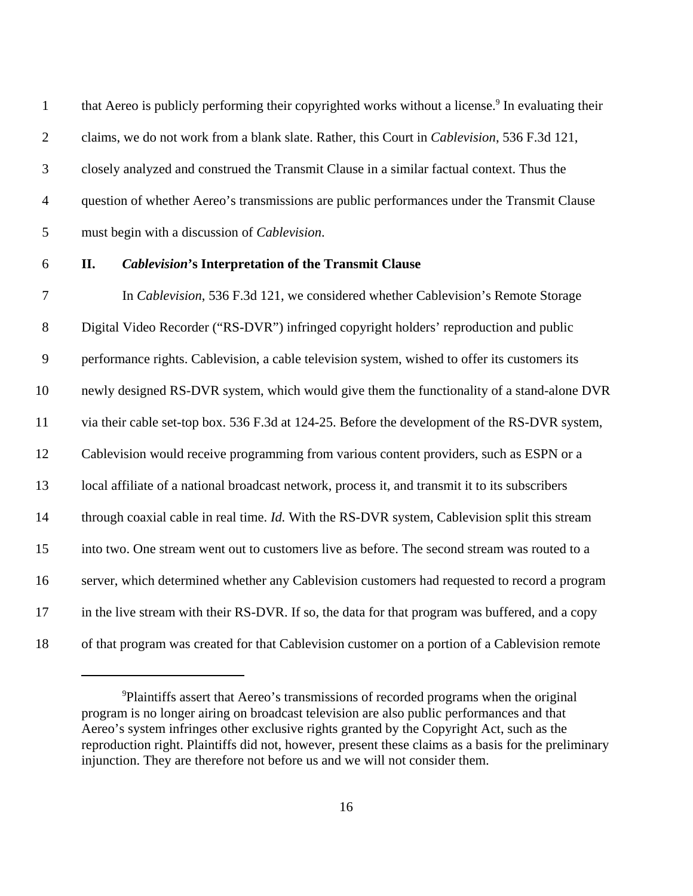that Aereo is publicly performing their copyrighted works without a license.[9] In evaluating their claims, we do not work from a blank slate. Rather, this Court in *Cablevision*, 536 F.3d 121, closely analyzed and construed the Transmit Clause in a similar factual context. Thus the question of whether Aereo's transmissions are public performances under the Transmit Clause must begin with a discussion of *Cablevision*.

## II. *Cablevision*'s Interpretation of the Transmit Clause

In *Cablevision*, 536 F.3d 121, we considered whether Cablevision's Remote Storage Digital Video Recorder ("RS-DVR") infringed copyright holders' reproduction and public performance rights. Cablevision, a cable television system, wished to offer its customers its newly designed RS-DVR system, which would give them the functionality of a stand-alone DVR via their cable set-top box. 536 F.3d at 124-25. Before the development of the RS-DVR system, Cablevision would receive programming from various content providers, such as ESPN or a local affiliate of a national broadcast network, process it, and transmit it to its subscribers through coaxial cable in real time. *Id.* With the RS-DVR system, Cablevision split this stream into two. One stream went out to customers live as before. The second stream was routed to a server, which determined whether any Cablevision customers had requested to record a program in the live stream with their RS-DVR. If so, the data for that program was buffered, and a copy of that program was created for that Cablevision customer on a portion of a Cablevision remote

[9] Plaintiffs assert that Aereo's transmissions of recorded programs when the original program is no longer airing on broadcast television are also public performances and that Aereo's system infringes other exclusive rights granted by the Copyright Act, such as the reproduction right. Plaintiffs did not, however, present these claims as a basis for the preliminary injunction. They are therefore not before us and we will not consider them.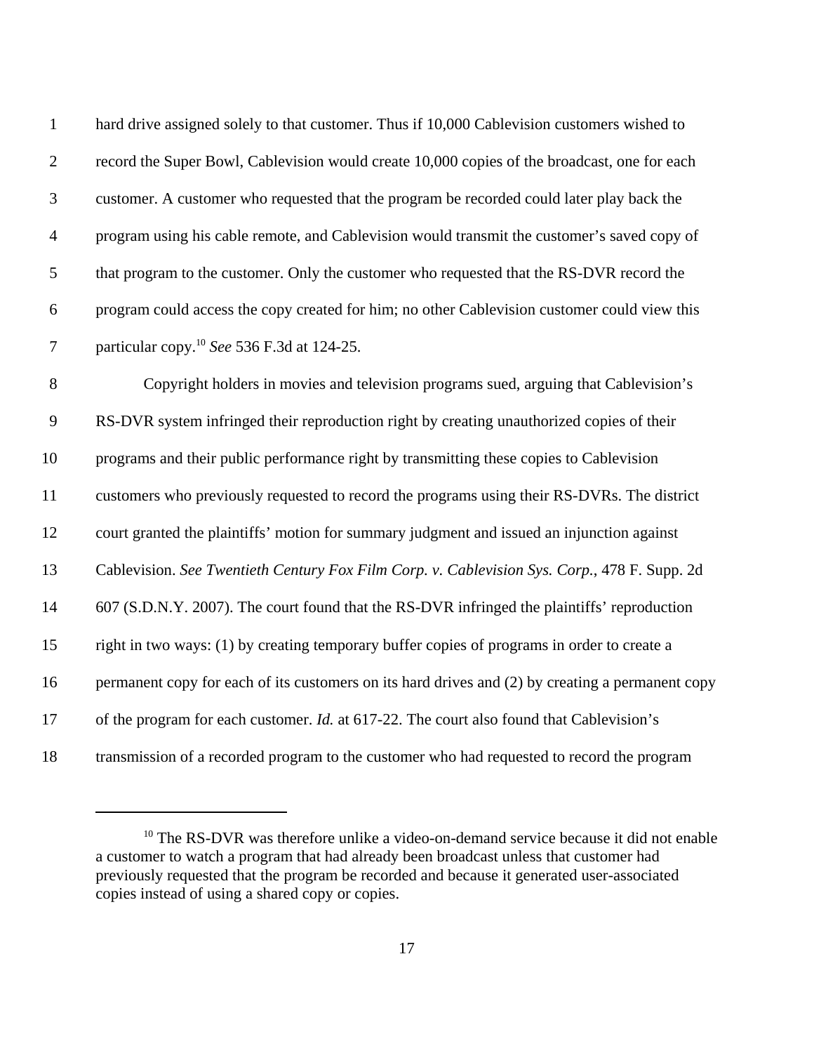hard drive assigned solely to that customer. Thus if 10,000 Cablevision customers wished to record the Super Bowl, Cablevision would create 10,000 copies of the broadcast, one for each customer. A customer who requested that the program be recorded could later play back the program using his cable remote, and Cablevision would transmit the customer's saved copy of that program to the customer. Only the customer who requested that the RS-DVR record the program could access the copy created for him; no other Cablevision customer could view this particular copy.[10] *See* 536 F.3d at 124-25.

Copyright holders in movies and television programs sued, arguing that Cablevision's RS-DVR system infringed their reproduction right by creating unauthorized copies of their programs and their public performance right by transmitting these copies to Cablevision customers who previously requested to record the programs using their RS-DVRs. The district court granted the plaintiffs' motion for summary judgment and issued an injunction against Cablevision. *See Twentieth Century Fox Film Corp. v. Cablevision Sys. Corp.*, 478 F. Supp. 2d 607 (S.D.N.Y. 2007). The court found that the RS-DVR infringed the plaintiffs' reproduction right in two ways: (1) by creating temporary buffer copies of programs in order to create a permanent copy for each of its customers on its hard drives and (2) by creating a permanent copy of the program for each customer. *Id.* at 617-22. The court also found that Cablevision's transmission of a recorded program to the customer who had requested to record the program

---

[10] The RS-DVR was therefore unlike a video-on-demand service because it did not enable a customer to watch a program that had already been broadcast unless that customer had previously requested that the program be recorded and because it generated user-associated copies instead of using a shared copy or copies.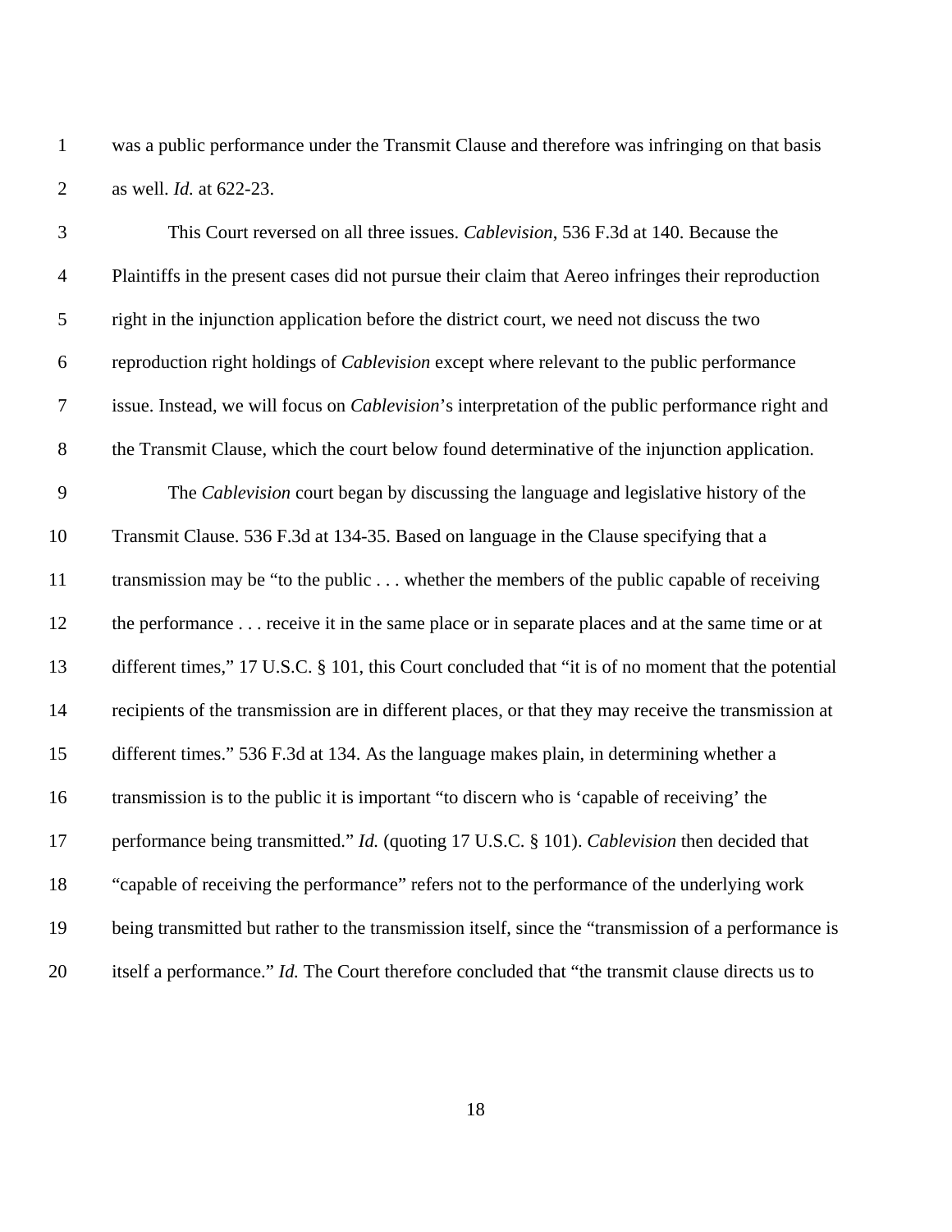was a public performance under the Transmit Clause and therefore was infringing on that basis as well. *Id.* at 622-23.

This Court reversed on all three issues. *Cablevision*, 536 F.3d at 140. Because the Plaintiffs in the present cases did not pursue their claim that Aereo infringes their reproduction right in the injunction application before the district court, we need not discuss the two reproduction right holdings of *Cablevision* except where relevant to the public performance issue. Instead, we will focus on *Cablevision*'s interpretation of the public performance right and the Transmit Clause, which the court below found determinative of the injunction application.

The *Cablevision* court began by discussing the language and legislative history of the Transmit Clause. 536 F.3d at 134-35. Based on language in the Clause specifying that a transmission may be "to the public . . . whether the members of the public capable of receiving the performance . . . receive it in the same place or in separate places and at the same time or at different times," 17 U.S.C. § 101, this Court concluded that "it is of no moment that the potential recipients of the transmission are in different places, or that they may receive the transmission at different times." 536 F.3d at 134. As the language makes plain, in determining whether a transmission is to the public it is important "to discern who is 'capable of receiving' the performance being transmitted." *Id.* (quoting 17 U.S.C. § 101). *Cablevision* then decided that "capable of receiving the performance" refers not to the performance of the underlying work being transmitted but rather to the transmission itself, since the "transmission of a performance is itself a performance." *Id.* The Court therefore concluded that "the transmit clause directs us to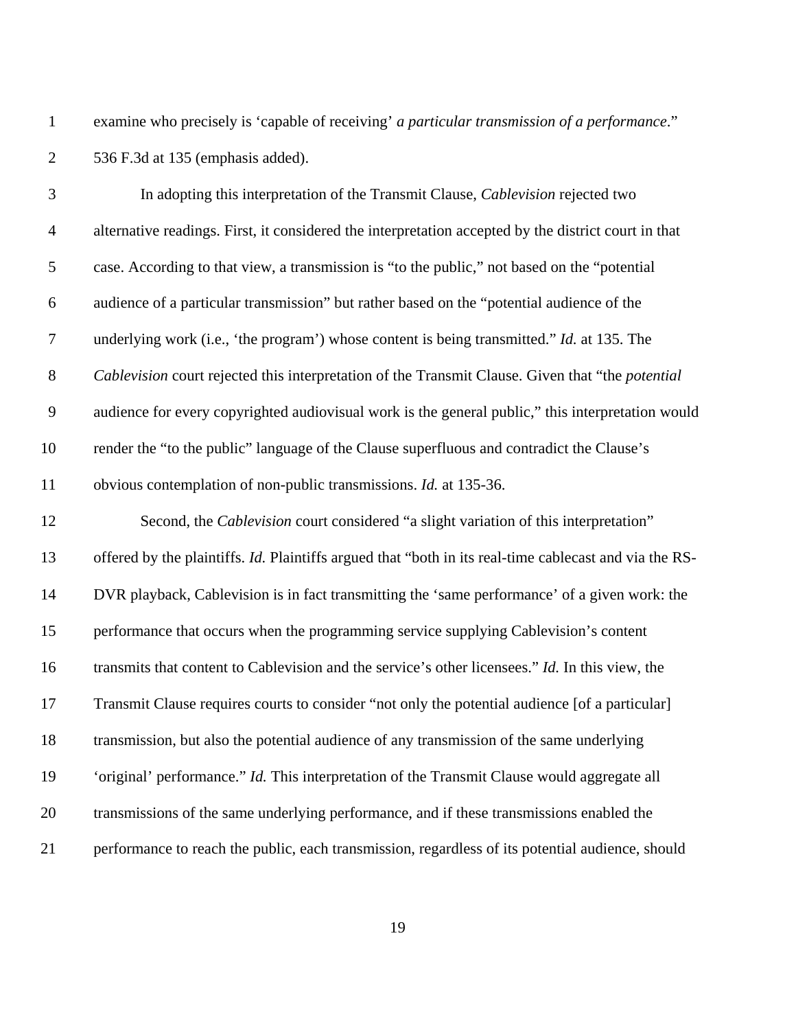examine who precisely is 'capable of receiving' *a particular transmission of a performance*." 536 F.3d at 135 (emphasis added).

In adopting this interpretation of the Transmit Clause, *Cablevision* rejected two alternative readings. First, it considered the interpretation accepted by the district court in that case. According to that view, a transmission is "to the public," not based on the "potential audience of a particular transmission" but rather based on the "potential audience of the underlying work (i.e., 'the program') whose content is being transmitted." *Id.* at 135. The *Cablevision* court rejected this interpretation of the Transmit Clause. Given that "the *potential* audience for every copyrighted audiovisual work is the general public," this interpretation would render the "to the public" language of the Clause superfluous and contradict the Clause's obvious contemplation of non-public transmissions. *Id.* at 135-36.

Second, the *Cablevision* court considered "a slight variation of this interpretation" offered by the plaintiffs. *Id.* Plaintiffs argued that "both in its real-time cablecast and via the RS-DVR playback, Cablevision is in fact transmitting the 'same performance' of a given work: the performance that occurs when the programming service supplying Cablevision's content transmits that content to Cablevision and the service's other licensees." *Id.* In this view, the Transmit Clause requires courts to consider "not only the potential audience [of a particular] transmission, but also the potential audience of any transmission of the same underlying 'original' performance." *Id.* This interpretation of the Transmit Clause would aggregate all transmissions of the same underlying performance, and if these transmissions enabled the performance to reach the public, each transmission, regardless of its potential audience, should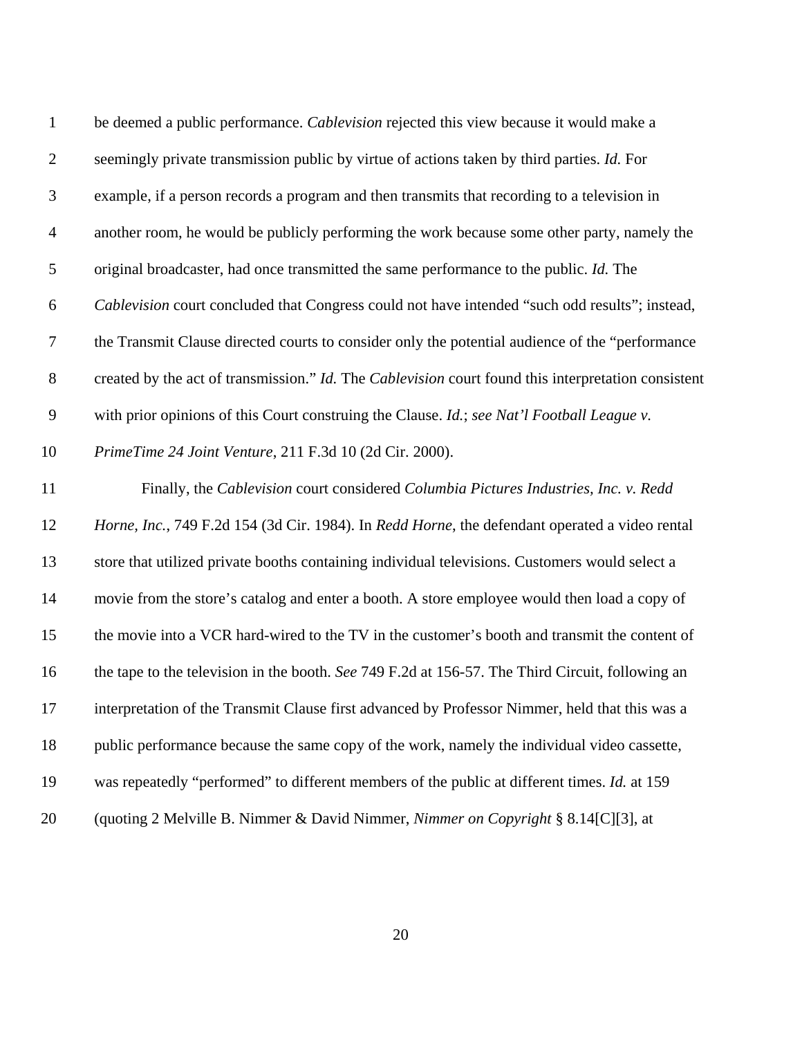be deemed a public performance. *Cablevision* rejected this view because it would make a seemingly private transmission public by virtue of actions taken by third parties. *Id.* For example, if a person records a program and then transmits that recording to a television in another room, he would be publicly performing the work because some other party, namely the original broadcaster, had once transmitted the same performance to the public. *Id.* The *Cablevision* court concluded that Congress could not have intended "such odd results"; instead, the Transmit Clause directed courts to consider only the potential audience of the "performance created by the act of transmission." *Id.* The *Cablevision* court found this interpretation consistent with prior opinions of this Court construing the Clause. *Id.*; *see Nat'l Football League v. PrimeTime 24 Joint Venture*, 211 F.3d 10 (2d Cir. 2000).

Finally, the *Cablevision* court considered *Columbia Pictures Industries, Inc. v. Redd Horne, Inc.*, 749 F.2d 154 (3d Cir. 1984). In *Redd Horne*, the defendant operated a video rental store that utilized private booths containing individual televisions. Customers would select a movie from the store's catalog and enter a booth. A store employee would then load a copy of the movie into a VCR hard-wired to the TV in the customer's booth and transmit the content of the tape to the television in the booth. *See* 749 F.2d at 156-57. The Third Circuit, following an interpretation of the Transmit Clause first advanced by Professor Nimmer, held that this was a public performance because the same copy of the work, namely the individual video cassette, was repeatedly "performed" to different members of the public at different times. *Id.* at 159 (quoting 2 Melville B. Nimmer & David Nimmer, *Nimmer on Copyright* § 8.14[C][3], at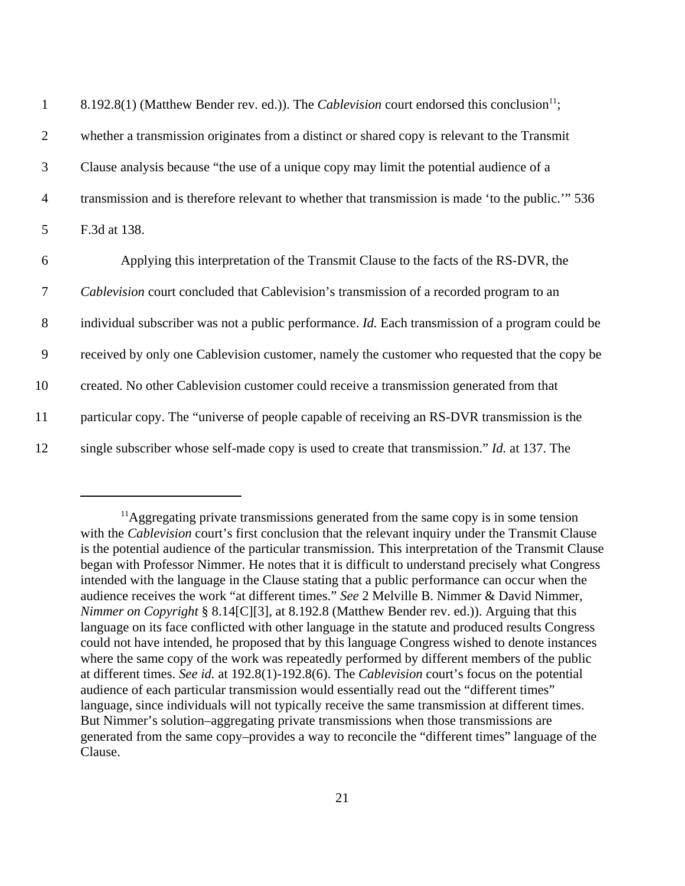8.192.8(1) (Matthew Bender rev. ed.)). The *Cablevision* court endorsed this conclusion[11]; whether a transmission originates from a distinct or shared copy is relevant to the Transmit Clause analysis because "the use of a unique copy may limit the potential audience of a transmission and is therefore relevant to whether that transmission is made 'to the public.'" 536 F.3d at 138.

Applying this interpretation of the Transmit Clause to the facts of the RS-DVR, the *Cablevision* court concluded that Cablevision's transmission of a recorded program to an individual subscriber was not a public performance. *Id.* Each transmission of a program could be received by only one Cablevision customer, namely the customer who requested that the copy be created. No other Cablevision customer could receive a transmission generated from that particular copy. The "universe of people capable of receiving an RS-DVR transmission is the single subscriber whose self-made copy is used to create that transmission." *Id.* at 137. The

---

[11] Aggregating private transmissions generated from the same copy is in some tension with the *Cablevision* court's first conclusion that the relevant inquiry under the Transmit Clause is the potential audience of the particular transmission. This interpretation of the Transmit Clause began with Professor Nimmer. He notes that it is difficult to understand precisely what Congress intended with the language in the Clause stating that a public performance can occur when the audience receives the work "at different times." *See* 2 Melville B. Nimmer & David Nimmer, *Nimmer on Copyright* § 8.14[C][3], at 8.192.8 (Matthew Bender rev. ed.)). Arguing that this language on its face conflicted with other language in the statute and produced results Congress could not have intended, he proposed that by this language Congress wished to denote instances where the same copy of the work was repeatedly performed by different members of the public at different times. *See id.* at 192.8(1)-192.8(6). The *Cablevision* court's focus on the potential audience of each particular transmission would essentially read out the "different times" language, since individuals will not typically receive the same transmission at different times. But Nimmer's solution–aggregating private transmissions when those transmissions are generated from the same copy–provides a way to reconcile the "different times" language of the Clause.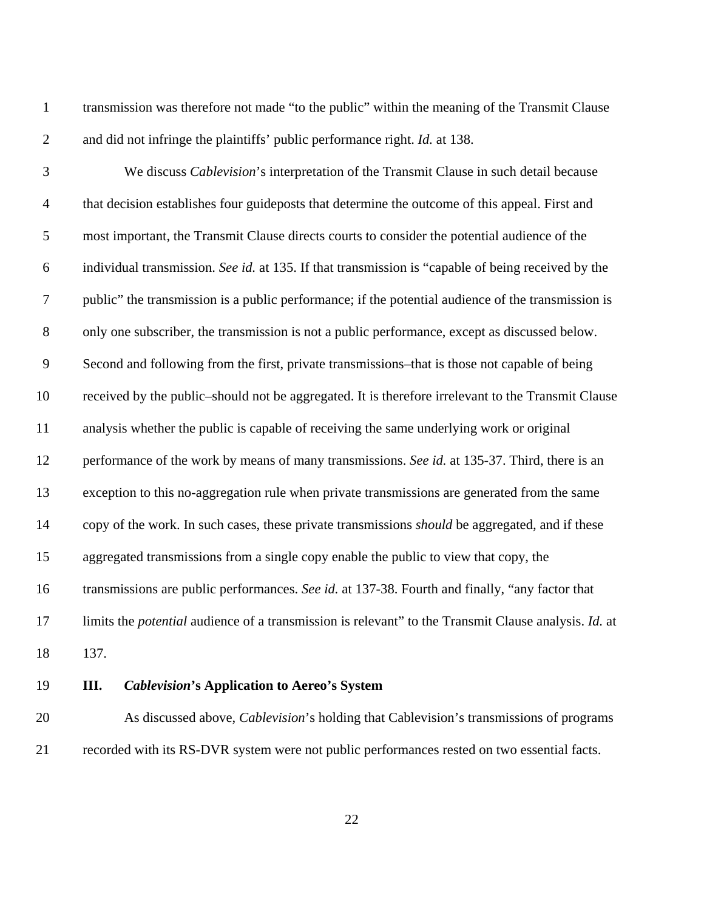transmission was therefore not made "to the public" within the meaning of the Transmit Clause and did not infringe the plaintiffs' public performance right. *Id.* at 138.

We discuss *Cablevision*'s interpretation of the Transmit Clause in such detail because that decision establishes four guideposts that determine the outcome of this appeal. First and most important, the Transmit Clause directs courts to consider the potential audience of the individual transmission. *See id.* at 135. If that transmission is "capable of being received by the public" the transmission is a public performance; if the potential audience of the transmission is only one subscriber, the transmission is not a public performance, except as discussed below. Second and following from the first, private transmissions–that is those not capable of being received by the public–should not be aggregated. It is therefore irrelevant to the Transmit Clause analysis whether the public is capable of receiving the same underlying work or original performance of the work by means of many transmissions. *See id.* at 135-37. Third, there is an exception to this no-aggregation rule when private transmissions are generated from the same copy of the work. In such cases, these private transmissions *should* be aggregated, and if these aggregated transmissions from a single copy enable the public to view that copy, the transmissions are public performances. *See id.* at 137-38. Fourth and finally, "any factor that limits the *potential* audience of a transmission is relevant" to the Transmit Clause analysis. *Id.* at 137.

## III. *Cablevision*'s Application to Aereo's System

As discussed above, *Cablevision*'s holding that Cablevision's transmissions of programs recorded with its RS-DVR system were not public performances rested on two essential facts.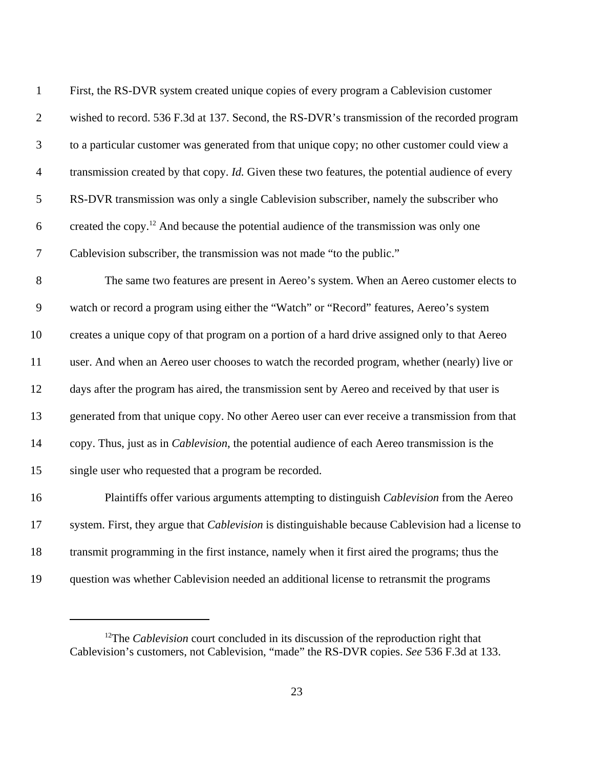First, the RS-DVR system created unique copies of every program a Cablevision customer wished to record. 536 F.3d at 137. Second, the RS-DVR's transmission of the recorded program to a particular customer was generated from that unique copy; no other customer could view a transmission created by that copy. *Id.* Given these two features, the potential audience of every RS-DVR transmission was only a single Cablevision subscriber, namely the subscriber who created the copy.[12] And because the potential audience of the transmission was only one Cablevision subscriber, the transmission was not made "to the public."

The same two features are present in Aereo's system. When an Aereo customer elects to watch or record a program using either the "Watch" or "Record" features, Aereo's system creates a unique copy of that program on a portion of a hard drive assigned only to that Aereo user. And when an Aereo user chooses to watch the recorded program, whether (nearly) live or days after the program has aired, the transmission sent by Aereo and received by that user is generated from that unique copy. No other Aereo user can ever receive a transmission from that copy. Thus, just as in *Cablevision*, the potential audience of each Aereo transmission is the single user who requested that a program be recorded.

Plaintiffs offer various arguments attempting to distinguish *Cablevision* from the Aereo system. First, they argue that *Cablevision* is distinguishable because Cablevision had a license to transmit programming in the first instance, namely when it first aired the programs; thus the question was whether Cablevision needed an additional license to retransmit the programs

---

[12]The *Cablevision* court concluded in its discussion of the reproduction right that Cablevision's customers, not Cablevision, "made" the RS-DVR copies. *See* 536 F.3d at 133.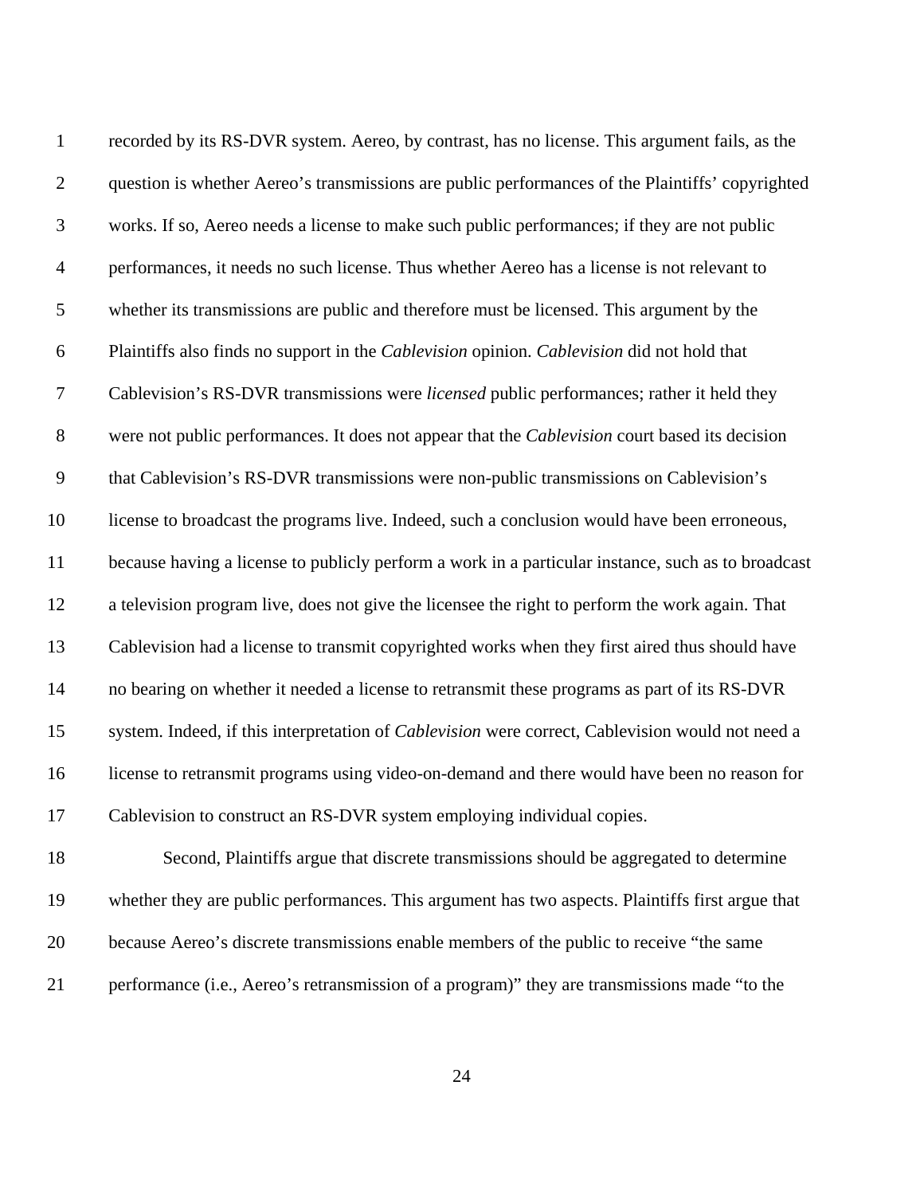recorded by its RS-DVR system. Aereo, by contrast, has no license. This argument fails, as the question is whether Aereo's transmissions are public performances of the Plaintiffs' copyrighted works. If so, Aereo needs a license to make such public performances; if they are not public performances, it needs no such license. Thus whether Aereo has a license is not relevant to whether its transmissions are public and therefore must be licensed. This argument by the Plaintiffs also finds no support in the *Cablevision* opinion. *Cablevision* did not hold that Cablevision's RS-DVR transmissions were *licensed* public performances; rather it held they were not public performances. It does not appear that the *Cablevision* court based its decision that Cablevision's RS-DVR transmissions were non-public transmissions on Cablevision's license to broadcast the programs live. Indeed, such a conclusion would have been erroneous, because having a license to publicly perform a work in a particular instance, such as to broadcast a television program live, does not give the licensee the right to perform the work again. That Cablevision had a license to transmit copyrighted works when they first aired thus should have no bearing on whether it needed a license to retransmit these programs as part of its RS-DVR system. Indeed, if this interpretation of *Cablevision* were correct, Cablevision would not need a license to retransmit programs using video-on-demand and there would have been no reason for Cablevision to construct an RS-DVR system employing individual copies.

Second, Plaintiffs argue that discrete transmissions should be aggregated to determine whether they are public performances. This argument has two aspects. Plaintiffs first argue that because Aereo's discrete transmissions enable members of the public to receive "the same performance (i.e., Aereo's retransmission of a program)" they are transmissions made "to the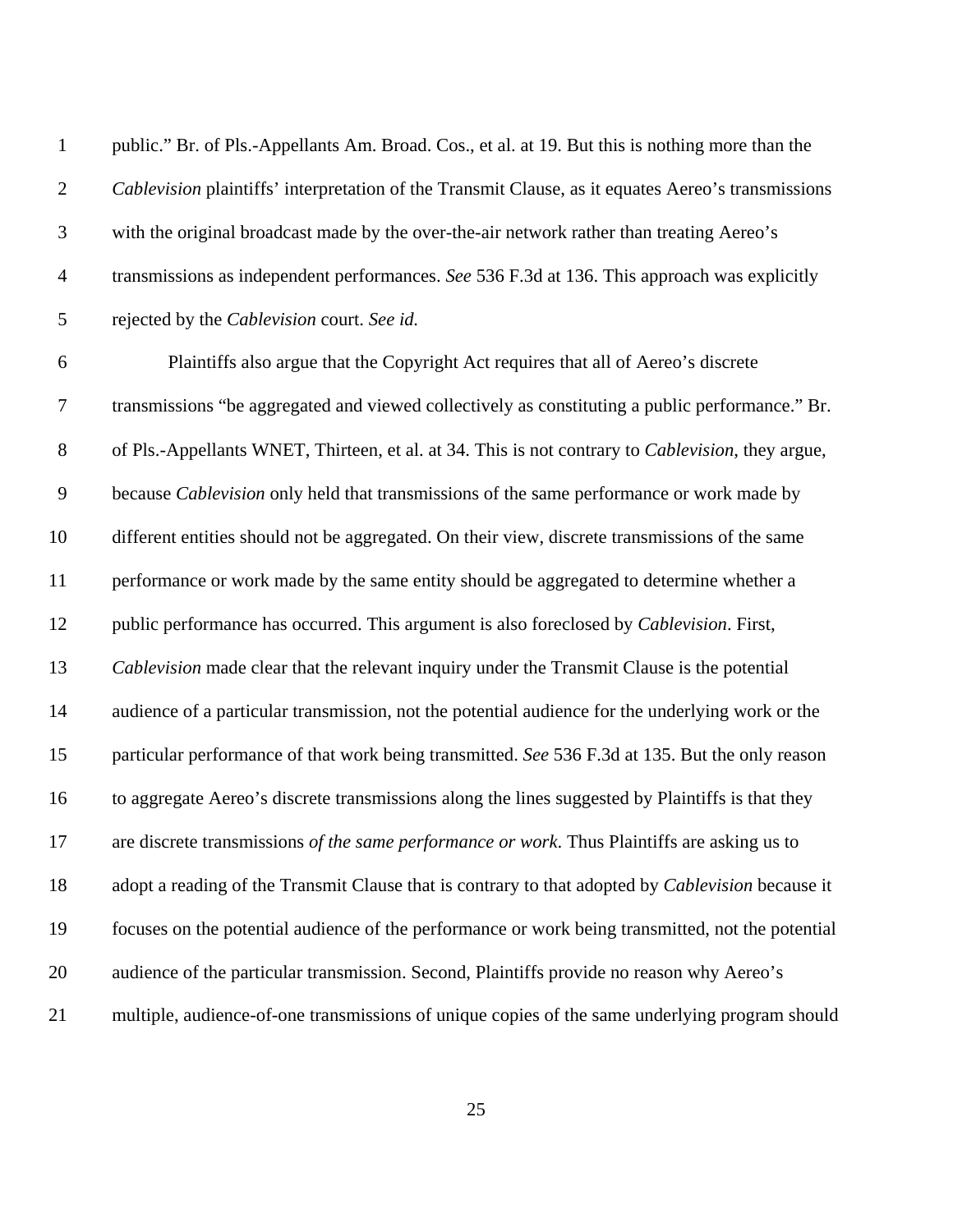public." Br. of Pls.-Appellants Am. Broad. Cos., et al. at 19. But this is nothing more than the *Cablevision* plaintiffs' interpretation of the Transmit Clause, as it equates Aereo's transmissions with the original broadcast made by the over-the-air network rather than treating Aereo's transmissions as independent performances. *See* 536 F.3d at 136. This approach was explicitly rejected by the *Cablevision* court. *See id.*

Plaintiffs also argue that the Copyright Act requires that all of Aereo's discrete transmissions "be aggregated and viewed collectively as constituting a public performance." Br. of Pls.-Appellants WNET, Thirteen, et al. at 34. This is not contrary to *Cablevision*, they argue, because *Cablevision* only held that transmissions of the same performance or work made by different entities should not be aggregated. On their view, discrete transmissions of the same performance or work made by the same entity should be aggregated to determine whether a public performance has occurred. This argument is also foreclosed by *Cablevision*. First, *Cablevision* made clear that the relevant inquiry under the Transmit Clause is the potential audience of a particular transmission, not the potential audience for the underlying work or the particular performance of that work being transmitted. *See* 536 F.3d at 135. But the only reason to aggregate Aereo's discrete transmissions along the lines suggested by Plaintiffs is that they are discrete transmissions *of the same performance or work*. Thus Plaintiffs are asking us to adopt a reading of the Transmit Clause that is contrary to that adopted by *Cablevision* because it focuses on the potential audience of the performance or work being transmitted, not the potential audience of the particular transmission. Second, Plaintiffs provide no reason why Aereo's multiple, audience-of-one transmissions of unique copies of the same underlying program should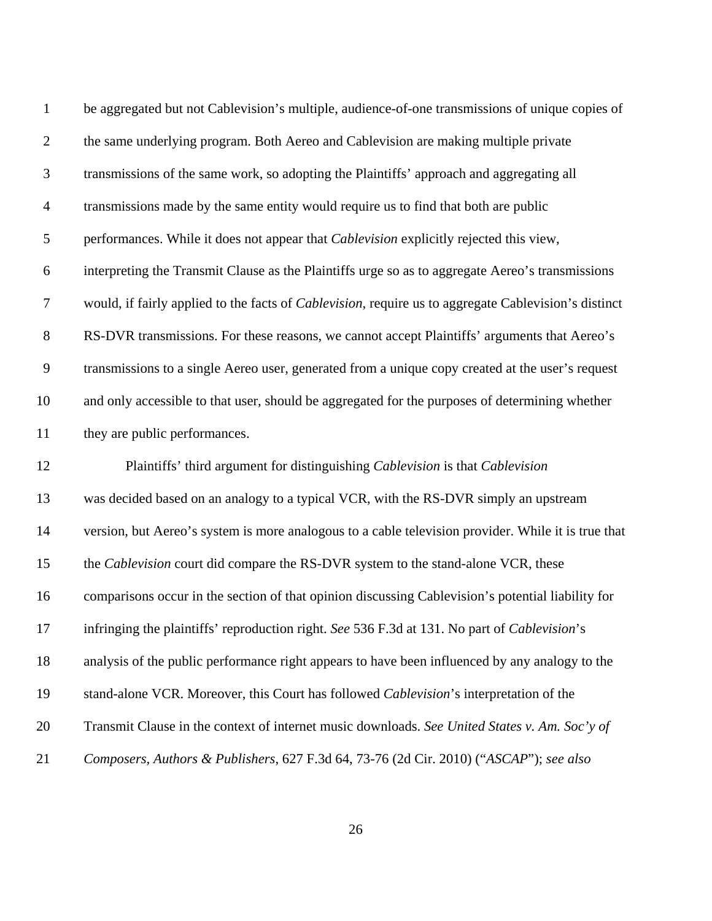be aggregated but not Cablevision's multiple, audience-of-one transmissions of unique copies of the same underlying program. Both Aereo and Cablevision are making multiple private transmissions of the same work, so adopting the Plaintiffs' approach and aggregating all transmissions made by the same entity would require us to find that both are public performances. While it does not appear that *Cablevision* explicitly rejected this view, interpreting the Transmit Clause as the Plaintiffs urge so as to aggregate Aereo's transmissions would, if fairly applied to the facts of *Cablevision*, require us to aggregate Cablevision's distinct RS-DVR transmissions. For these reasons, we cannot accept Plaintiffs' arguments that Aereo's transmissions to a single Aereo user, generated from a unique copy created at the user's request and only accessible to that user, should be aggregated for the purposes of determining whether they are public performances.

Plaintiffs' third argument for distinguishing *Cablevision* is that *Cablevision* was decided based on an analogy to a typical VCR, with the RS-DVR simply an upstream version, but Aereo's system is more analogous to a cable television provider. While it is true that the *Cablevision* court did compare the RS-DVR system to the stand-alone VCR, these comparisons occur in the section of that opinion discussing Cablevision's potential liability for infringing the plaintiffs' reproduction right. *See* 536 F.3d at 131. No part of *Cablevision*'s analysis of the public performance right appears to have been influenced by any analogy to the stand-alone VCR. Moreover, this Court has followed *Cablevision*'s interpretation of the Transmit Clause in the context of internet music downloads. *See United States v. Am. Soc'y of Composers, Authors & Publishers*, 627 F.3d 64, 73-76 (2d Cir. 2010) ("*ASCAP*"); *see also*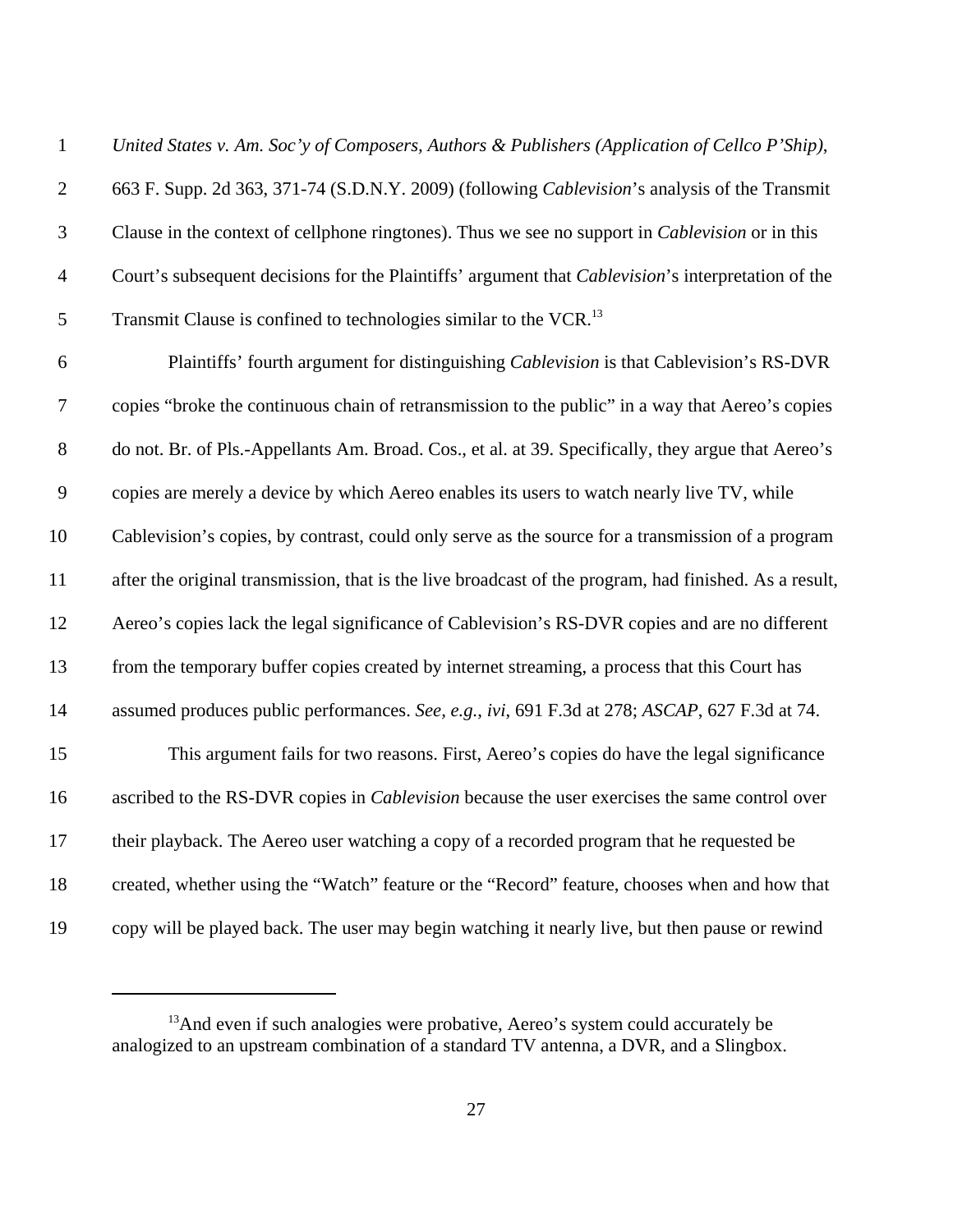*United States v. Am. Soc'y of Composers, Authors & Publishers (Application of Cellco P'Ship)*, 663 F. Supp. 2d 363, 371-74 (S.D.N.Y. 2009) (following *Cablevision*'s analysis of the Transmit Clause in the context of cellphone ringtones). Thus we see no support in *Cablevision* or in this Court's subsequent decisions for the Plaintiffs' argument that *Cablevision*'s interpretation of the Transmit Clause is confined to technologies similar to the VCR.[13]

Plaintiffs' fourth argument for distinguishing *Cablevision* is that Cablevision's RS-DVR copies "broke the continuous chain of retransmission to the public" in a way that Aereo's copies do not. Br. of Pls.-Appellants Am. Broad. Cos., et al. at 39. Specifically, they argue that Aereo's copies are merely a device by which Aereo enables its users to watch nearly live TV, while Cablevision's copies, by contrast, could only serve as the source for a transmission of a program after the original transmission, that is the live broadcast of the program, had finished. As a result, Aereo's copies lack the legal significance of Cablevision's RS-DVR copies and are no different from the temporary buffer copies created by internet streaming, a process that this Court has assumed produces public performances. *See, e.g.*, *ivi*, 691 F.3d at 278; *ASCAP*, 627 F.3d at 74.

This argument fails for two reasons. First, Aereo's copies do have the legal significance ascribed to the RS-DVR copies in *Cablevision* because the user exercises the same control over their playback. The Aereo user watching a copy of a recorded program that he requested be created, whether using the "Watch" feature or the "Record" feature, chooses when and how that copy will be played back. The user may begin watching it nearly live, but then pause or rewind

[13] And even if such analogies were probative, Aereo's system could accurately be analogized to an upstream combination of a standard TV antenna, a DVR, and a Slingbox.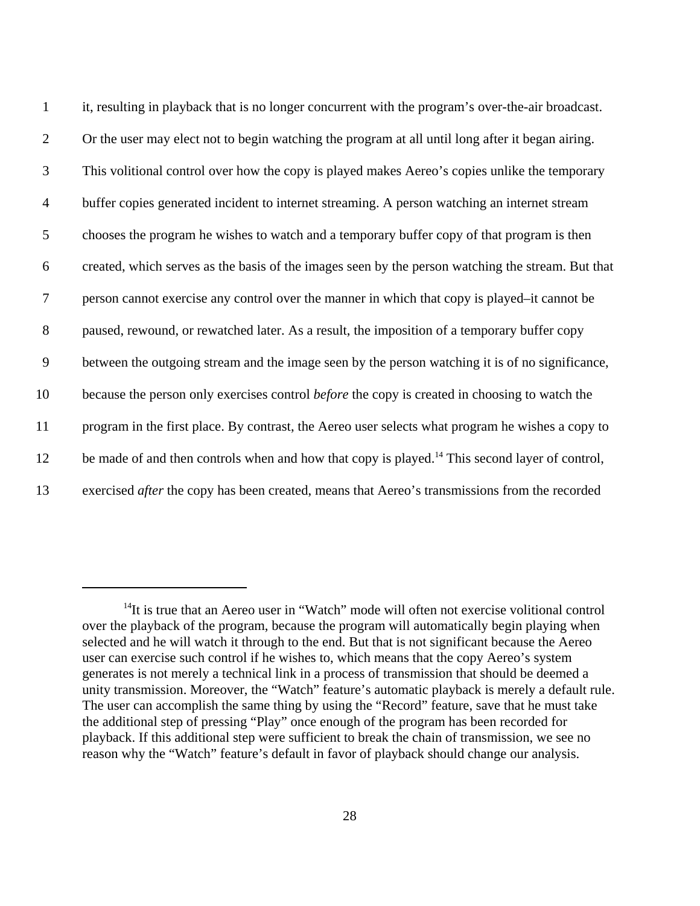it, resulting in playback that is no longer concurrent with the program's over-the-air broadcast. Or the user may elect not to begin watching the program at all until long after it began airing. This volitional control over how the copy is played makes Aereo's copies unlike the temporary buffer copies generated incident to internet streaming. A person watching an internet stream chooses the program he wishes to watch and a temporary buffer copy of that program is then created, which serves as the basis of the images seen by the person watching the stream. But that person cannot exercise any control over the manner in which that copy is played–it cannot be paused, rewound, or rewatched later. As a result, the imposition of a temporary buffer copy between the outgoing stream and the image seen by the person watching it is of no significance, because the person only exercises control *before* the copy is created in choosing to watch the program in the first place. By contrast, the Aereo user selects what program he wishes a copy to be made of and then controls when and how that copy is played.[14] This second layer of control, exercised *after* the copy has been created, means that Aereo's transmissions from the recorded

---

[14]It is true that an Aereo user in "Watch" mode will often not exercise volitional control over the playback of the program, because the program will automatically begin playing when selected and he will watch it through to the end. But that is not significant because the Aereo user can exercise such control if he wishes to, which means that the copy Aereo's system generates is not merely a technical link in a process of transmission that should be deemed a unity transmission. Moreover, the "Watch" feature's automatic playback is merely a default rule. The user can accomplish the same thing by using the "Record" feature, save that he must take the additional step of pressing "Play" once enough of the program has been recorded for playback. If this additional step were sufficient to break the chain of transmission, we see no reason why the "Watch" feature's default in favor of playback should change our analysis.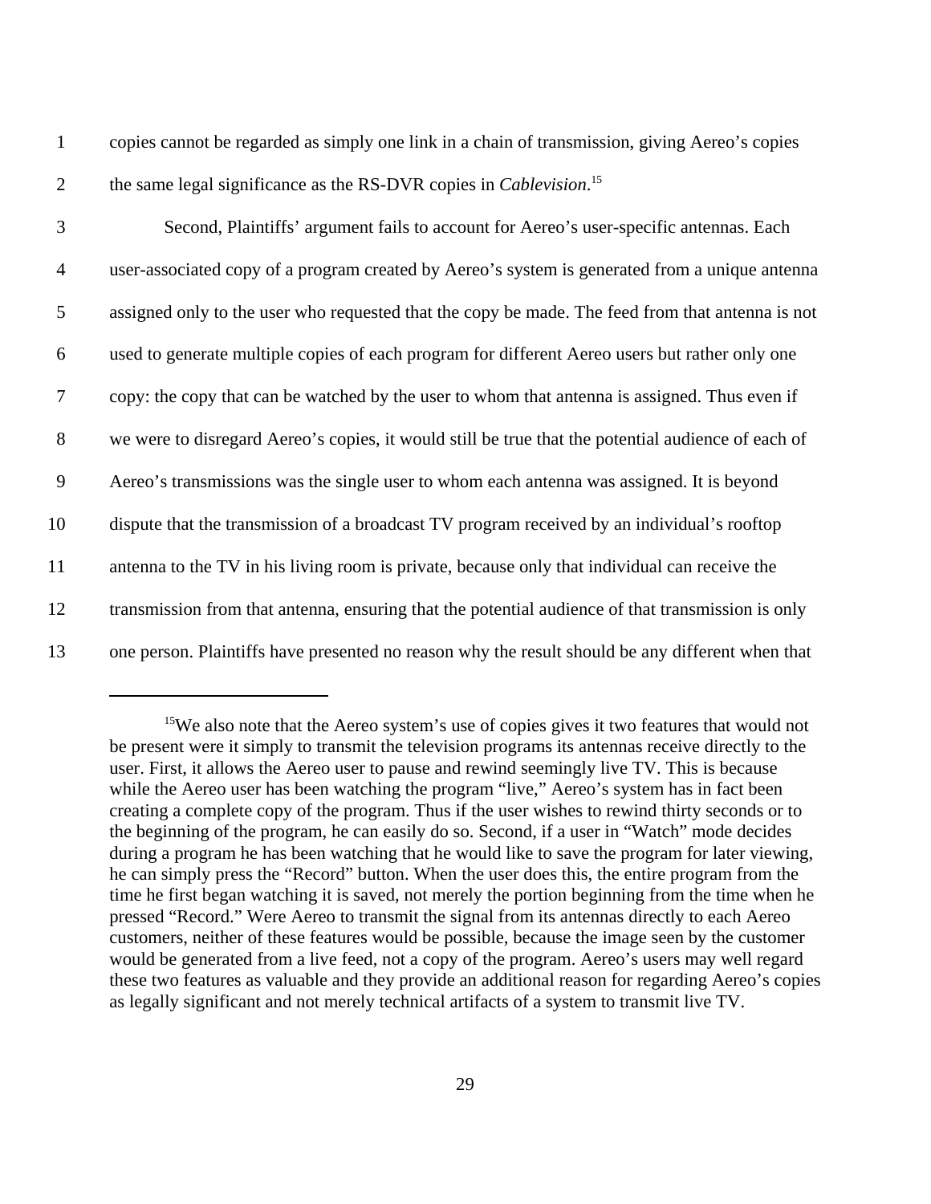copies cannot be regarded as simply one link in a chain of transmission, giving Aereo's copies the same legal significance as the RS-DVR copies in *Cablevision*.[15]

Second, Plaintiffs' argument fails to account for Aereo's user-specific antennas. Each user-associated copy of a program created by Aereo's system is generated from a unique antenna assigned only to the user who requested that the copy be made. The feed from that antenna is not used to generate multiple copies of each program for different Aereo users but rather only one copy: the copy that can be watched by the user to whom that antenna is assigned. Thus even if we were to disregard Aereo's copies, it would still be true that the potential audience of each of Aereo's transmissions was the single user to whom each antenna was assigned. It is beyond dispute that the transmission of a broadcast TV program received by an individual's rooftop antenna to the TV in his living room is private, because only that individual can receive the transmission from that antenna, ensuring that the potential audience of that transmission is only one person. Plaintiffs have presented no reason why the result should be any different when that

---

[15]We also note that the Aereo system's use of copies gives it two features that would not be present were it simply to transmit the television programs its antennas receive directly to the user. First, it allows the Aereo user to pause and rewind seemingly live TV. This is because while the Aereo user has been watching the program "live," Aereo's system has in fact been creating a complete copy of the program. Thus if the user wishes to rewind thirty seconds or to the beginning of the program, he can easily do so. Second, if a user in "Watch" mode decides during a program he has been watching that he would like to save the program for later viewing, he can simply press the "Record" button. When the user does this, the entire program from the time he first began watching it is saved, not merely the portion beginning from the time when he pressed "Record." Were Aereo to transmit the signal from its antennas directly to each Aereo customers, neither of these features would be possible, because the image seen by the customer would be generated from a live feed, not a copy of the program. Aereo's users may well regard these two features as valuable and they provide an additional reason for regarding Aereo's copies as legally significant and not merely technical artifacts of a system to transmit live TV.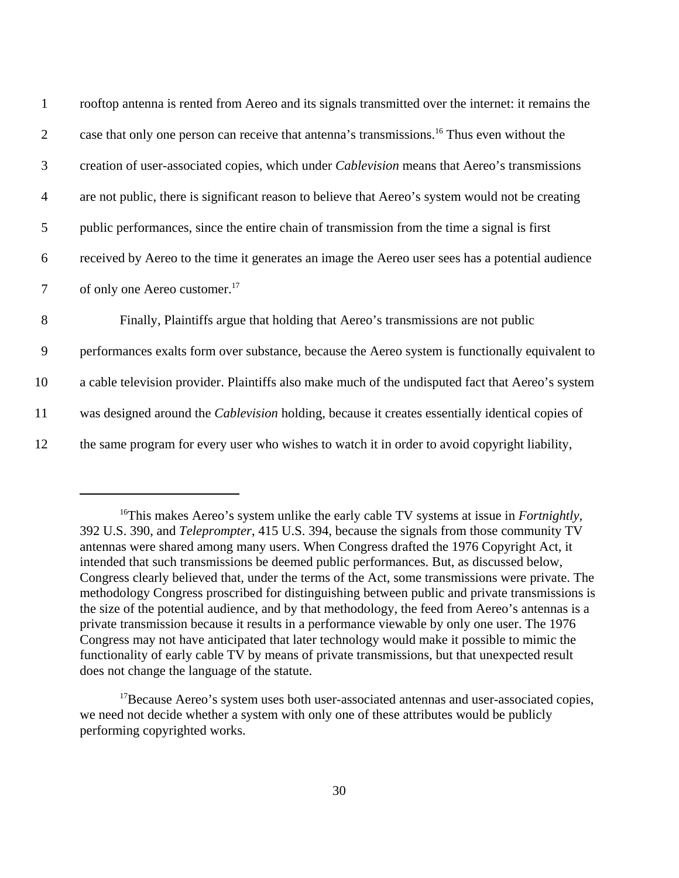rooftop antenna is rented from Aereo and its signals transmitted over the internet: it remains the case that only one person can receive that antenna's transmissions.[16] Thus even without the creation of user-associated copies, which under *Cablevision* means that Aereo's transmissions are not public, there is significant reason to believe that Aereo's system would not be creating public performances, since the entire chain of transmission from the time a signal is first received by Aereo to the time it generates an image the Aereo user sees has a potential audience of only one Aereo customer.[17]

Finally, Plaintiffs argue that holding that Aereo's transmissions are not public performances exalts form over substance, because the Aereo system is functionally equivalent to a cable television provider. Plaintiffs also make much of the undisputed fact that Aereo's system was designed around the *Cablevision* holding, because it creates essentially identical copies of the same program for every user who wishes to watch it in order to avoid copyright liability,

---

[16] This makes Aereo's system unlike the early cable TV systems at issue in *Fortnightly*, 392 U.S. 390, and *Teleprompter*, 415 U.S. 394, because the signals from those community TV antennas were shared among many users. When Congress drafted the 1976 Copyright Act, it intended that such transmissions be deemed public performances. But, as discussed below, Congress clearly believed that, under the terms of the Act, some transmissions were private. The methodology Congress proscribed for distinguishing between public and private transmissions is the size of the potential audience, and by that methodology, the feed from Aereo's antennas is a private transmission because it results in a performance viewable by only one user. The 1976 Congress may not have anticipated that later technology would make it possible to mimic the functionality of early cable TV by means of private transmissions, but that unexpected result does not change the language of the statute.

[17] Because Aereo's system uses both user-associated antennas and user-associated copies, we need not decide whether a system with only one of these attributes would be publicly performing copyrighted works.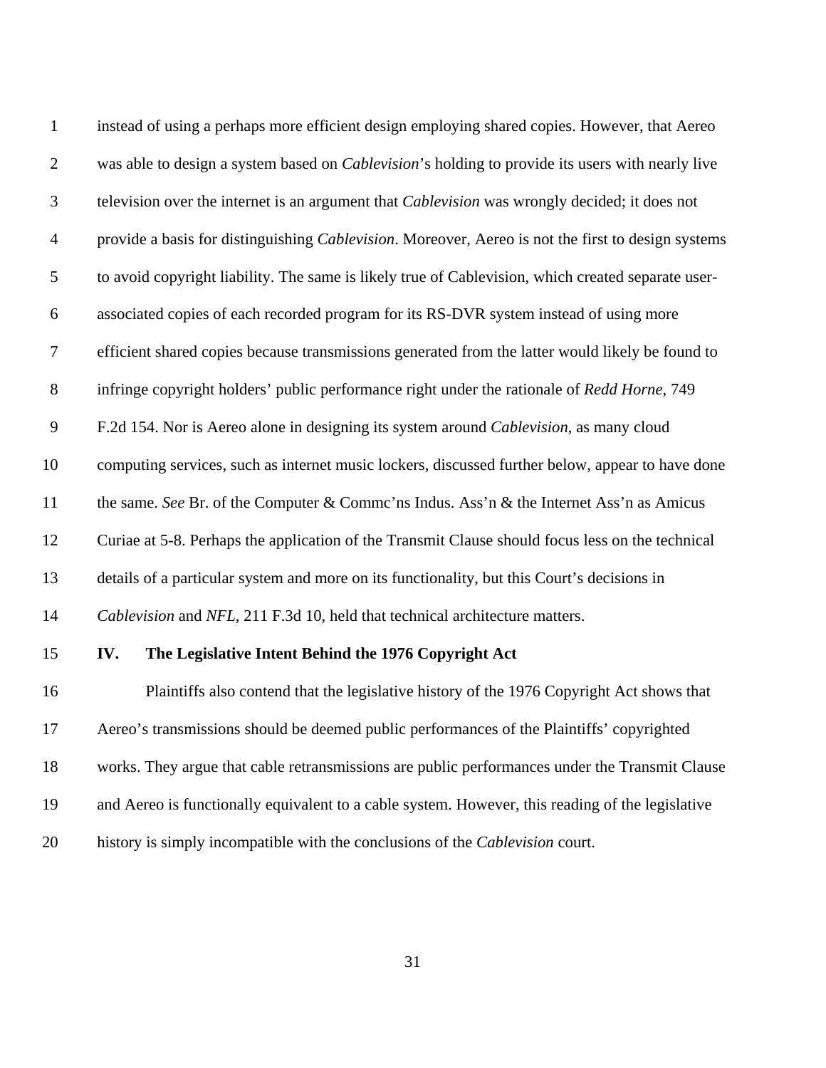instead of using a perhaps more efficient design employing shared copies. However, that Aereo was able to design a system based on *Cablevision*'s holding to provide its users with nearly live television over the internet is an argument that *Cablevision* was wrongly decided; it does not provide a basis for distinguishing *Cablevision*. Moreover, Aereo is not the first to design systems to avoid copyright liability. The same is likely true of Cablevision, which created separate user-associated copies of each recorded program for its RS-DVR system instead of using more efficient shared copies because transmissions generated from the latter would likely be found to infringe copyright holders' public performance right under the rationale of *Redd Horne*, 749 F.2d 154. Nor is Aereo alone in designing its system around *Cablevision*, as many cloud computing services, such as internet music lockers, discussed further below, appear to have done the same. *See* Br. of the Computer & Commc'ns Indus. Ass'n & the Internet Ass'n as Amicus Curiae at 5-8. Perhaps the application of the Transmit Clause should focus less on the technical details of a particular system and more on its functionality, but this Court's decisions in *Cablevision* and *NFL*, 211 F.3d 10, held that technical architecture matters.

## IV. The Legislative Intent Behind the 1976 Copyright Act

Plaintiffs also contend that the legislative history of the 1976 Copyright Act shows that Aereo's transmissions should be deemed public performances of the Plaintiffs' copyrighted works. They argue that cable retransmissions are public performances under the Transmit Clause and Aereo is functionally equivalent to a cable system. However, this reading of the legislative history is simply incompatible with the conclusions of the *Cablevision* court.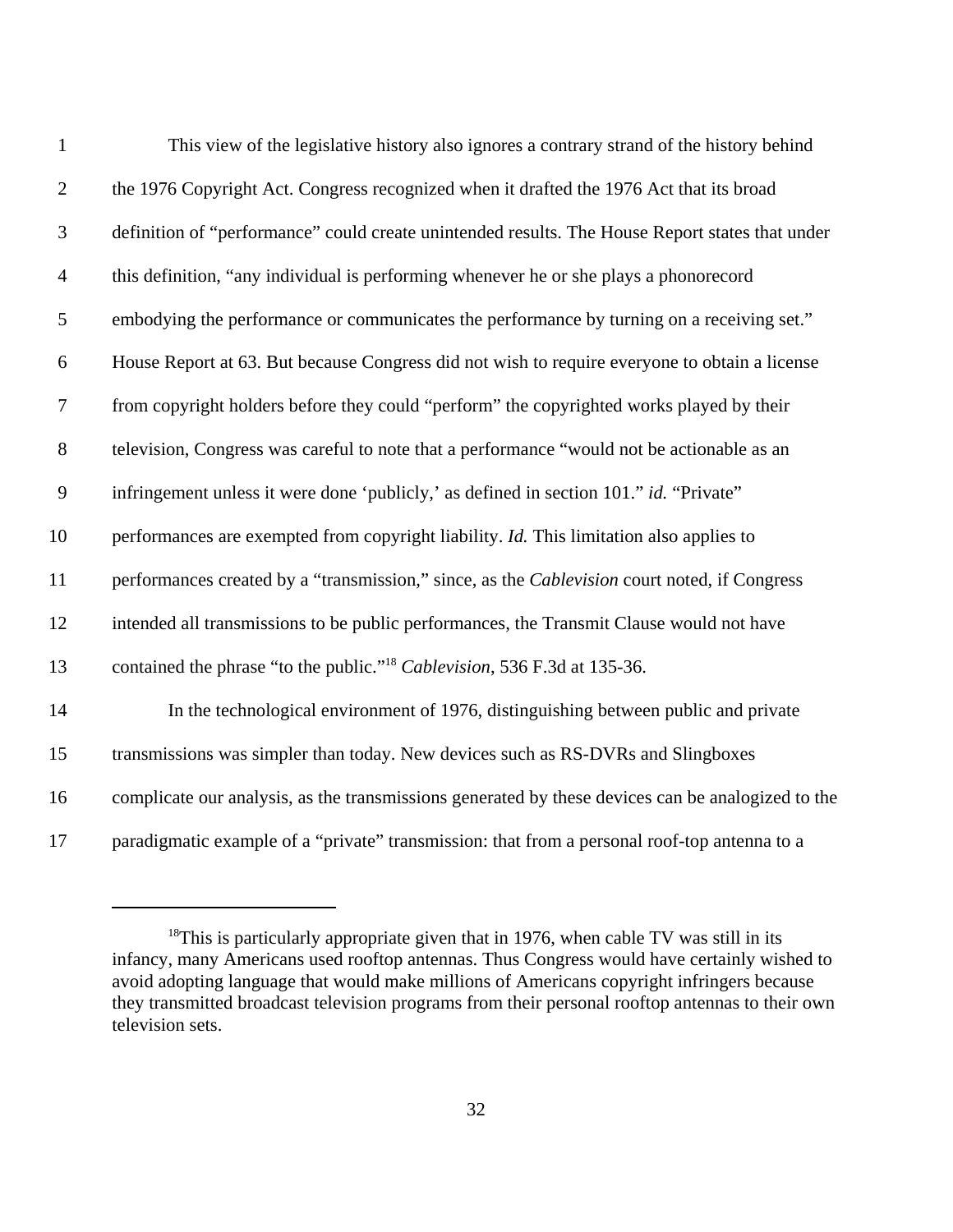This view of the legislative history also ignores a contrary strand of the history behind the 1976 Copyright Act. Congress recognized when it drafted the 1976 Act that its broad definition of "performance" could create unintended results. The House Report states that under this definition, "any individual is performing whenever he or she plays a phonorecord embodying the performance or communicates the performance by turning on a receiving set." House Report at 63. But because Congress did not wish to require everyone to obtain a license from copyright holders before they could "perform" the copyrighted works played by their television, Congress was careful to note that a performance "would not be actionable as an infringement unless it were done 'publicly,' as defined in section 101." *id.* "Private" performances are exempted from copyright liability. *Id.* This limitation also applies to performances created by a "transmission," since, as the *Cablevision* court noted, if Congress intended all transmissions to be public performances, the Transmit Clause would not have contained the phrase "to the public."[18] *Cablevision*, 536 F.3d at 135-36.

In the technological environment of 1976, distinguishing between public and private transmissions was simpler than today. New devices such as RS-DVRs and Slingboxes complicate our analysis, as the transmissions generated by these devices can be analogized to the paradigmatic example of a "private" transmission: that from a personal roof-top antenna to a

---

[18] This is particularly appropriate given that in 1976, when cable TV was still in its infancy, many Americans used rooftop antennas. Thus Congress would have certainly wished to avoid adopting language that would make millions of Americans copyright infringers because they transmitted broadcast television programs from their personal rooftop antennas to their own television sets.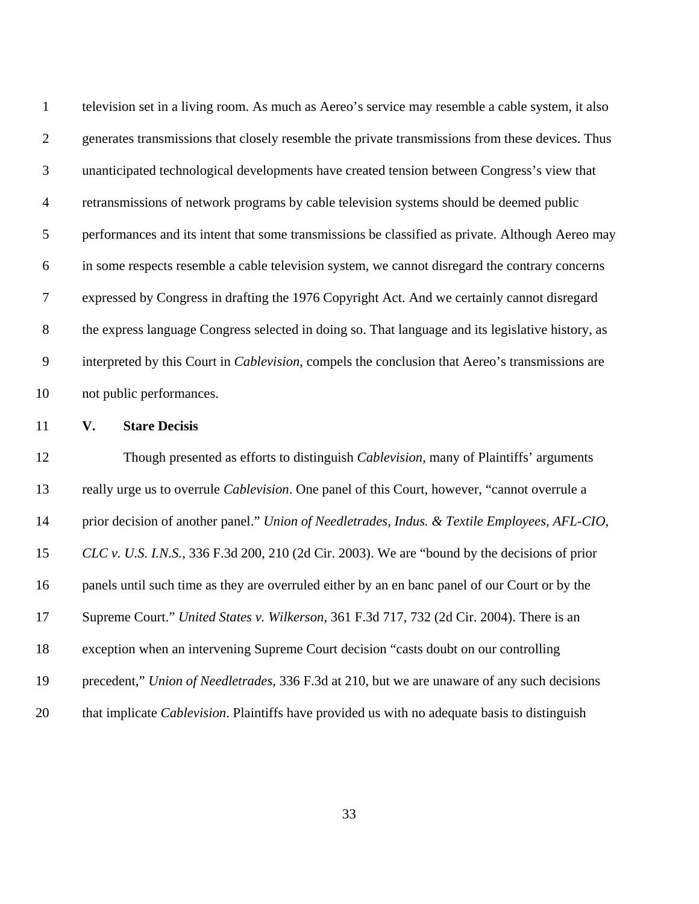television set in a living room. As much as Aereo's service may resemble a cable system, it also generates transmissions that closely resemble the private transmissions from these devices. Thus unanticipated technological developments have created tension between Congress's view that retransmissions of network programs by cable television systems should be deemed public performances and its intent that some transmissions be classified as private. Although Aereo may in some respects resemble a cable television system, we cannot disregard the contrary concerns expressed by Congress in drafting the 1976 Copyright Act. And we certainly cannot disregard the express language Congress selected in doing so. That language and its legislative history, as interpreted by this Court in *Cablevision*, compels the conclusion that Aereo's transmissions are not public performances.

## V. Stare Decisis

Though presented as efforts to distinguish *Cablevision*, many of Plaintiffs' arguments really urge us to overrule *Cablevision*. One panel of this Court, however, "cannot overrule a prior decision of another panel." *Union of Needletrades, Indus. & Textile Employees, AFL-CIO, CLC v. U.S. I.N.S.*, 336 F.3d 200, 210 (2d Cir. 2003). We are "bound by the decisions of prior panels until such time as they are overruled either by an en banc panel of our Court or by the Supreme Court." *United States v. Wilkerson*, 361 F.3d 717, 732 (2d Cir. 2004). There is an exception when an intervening Supreme Court decision "casts doubt on our controlling precedent," *Union of Needletrades*, 336 F.3d at 210, but we are unaware of any such decisions that implicate *Cablevision*. Plaintiffs have provided us with no adequate basis to distinguish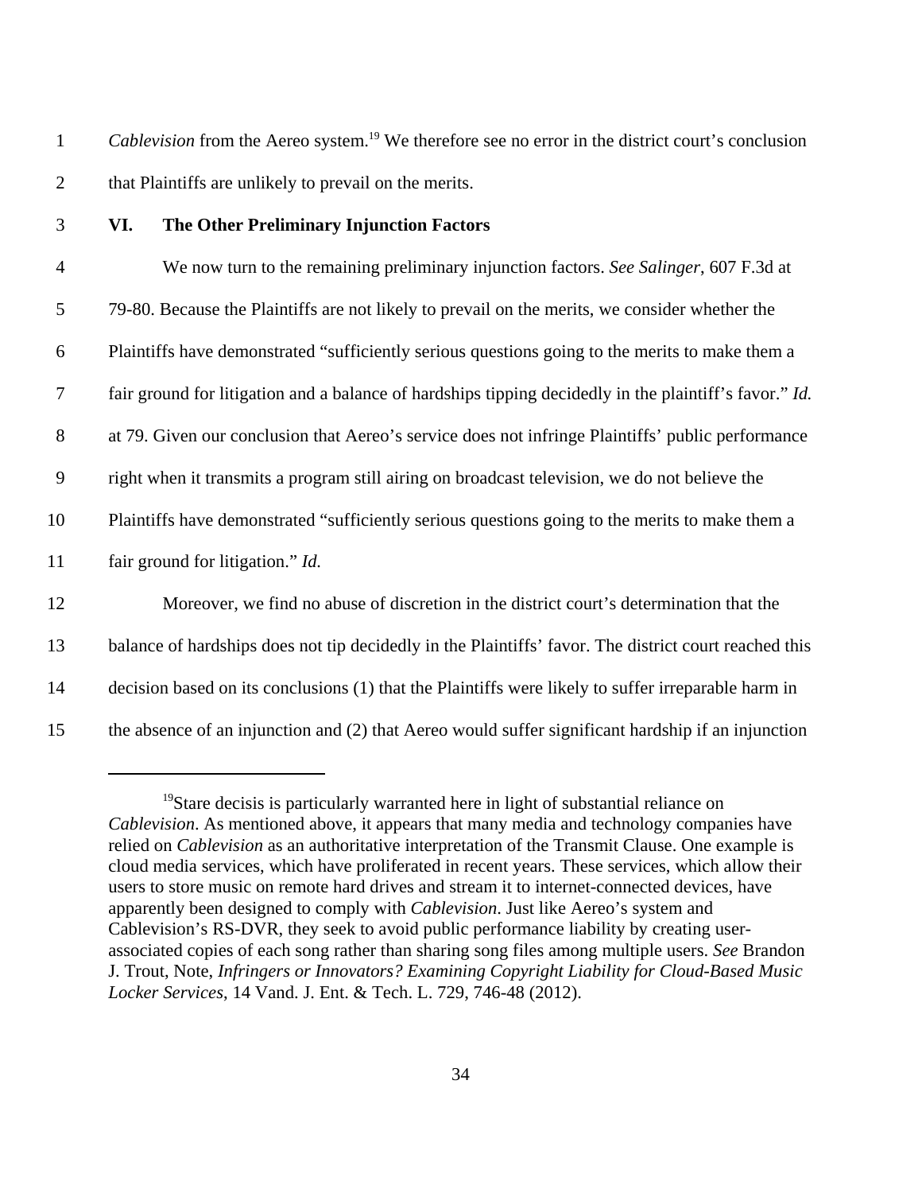*Cablevision* from the Aereo system.[19] We therefore see no error in the district court's conclusion that Plaintiffs are unlikely to prevail on the merits.

## VI. The Other Preliminary Injunction Factors

We now turn to the remaining preliminary injunction factors. *See Salinger*, 607 F.3d at 79-80. Because the Plaintiffs are not likely to prevail on the merits, we consider whether the Plaintiffs have demonstrated "sufficiently serious questions going to the merits to make them a fair ground for litigation and a balance of hardships tipping decidedly in the plaintiff's favor." *Id.* at 79. Given our conclusion that Aereo's service does not infringe Plaintiffs' public performance right when it transmits a program still airing on broadcast television, we do not believe the Plaintiffs have demonstrated "sufficiently serious questions going to the merits to make them a fair ground for litigation." *Id.*

Moreover, we find no abuse of discretion in the district court's determination that the balance of hardships does not tip decidedly in the Plaintiffs' favor. The district court reached this decision based on its conclusions (1) that the Plaintiffs were likely to suffer irreparable harm in the absence of an injunction and (2) that Aereo would suffer significant hardship if an injunction

---

[19] Stare decisis is particularly warranted here in light of substantial reliance on *Cablevision*. As mentioned above, it appears that many media and technology companies have relied on *Cablevision* as an authoritative interpretation of the Transmit Clause. One example is cloud media services, which have proliferated in recent years. These services, which allow their users to store music on remote hard drives and stream it to internet-connected devices, have apparently been designed to comply with *Cablevision*. Just like Aereo's system and Cablevision's RS-DVR, they seek to avoid public performance liability by creating user-associated copies of each song rather than sharing song files among multiple users. *See* Brandon J. Trout, Note, *Infringers or Innovators? Examining Copyright Liability for Cloud-Based Music Locker Services*, 14 Vand. J. Ent. & Tech. L. 729, 746-48 (2012).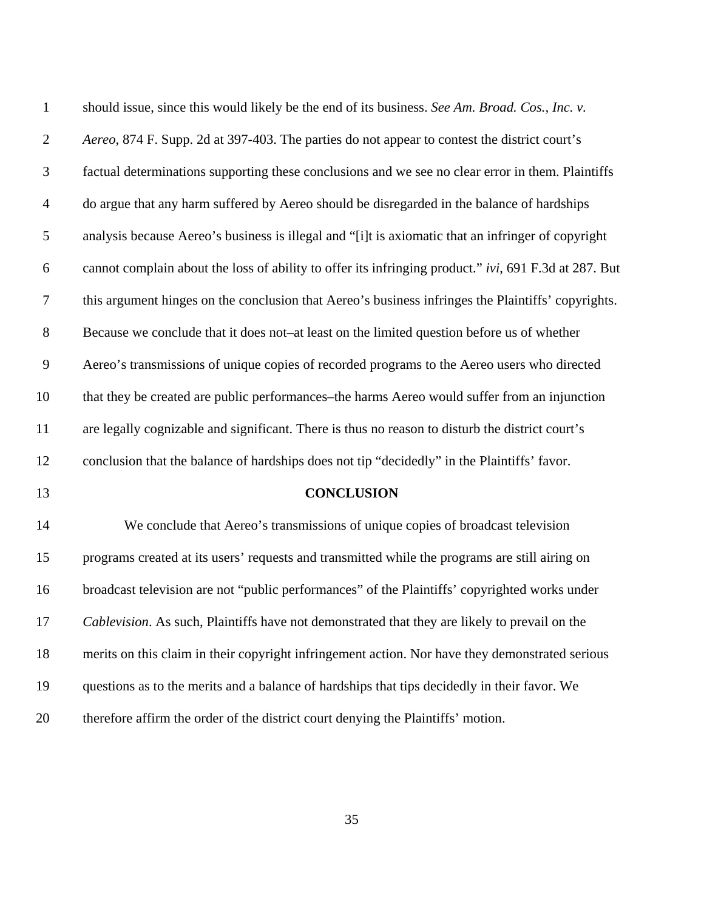should issue, since this would likely be the end of its business. *See Am. Broad. Cos., Inc. v. Aereo*, 874 F. Supp. 2d at 397-403. The parties do not appear to contest the district court's factual determinations supporting these conclusions and we see no clear error in them. Plaintiffs do argue that any harm suffered by Aereo should be disregarded in the balance of hardships analysis because Aereo's business is illegal and "[i]t is axiomatic that an infringer of copyright cannot complain about the loss of ability to offer its infringing product." *ivi*, 691 F.3d at 287. But this argument hinges on the conclusion that Aereo's business infringes the Plaintiffs' copyrights. Because we conclude that it does not–at least on the limited question before us of whether Aereo's transmissions of unique copies of recorded programs to the Aereo users who directed that they be created are public performances–the harms Aereo would suffer from an injunction are legally cognizable and significant. There is thus no reason to disturb the district court's conclusion that the balance of hardships does not tip "decidedly" in the Plaintiffs' favor.

## CONCLUSION

We conclude that Aereo's transmissions of unique copies of broadcast television programs created at its users' requests and transmitted while the programs are still airing on broadcast television are not "public performances" of the Plaintiffs' copyrighted works under *Cablevision*. As such, Plaintiffs have not demonstrated that they are likely to prevail on the merits on this claim in their copyright infringement action. Nor have they demonstrated serious questions as to the merits and a balance of hardships that tips decidedly in their favor. We therefore affirm the order of the district court denying the Plaintiffs' motion.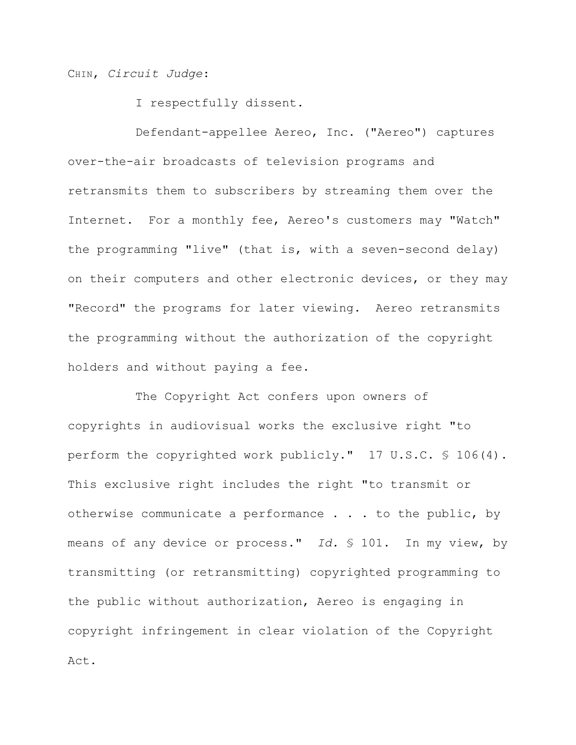CHIN, *Circuit Judge*:

I respectfully dissent.

Defendant-appellee Aereo, Inc. ("Aereo") captures over-the-air broadcasts of television programs and retransmits them to subscribers by streaming them over the Internet. For a monthly fee, Aereo's customers may "Watch" the programming "live" (that is, with a seven-second delay) on their computers and other electronic devices, or they may "Record" the programs for later viewing. Aereo retransmits the programming without the authorization of the copyright holders and without paying a fee.

The Copyright Act confers upon owners of copyrights in audiovisual works the exclusive right "to perform the copyrighted work publicly." 17 U.S.C. § 106(4). This exclusive right includes the right "to transmit or otherwise communicate a performance . . . to the public, by means of any device or process." *Id.* § 101. In my view, by transmitting (or retransmitting) copyrighted programming to the public without authorization, Aereo is engaging in copyright infringement in clear violation of the Copyright Act.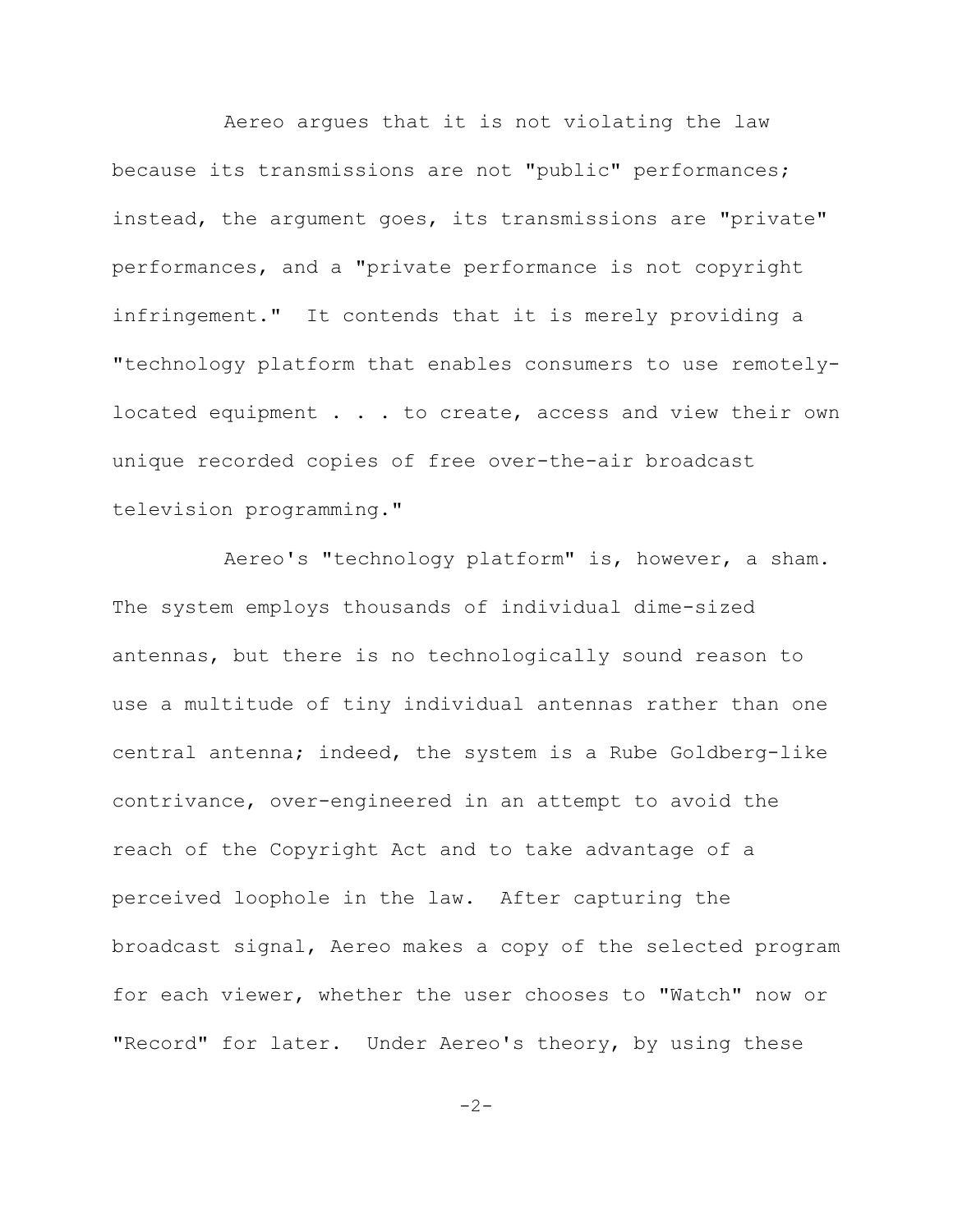Aereo argues that it is not violating the law because its transmissions are not "public" performances; instead, the argument goes, its transmissions are "private" performances, and a "private performance is not copyright infringement." It contends that it is merely providing a "technology platform that enables consumers to use remotely-located equipment . . . to create, access and view their own unique recorded copies of free over-the-air broadcast television programming."

Aereo's "technology platform" is, however, a sham. The system employs thousands of individual dime-sized antennas, but there is no technologically sound reason to use a multitude of tiny individual antennas rather than one central antenna; indeed, the system is a Rube Goldberg-like contrivance, over-engineered in an attempt to avoid the reach of the Copyright Act and to take advantage of a perceived loophole in the law. After capturing the broadcast signal, Aereo makes a copy of the selected program for each viewer, whether the user chooses to "Watch" now or "Record" for later. Under Aereo's theory, by using these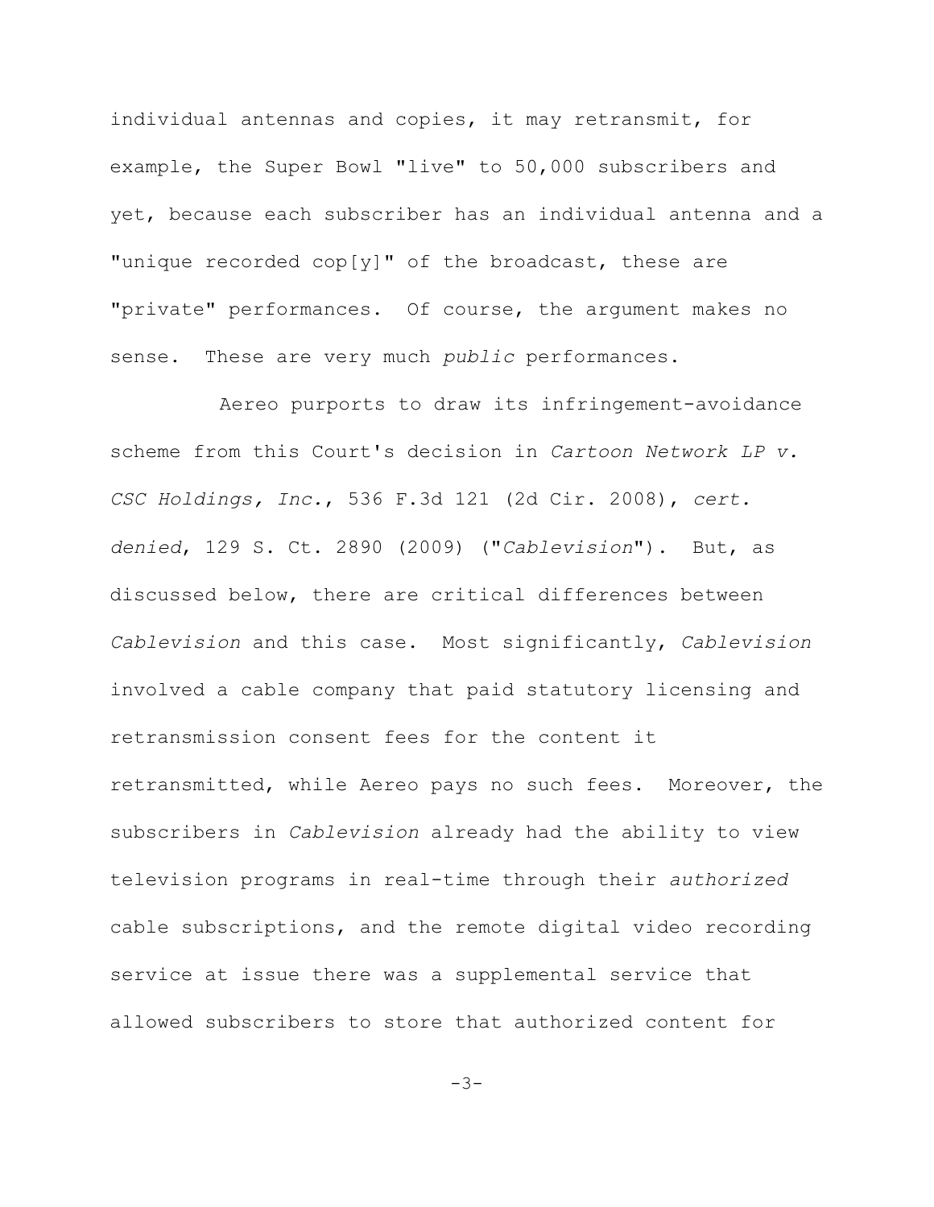individual antennas and copies, it may retransmit, for example, the Super Bowl "live" to 50,000 subscribers and yet, because each subscriber has an individual antenna and a "unique recorded cop[y]" of the broadcast, these are "private" performances. Of course, the argument makes no sense. These are very much *public* performances.

Aereo purports to draw its infringement-avoidance scheme from this Court's decision in *Cartoon Network LP v. CSC Holdings, Inc.*, 536 F.3d 121 (2d Cir. 2008), *cert. denied*, 129 S. Ct. 2890 (2009) ("*Cablevision*"). But, as discussed below, there are critical differences between *Cablevision* and this case. Most significantly, *Cablevision* involved a cable company that paid statutory licensing and retransmission consent fees for the content it retransmitted, while Aereo pays no such fees. Moreover, the subscribers in *Cablevision* already had the ability to view television programs in real-time through their *authorized* cable subscriptions, and the remote digital video recording service at issue there was a supplemental service that allowed subscribers to store that authorized content for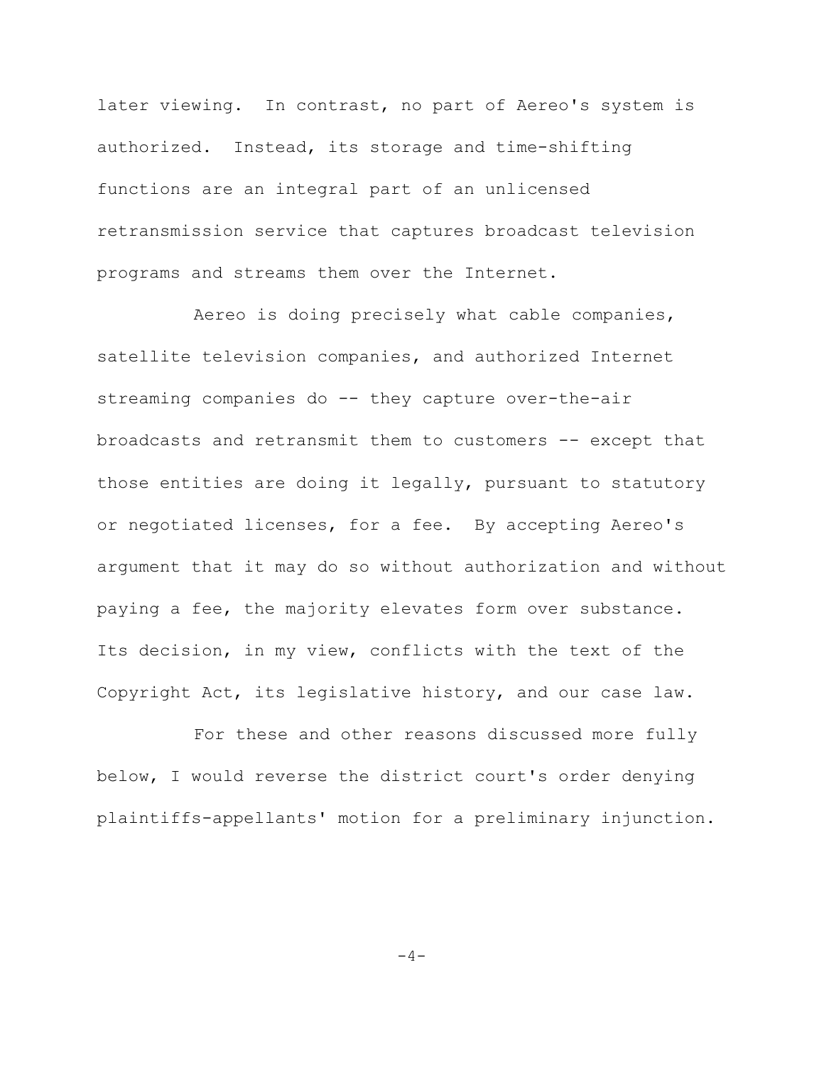later viewing. In contrast, no part of Aereo's system is authorized. Instead, its storage and time-shifting functions are an integral part of an unlicensed retransmission service that captures broadcast television programs and streams them over the Internet.

Aereo is doing precisely what cable companies, satellite television companies, and authorized Internet streaming companies do -- they capture over-the-air broadcasts and retransmit them to customers -- except that those entities are doing it legally, pursuant to statutory or negotiated licenses, for a fee. By accepting Aereo's argument that it may do so without authorization and without paying a fee, the majority elevates form over substance. Its decision, in my view, conflicts with the text of the Copyright Act, its legislative history, and our case law.

For these and other reasons discussed more fully below, I would reverse the district court's order denying plaintiffs-appellants' motion for a preliminary injunction.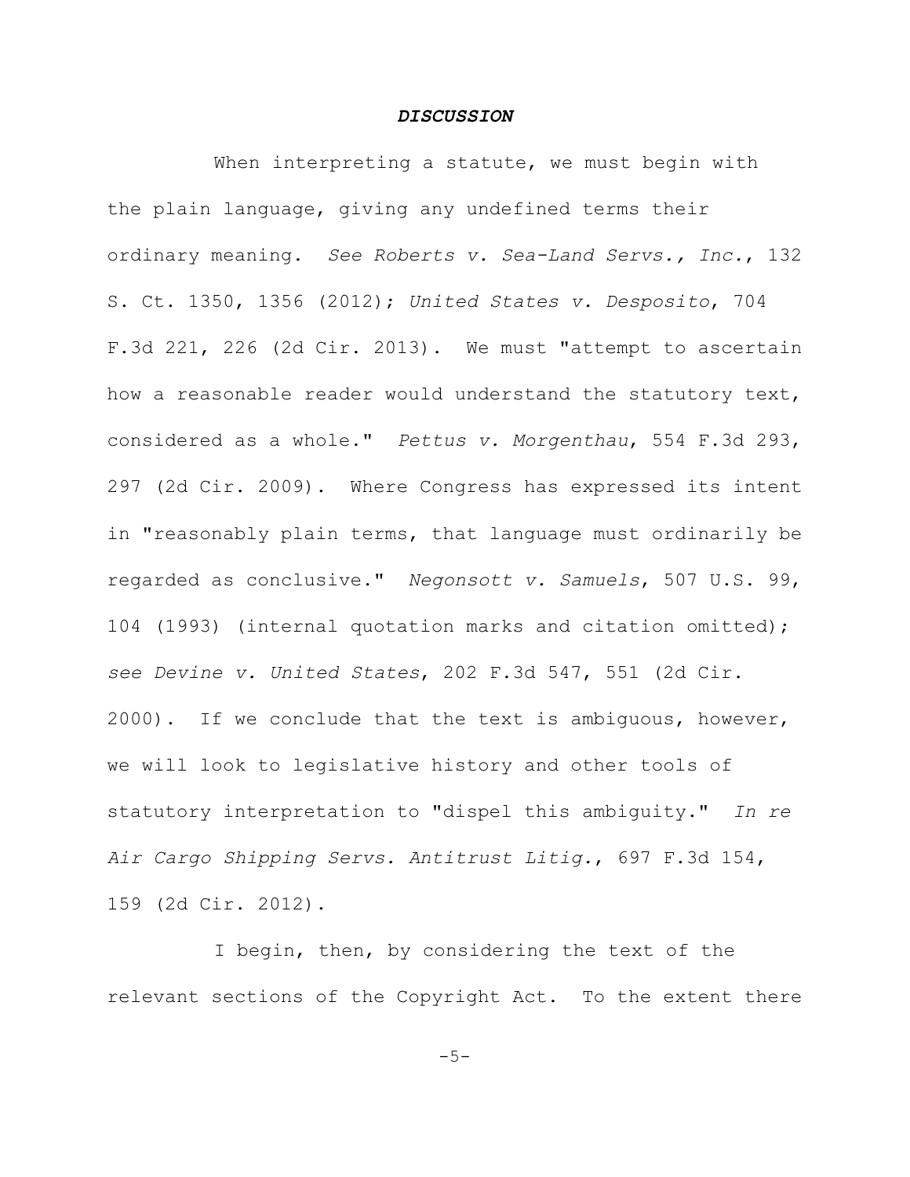## ***DISCUSSION***

When interpreting a statute, we must begin with the plain language, giving any undefined terms their ordinary meaning. *See Roberts v. Sea-Land Servs., Inc.*, 132 S. Ct. 1350, 1356 (2012); *United States v. Desposito*, 704 F.3d 221, 226 (2d Cir. 2013). We must "attempt to ascertain how a reasonable reader would understand the statutory text, considered as a whole." *Pettus v. Morgenthau*, 554 F.3d 293, 297 (2d Cir. 2009). Where Congress has expressed its intent in "reasonably plain terms, that language must ordinarily be regarded as conclusive." *Negonsott v. Samuels*, 507 U.S. 99, 104 (1993) (internal quotation marks and citation omitted); *see Devine v. United States*, 202 F.3d 547, 551 (2d Cir. 2000). If we conclude that the text is ambiguous, however, we will look to legislative history and other tools of statutory interpretation to "dispel this ambiguity." *In re Air Cargo Shipping Servs. Antitrust Litig.*, 697 F.3d 154, 159 (2d Cir. 2012).

I begin, then, by considering the text of the relevant sections of the Copyright Act. To the extent there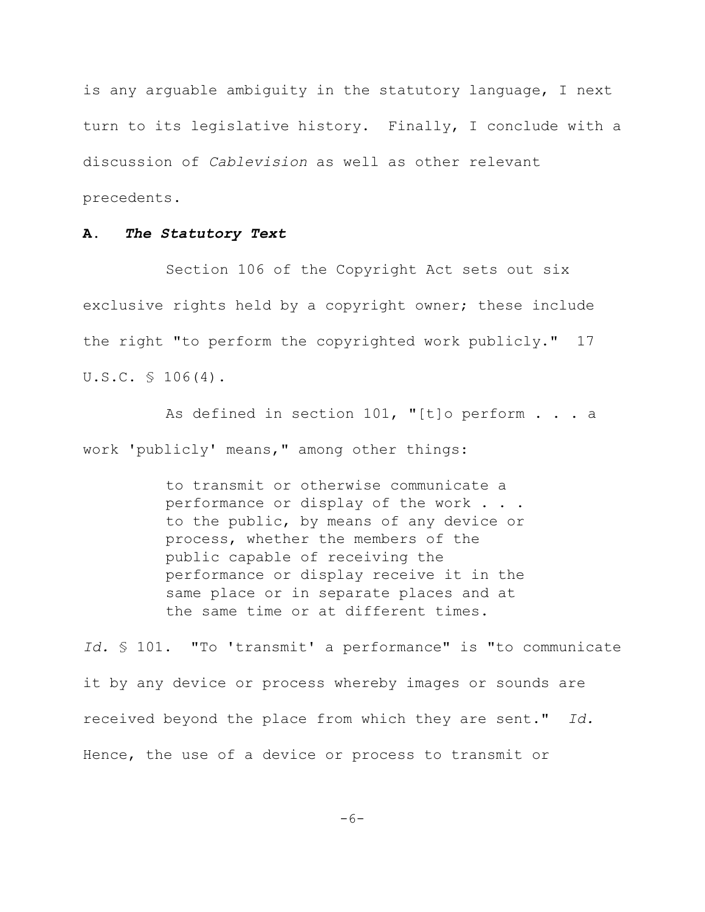is any arguable ambiguity in the statutory language, I next turn to its legislative history. Finally, I conclude with a discussion of *Cablevision* as well as other relevant precedents.

**A. *The Statutory Text***

Section 106 of the Copyright Act sets out six exclusive rights held by a copyright owner; these include the right "to perform the copyrighted work publicly." 17 U.S.C. § 106(4).

As defined in section 101, "[t]o perform . . . a work 'publicly' means," among other things:

> to transmit or otherwise communicate a performance or display of the work . . . to the public, by means of any device or process, whether the members of the public capable of receiving the performance or display receive it in the same place or in separate places and at the same time or at different times.

*Id.* § 101. "To 'transmit' a performance" is "to communicate it by any device or process whereby images or sounds are received beyond the place from which they are sent." *Id.* Hence, the use of a device or process to transmit or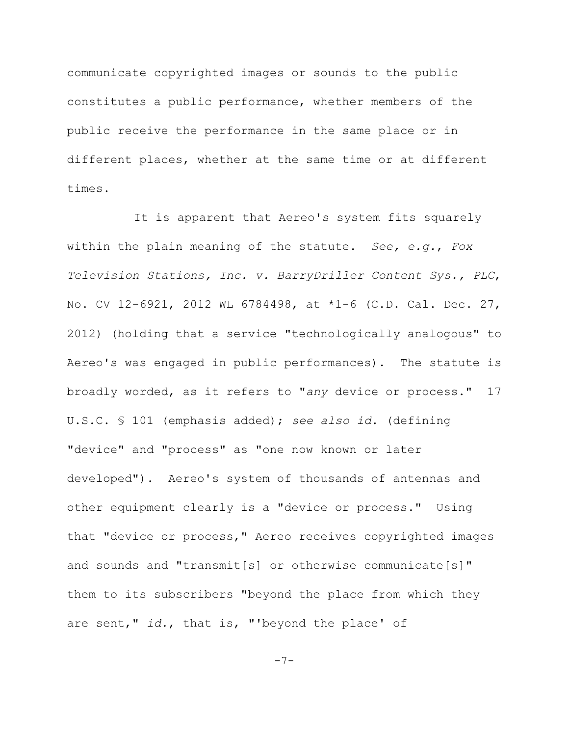communicate copyrighted images or sounds to the public constitutes a public performance, whether members of the public receive the performance in the same place or in different places, whether at the same time or at different times.

It is apparent that Aereo's system fits squarely within the plain meaning of the statute. *See, e.g.*, *Fox Television Stations, Inc. v. BarryDriller Content Sys., PLC*, No. CV 12-6921, 2012 WL 6784498, at *1-6 (C.D. Cal. Dec. 27, 2012) (holding that a service "technologically analogous" to Aereo's was engaged in public performances). The statute is broadly worded, as it refers to "*any* device or process." 17 U.S.C. § 101 (emphasis added); *see also id.* (defining "device" and "process" as "one now known or later developed"). Aereo's system of thousands of antennas and other equipment clearly is a "device or process." Using that "device or process," Aereo receives copyrighted images and sounds and "transmit[s] or otherwise communicate[s]" them to its subscribers "beyond the place from which they are sent," *id.*, that is, "'beyond the place' of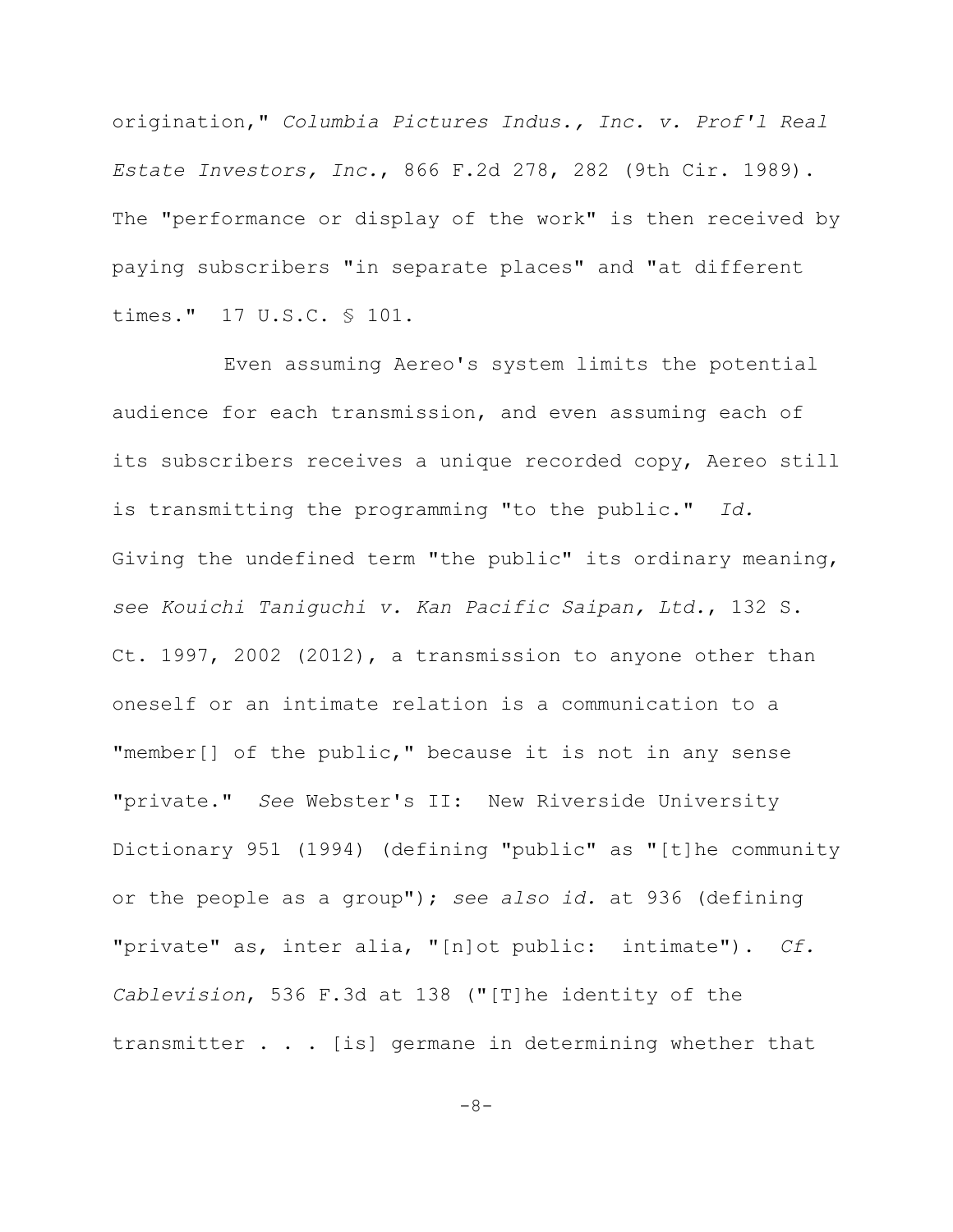origination," *Columbia Pictures Indus., Inc. v. Prof'l Real Estate Investors, Inc.*, 866 F.2d 278, 282 (9th Cir. 1989). The "performance or display of the work" is then received by paying subscribers "in separate places" and "at different times." 17 U.S.C. § 101.

Even assuming Aereo's system limits the potential audience for each transmission, and even assuming each of its subscribers receives a unique recorded copy, Aereo still is transmitting the programming "to the public." *Id.* Giving the undefined term "the public" its ordinary meaning, *see Kouichi Taniguchi v. Kan Pacific Saipan, Ltd.*, 132 S. Ct. 1997, 2002 (2012), a transmission to anyone other than oneself or an intimate relation is a communication to a "member[] of the public," because it is not in any sense "private." *See* Webster's II: New Riverside University Dictionary 951 (1994) (defining "public" as "[t]he community or the people as a group"); *see also id.* at 936 (defining "private" as, inter alia, "[n]ot public: intimate"). *Cf. Cablevision*, 536 F.3d at 138 ("[T]he identity of the transmitter . . . [is] germane in determining whether that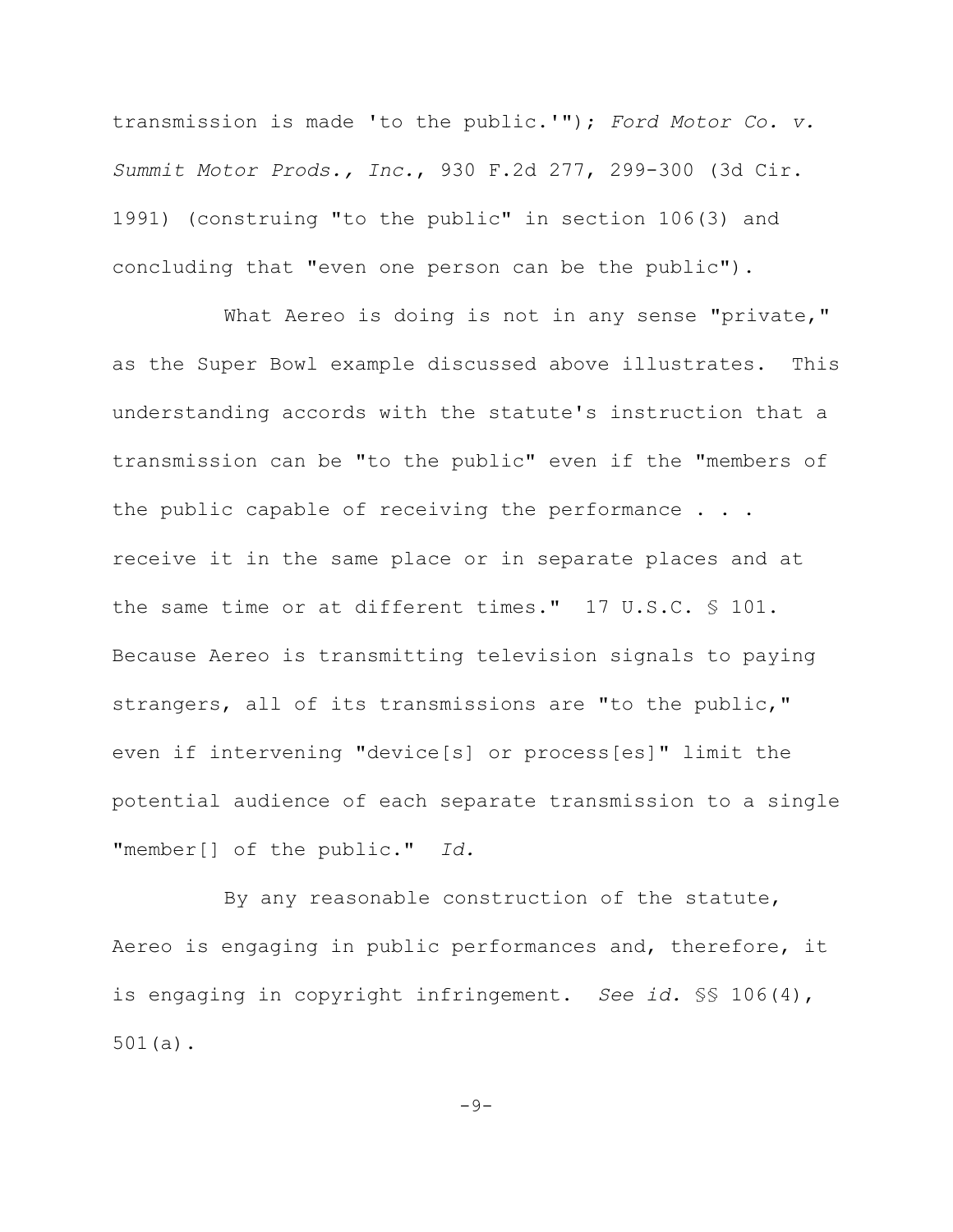transmission is made 'to the public.'"); *Ford Motor Co. v. Summit Motor Prods., Inc.*, 930 F.2d 277, 299-300 (3d Cir. 1991) (construing "to the public" in section 106(3) and concluding that "even one person can be the public").

What Aereo is doing is not in any sense "private," as the Super Bowl example discussed above illustrates. This understanding accords with the statute's instruction that a transmission can be "to the public" even if the "members of the public capable of receiving the performance . . . receive it in the same place or in separate places and at the same time or at different times." 17 U.S.C. § 101. Because Aereo is transmitting television signals to paying strangers, all of its transmissions are "to the public," even if intervening "device[s] or process[es]" limit the potential audience of each separate transmission to a single "member[] of the public." *Id.*

By any reasonable construction of the statute, Aereo is engaging in public performances and, therefore, it is engaging in copyright infringement. *See id.* §§ 106(4), 501(a).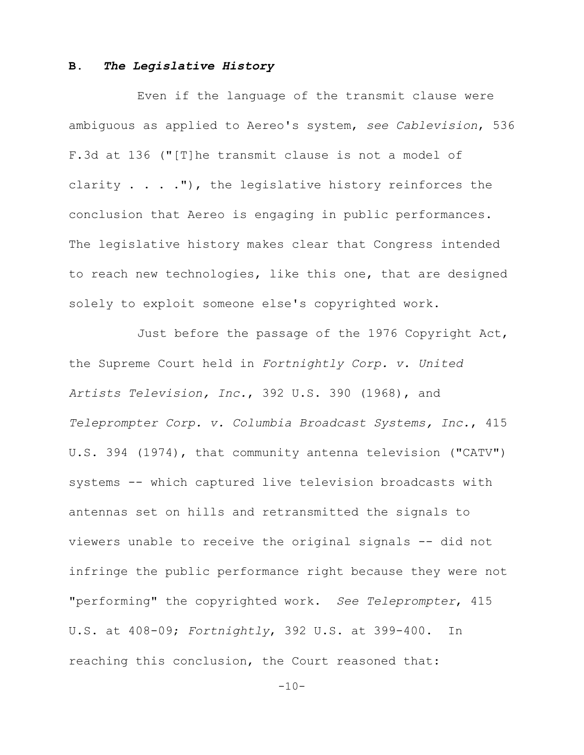### B. *The Legislative History*

Even if the language of the transmit clause were ambiguous as applied to Aereo's system, *see Cablevision*, 536 F.3d at 136 ("[T]he transmit clause is not a model of clarity . . . ."), the legislative history reinforces the conclusion that Aereo is engaging in public performances. The legislative history makes clear that Congress intended to reach new technologies, like this one, that are designed solely to exploit someone else's copyrighted work.

Just before the passage of the 1976 Copyright Act, the Supreme Court held in *Fortnightly Corp. v. United Artists Television, Inc.*, 392 U.S. 390 (1968), and *Teleprompter Corp. v. Columbia Broadcast Systems, Inc.*, 415 U.S. 394 (1974), that community antenna television ("CATV") systems -- which captured live television broadcasts with antennas set on hills and retransmitted the signals to viewers unable to receive the original signals -- did not infringe the public performance right because they were not "performing" the copyrighted work. *See Teleprompter*, 415 U.S. at 408-09; *Fortnightly*, 392 U.S. at 399-400. In reaching this conclusion, the Court reasoned that: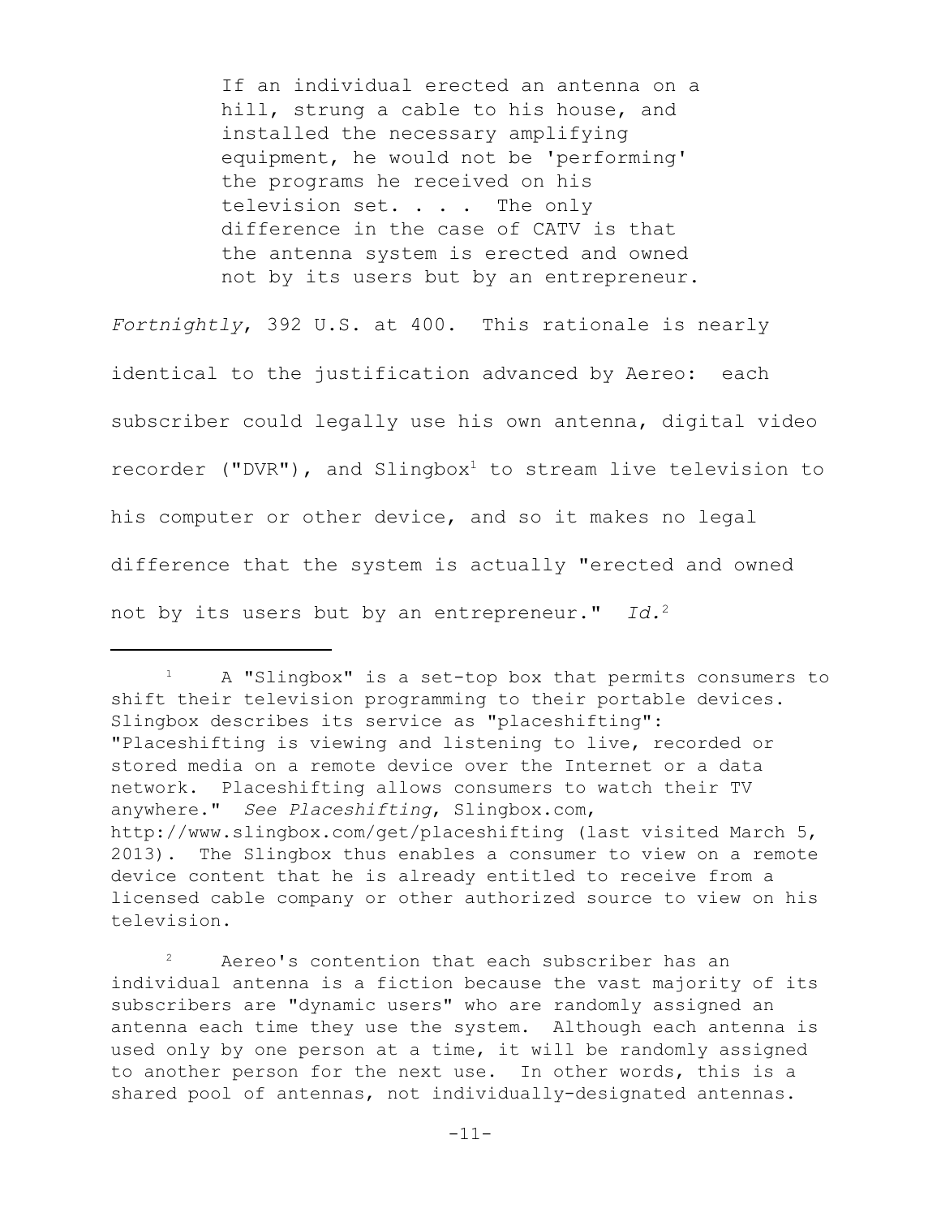> If an individual erected an antenna on a hill, strung a cable to his house, and installed the necessary amplifying equipment, he would not be 'performing' the programs he received on his television set. . . . The only difference in the case of CATV is that the antenna system is erected and owned not by its users but by an entrepreneur.

*Fortnightly*, 392 U.S. at 400. This rationale is nearly identical to the justification advanced by Aereo: each subscriber could legally use his own antenna, digital video recorder ("DVR"), and Slingbox[1] to stream live television to his computer or other device, and so it makes no legal difference that the system is actually "erected and owned not by its users but by an entrepreneur." *Id.*[2]

---

[1] A "Slingbox" is a set-top box that permits consumers to shift their television programming to their portable devices. Slingbox describes its service as "placeshifting": "Placeshifting is viewing and listening to live, recorded or stored media on a remote device over the Internet or a data network. Placeshifting allows consumers to watch their TV anywhere." *See Placeshifting*, Slingbox.com, http://www.slingbox.com/get/placeshifting (last visited March 5, 2013). The Slingbox thus enables a consumer to view on a remote device content that he is already entitled to receive from a licensed cable company or other authorized source to view on his television.

[2] Aereo's contention that each subscriber has an individual antenna is a fiction because the vast majority of its subscribers are "dynamic users" who are randomly assigned an antenna each time they use the system. Although each antenna is used only by one person at a time, it will be randomly assigned to another person for the next use. In other words, this is a shared pool of antennas, not individually-designated antennas.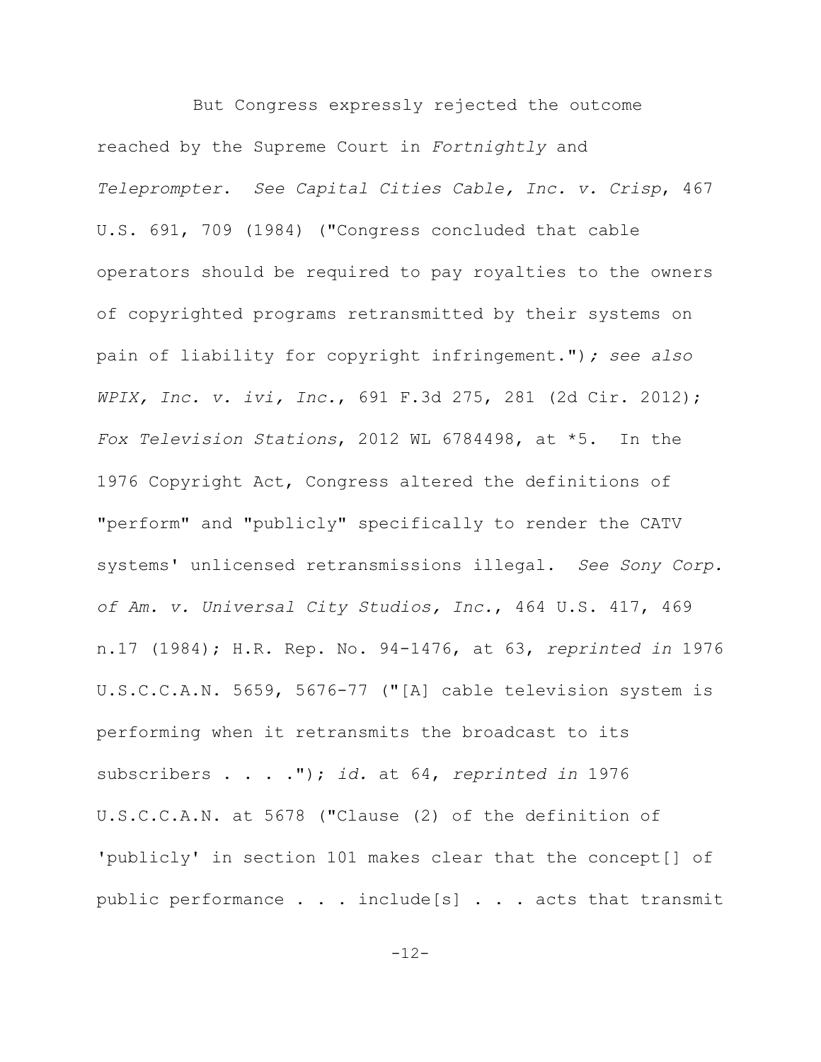But Congress expressly rejected the outcome reached by the Supreme Court in *Fortnightly* and *Teleprompter*. *See Capital Cities Cable, Inc. v. Crisp*, 467 U.S. 691, 709 (1984) ("Congress concluded that cable operators should be required to pay royalties to the owners of copyrighted programs retransmitted by their systems on pain of liability for copyright infringement."); *see also WPIX, Inc. v. ivi, Inc.*, 691 F.3d 275, 281 (2d Cir. 2012); *Fox Television Stations*, 2012 WL 6784498, at *5. In the 1976 Copyright Act, Congress altered the definitions of "perform" and "publicly" specifically to render the CATV systems' unlicensed retransmissions illegal. *See Sony Corp. of Am. v. Universal City Studios, Inc.*, 464 U.S. 417, 469 n.17 (1984); H.R. Rep. No. 94-1476, at 63, *reprinted in* 1976 U.S.C.C.A.N. 5659, 5676-77 ("[A] cable television system is performing when it retransmits the broadcast to its subscribers . . . ."); *id.* at 64, *reprinted in* 1976 U.S.C.C.A.N. at 5678 ("Clause (2) of the definition of 'publicly' in section 101 makes clear that the concept[] of public performance . . . include[s] . . . acts that transmit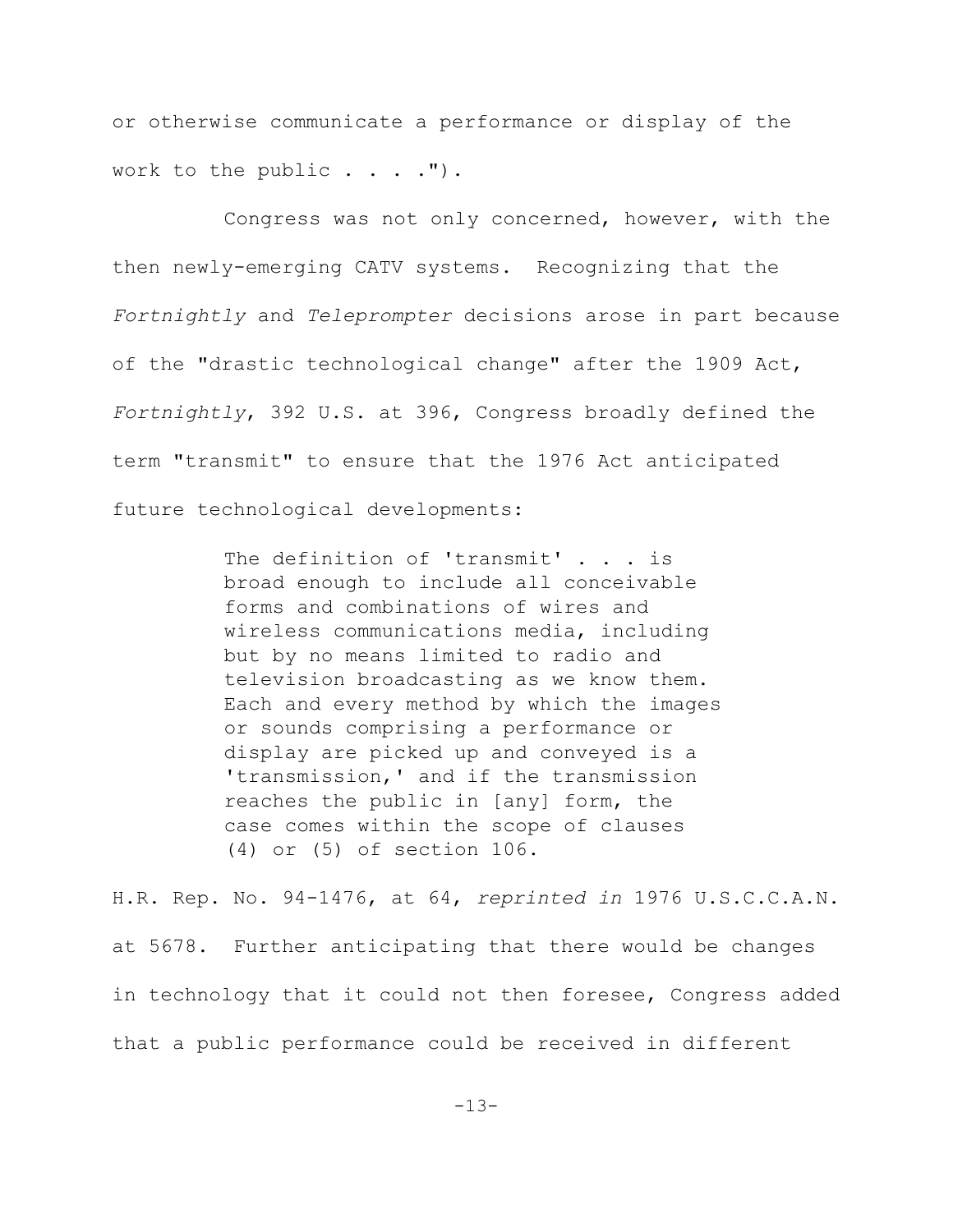or otherwise communicate a performance or display of the work to the public . . . .").

Congress was not only concerned, however, with the then newly-emerging CATV systems. Recognizing that the *Fortnightly* and *Teleprompter* decisions arose in part because of the "drastic technological change" after the 1909 Act, *Fortnightly*, 392 U.S. at 396, Congress broadly defined the term "transmit" to ensure that the 1976 Act anticipated future technological developments:

> The definition of 'transmit' . . . is broad enough to include all conceivable forms and combinations of wires and wireless communications media, including but by no means limited to radio and television broadcasting as we know them. Each and every method by which the images or sounds comprising a performance or display are picked up and conveyed is a 'transmission,' and if the transmission reaches the public in [any] form, the case comes within the scope of clauses (4) or (5) of section 106.

H.R. Rep. No. 94-1476, at 64, *reprinted in* 1976 U.S.C.C.A.N. at 5678. Further anticipating that there would be changes in technology that it could not then foresee, Congress added that a public performance could be received in different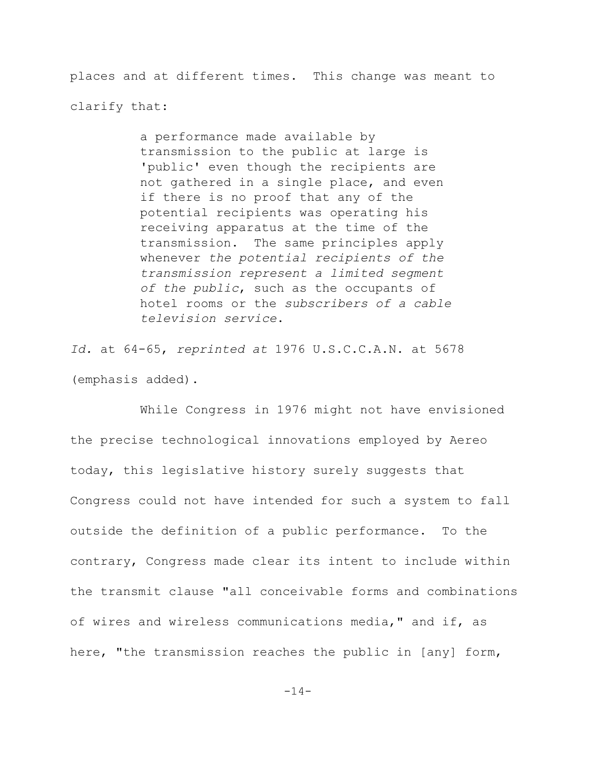places and at different times. This change was meant to clarify that:

> a performance made available by transmission to the public at large is 'public' even though the recipients are not gathered in a single place, and even if there is no proof that any of the potential recipients was operating his receiving apparatus at the time of the transmission. The same principles apply whenever *the potential recipients of the transmission represent a limited segment of the public*, such as the occupants of hotel rooms or the *subscribers of a cable television service*.

*Id.* at 64-65, *reprinted at* 1976 U.S.C.C.A.N. at 5678 (emphasis added).

While Congress in 1976 might not have envisioned the precise technological innovations employed by Aereo today, this legislative history surely suggests that Congress could not have intended for such a system to fall outside the definition of a public performance. To the contrary, Congress made clear its intent to include within the transmit clause "all conceivable forms and combinations of wires and wireless communications media," and if, as here, "the transmission reaches the public in [any] form,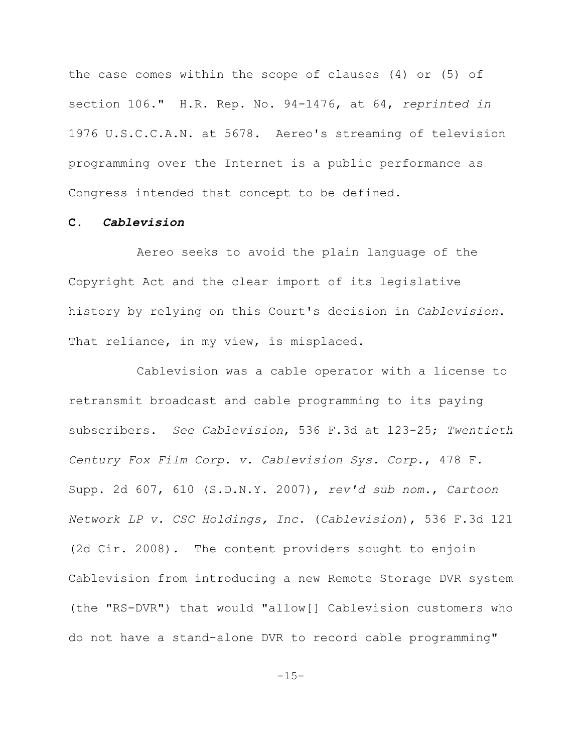the case comes within the scope of clauses (4) or (5) of section 106." H.R. Rep. No. 94-1476, at 64, *reprinted in* 1976 U.S.C.C.A.N. at 5678. Aereo's streaming of television programming over the Internet is a public performance as Congress intended that concept to be defined.

**C. *Cablevision***

Aereo seeks to avoid the plain language of the Copyright Act and the clear import of its legislative history by relying on this Court's decision in *Cablevision*. That reliance, in my view, is misplaced.

Cablevision was a cable operator with a license to retransmit broadcast and cable programming to its paying subscribers. *See Cablevision*, 536 F.3d at 123-25; *Twentieth Century Fox Film Corp. v. Cablevision Sys. Corp.*, 478 F. Supp. 2d 607, 610 (S.D.N.Y. 2007), *rev'd sub nom.*, *Cartoon Network LP v. CSC Holdings, Inc.* (*Cablevision*), 536 F.3d 121 (2d Cir. 2008). The content providers sought to enjoin Cablevision from introducing a new Remote Storage DVR system (the "RS-DVR") that would "allow[] Cablevision customers who do not have a stand-alone DVR to record cable programming"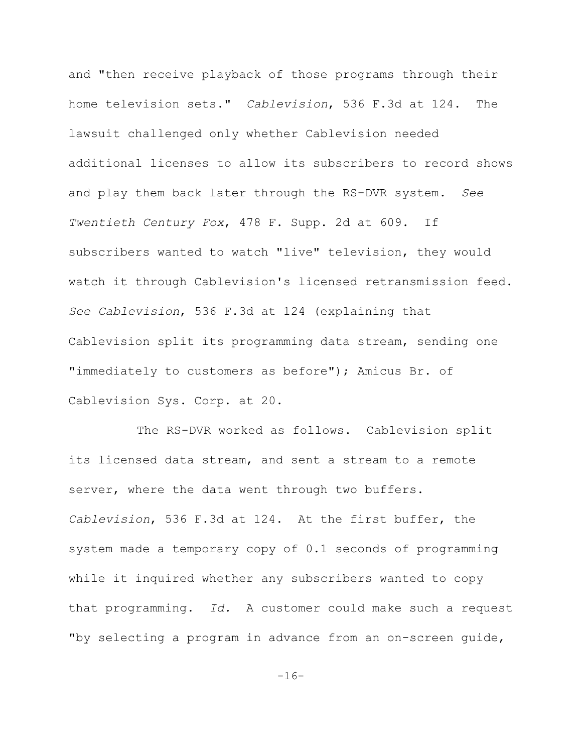and "then receive playback of those programs through their home television sets." *Cablevision*, 536 F.3d at 124. The lawsuit challenged only whether Cablevision needed additional licenses to allow its subscribers to record shows and play them back later through the RS-DVR system. *See Twentieth Century Fox*, 478 F. Supp. 2d at 609. If subscribers wanted to watch "live" television, they would watch it through Cablevision's licensed retransmission feed. *See Cablevision*, 536 F.3d at 124 (explaining that Cablevision split its programming data stream, sending one "immediately to customers as before"); Amicus Br. of Cablevision Sys. Corp. at 20.

The RS-DVR worked as follows. Cablevision split its licensed data stream, and sent a stream to a remote server, where the data went through two buffers. *Cablevision*, 536 F.3d at 124. At the first buffer, the system made a temporary copy of 0.1 seconds of programming while it inquired whether any subscribers wanted to copy that programming. *Id.* A customer could make such a request "by selecting a program in advance from an on-screen guide,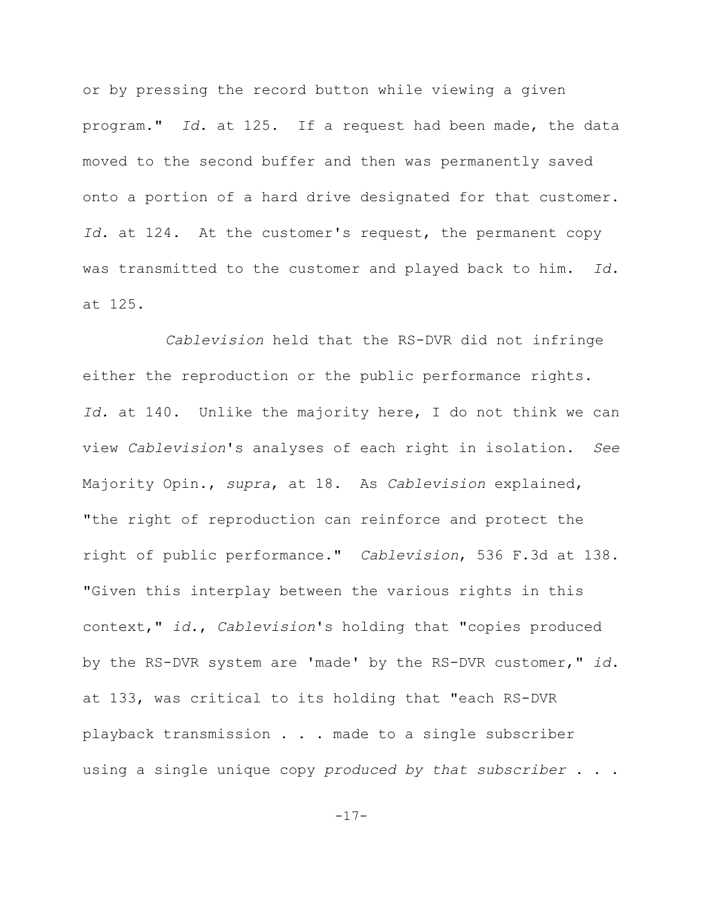or by pressing the record button while viewing a given program." *Id.* at 125. If a request had been made, the data moved to the second buffer and then was permanently saved onto a portion of a hard drive designated for that customer. *Id.* at 124. At the customer's request, the permanent copy was transmitted to the customer and played back to him. *Id.* at 125.

*Cablevision* held that the RS-DVR did not infringe either the reproduction or the public performance rights. *Id.* at 140. Unlike the majority here, I do not think we can view *Cablevision*'s analyses of each right in isolation. *See* Majority Opin., *supra*, at 18. As *Cablevision* explained, "the right of reproduction can reinforce and protect the right of public performance." *Cablevision*, 536 F.3d at 138. "Given this interplay between the various rights in this context," *id.*, *Cablevision*'s holding that "copies produced by the RS-DVR system are 'made' by the RS-DVR customer," *id.* at 133, was critical to its holding that "each RS-DVR playback transmission . . . made to a single subscriber using a single unique copy *produced by that subscriber* . . .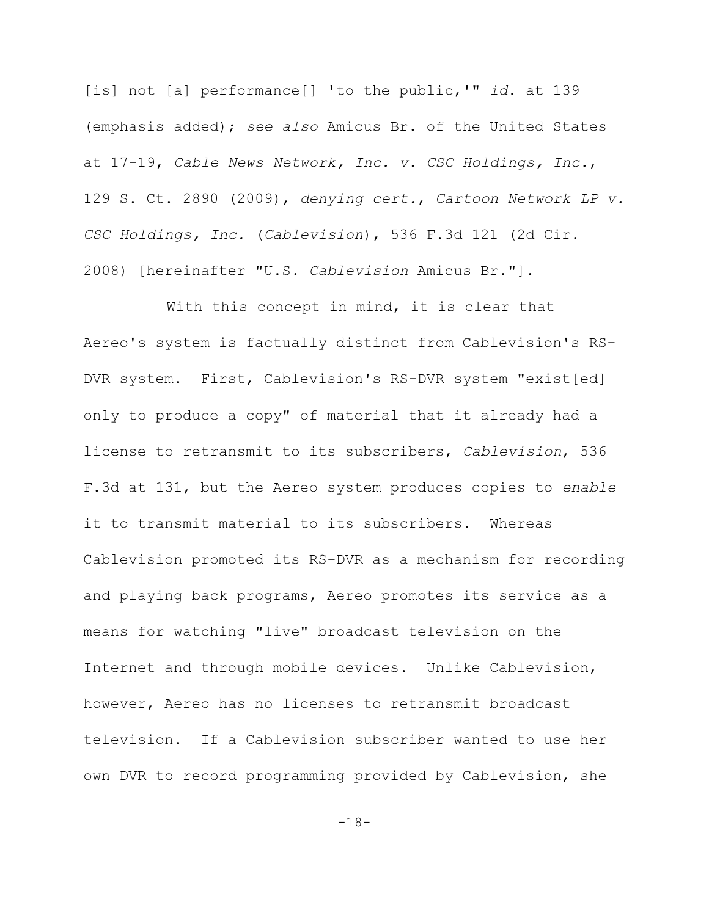[is] not [a] performance[] 'to the public,'" *id.* at 139 (emphasis added); *see also* Amicus Br. of the United States at 17-19, *Cable News Network, Inc. v. CSC Holdings, Inc.*, 129 S. Ct. 2890 (2009), *denying cert.*, *Cartoon Network LP v. CSC Holdings, Inc.* (*Cablevision*), 536 F.3d 121 (2d Cir. 2008) [hereinafter "U.S. *Cablevision* Amicus Br."].

With this concept in mind, it is clear that Aereo's system is factually distinct from Cablevision's RS-DVR system. First, Cablevision's RS-DVR system "exist[ed] only to produce a copy" of material that it already had a license to retransmit to its subscribers, *Cablevision*, 536 F.3d at 131, but the Aereo system produces copies to *enable* it to transmit material to its subscribers. Whereas Cablevision promoted its RS-DVR as a mechanism for recording and playing back programs, Aereo promotes its service as a means for watching "live" broadcast television on the Internet and through mobile devices. Unlike Cablevision, however, Aereo has no licenses to retransmit broadcast television. If a Cablevision subscriber wanted to use her own DVR to record programming provided by Cablevision, she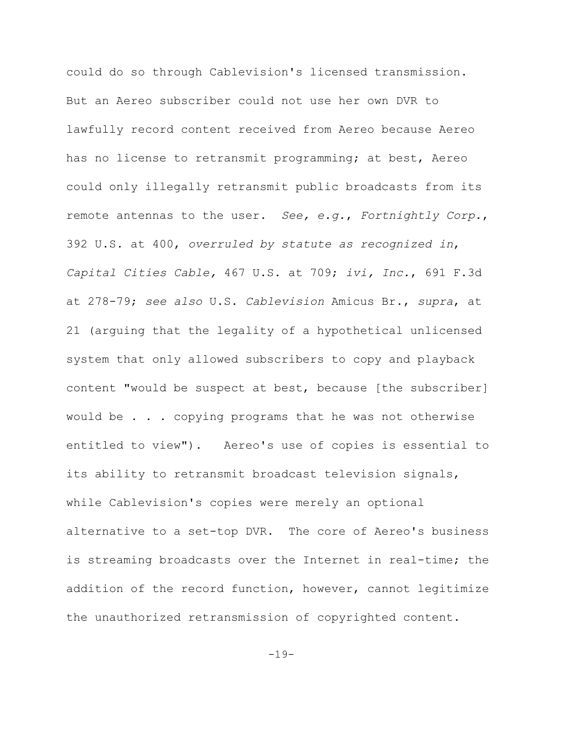could do so through Cablevision's licensed transmission. But an Aereo subscriber could not use her own DVR to lawfully record content received from Aereo because Aereo has no license to retransmit programming; at best, Aereo could only illegally retransmit public broadcasts from its remote antennas to the user. *See, e.g.*, *Fortnightly Corp.*, 392 U.S. at 400, *overruled by statute as recognized in*, *Capital Cities Cable,* 467 U.S. at 709; *ivi, Inc.*, 691 F.3d at 278-79; *see also* U.S. *Cablevision* Amicus Br., *supra*, at 21 (arguing that the legality of a hypothetical unlicensed system that only allowed subscribers to copy and playback content "would be suspect at best, because [the subscriber] would be . . . copying programs that he was not otherwise entitled to view"). Aereo's use of copies is essential to its ability to retransmit broadcast television signals, while Cablevision's copies were merely an optional alternative to a set-top DVR. The core of Aereo's business is streaming broadcasts over the Internet in real-time; the addition of the record function, however, cannot legitimize the unauthorized retransmission of copyrighted content.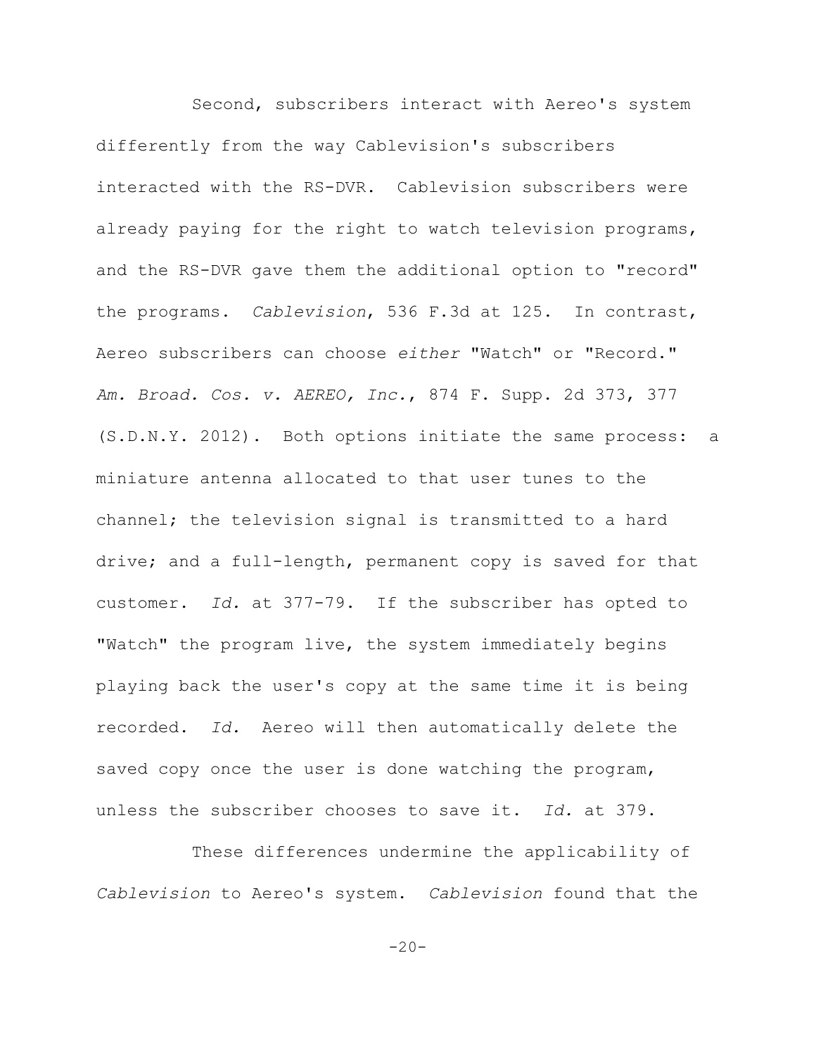Second, subscribers interact with Aereo's system differently from the way Cablevision's subscribers interacted with the RS-DVR. Cablevision subscribers were already paying for the right to watch television programs, and the RS-DVR gave them the additional option to "record" the programs. *Cablevision*, 536 F.3d at 125. In contrast, Aereo subscribers can choose *either* "Watch" or "Record." *Am. Broad. Cos. v. AEREO, Inc.*, 874 F. Supp. 2d 373, 377 (S.D.N.Y. 2012). Both options initiate the same process: a miniature antenna allocated to that user tunes to the channel; the television signal is transmitted to a hard drive; and a full-length, permanent copy is saved for that customer. *Id.* at 377-79. If the subscriber has opted to "Watch" the program live, the system immediately begins playing back the user's copy at the same time it is being recorded. *Id.* Aereo will then automatically delete the saved copy once the user is done watching the program, unless the subscriber chooses to save it. *Id.* at 379.

These differences undermine the applicability of *Cablevision* to Aereo's system. *Cablevision* found that the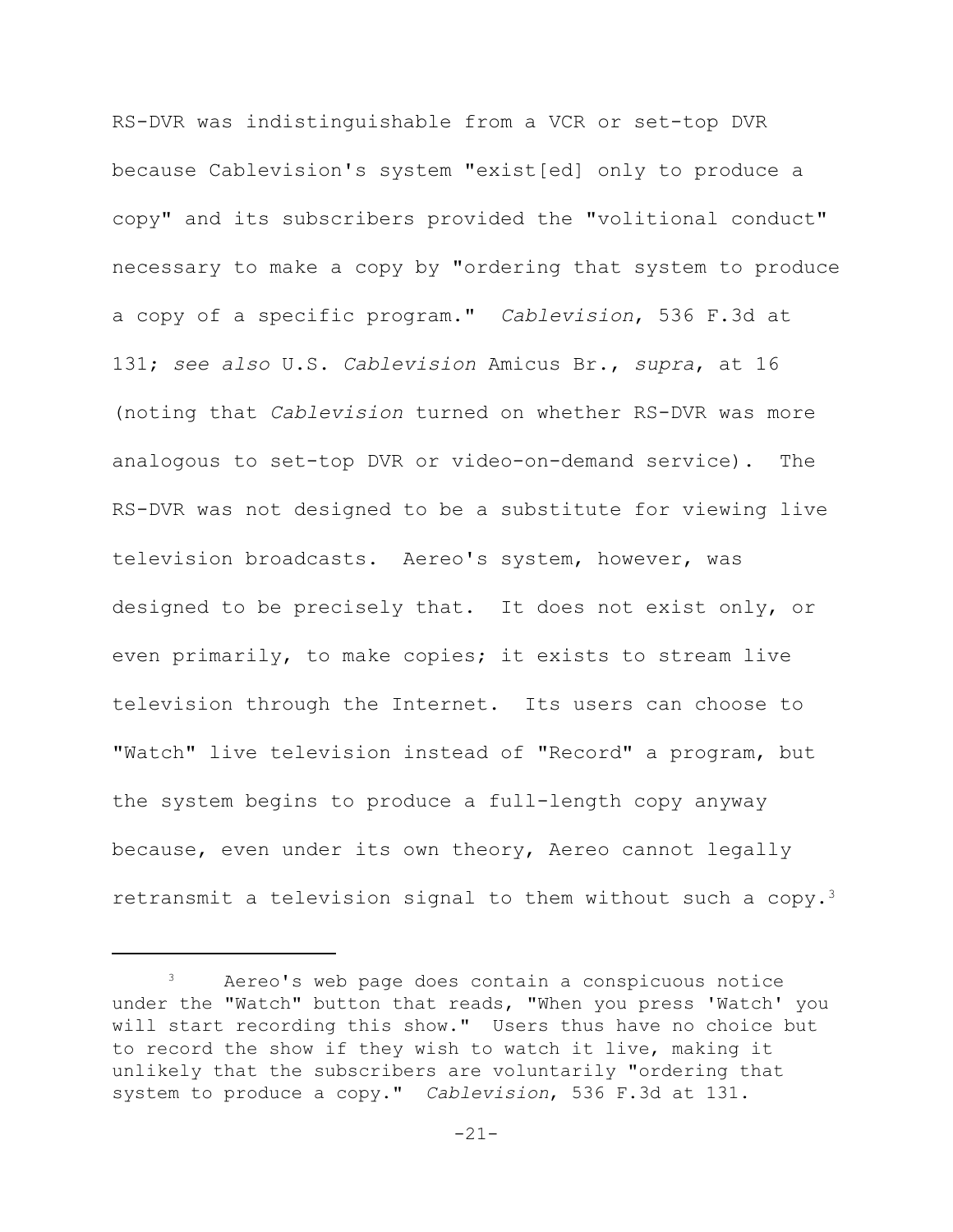RS-DVR was indistinguishable from a VCR or set-top DVR because Cablevision's system "exist[ed] only to produce a copy" and its subscribers provided the "volitional conduct" necessary to make a copy by "ordering that system to produce a copy of a specific program." *Cablevision*, 536 F.3d at 131; *see also* U.S. *Cablevision* Amicus Br., *supra*, at 16 (noting that *Cablevision* turned on whether RS-DVR was more analogous to set-top DVR or video-on-demand service). The RS-DVR was not designed to be a substitute for viewing live television broadcasts. Aereo's system, however, was designed to be precisely that. It does not exist only, or even primarily, to make copies; it exists to stream live television through the Internet. Its users can choose to "Watch" live television instead of "Record" a program, but the system begins to produce a full-length copy anyway because, even under its own theory, Aereo cannot legally retransmit a television signal to them without such a copy.[3]

---

[3] Aereo's web page does contain a conspicuous notice under the "Watch" button that reads, "When you press 'Watch' you will start recording this show." Users thus have no choice but to record the show if they wish to watch it live, making it unlikely that the subscribers are voluntarily "ordering that system to produce a copy." *Cablevision*, 536 F.3d at 131.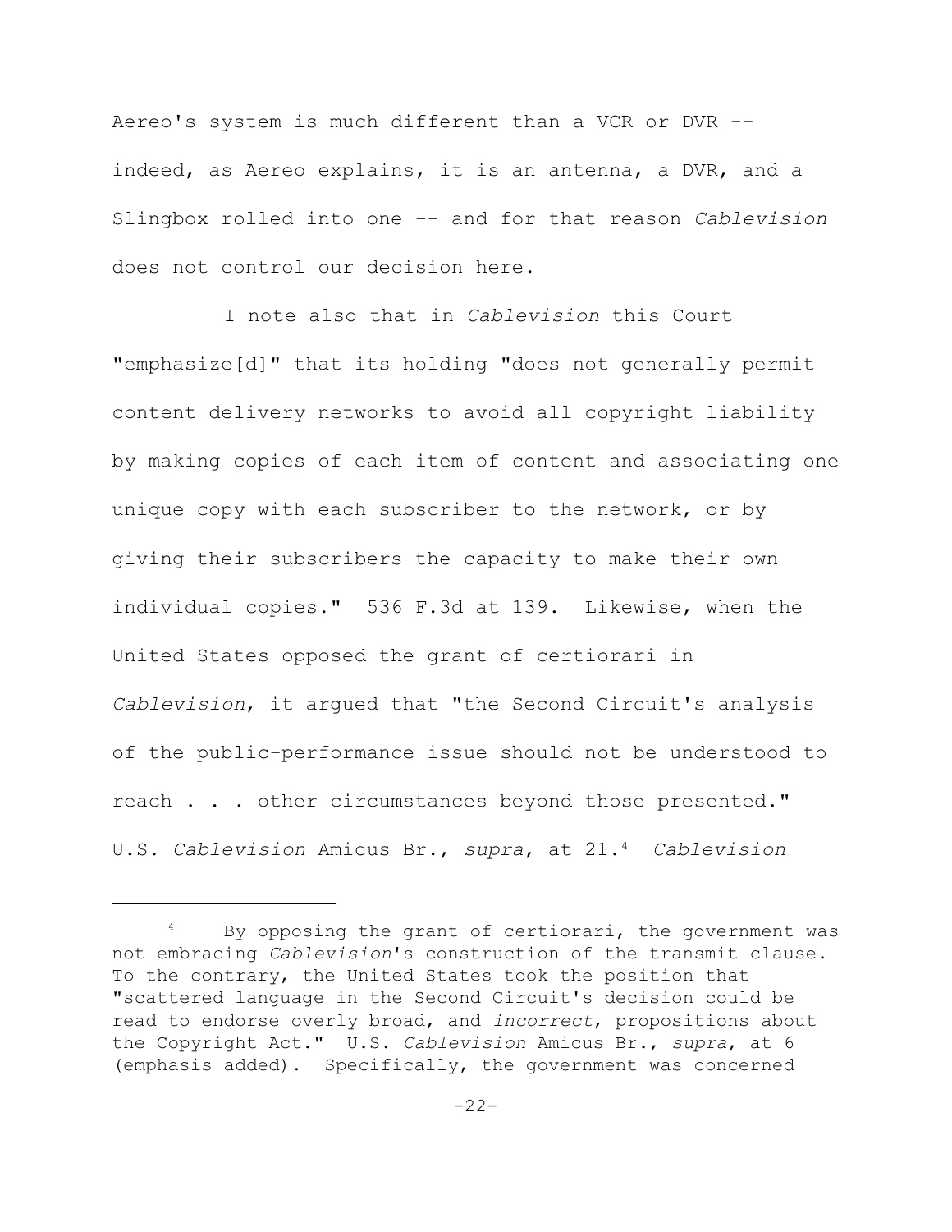Aereo's system is much different than a VCR or DVR -- indeed, as Aereo explains, it is an antenna, a DVR, and a Slingbox rolled into one -- and for that reason *Cablevision* does not control our decision here.

I note also that in *Cablevision* this Court "emphasize[d]" that its holding "does not generally permit content delivery networks to avoid all copyright liability by making copies of each item of content and associating one unique copy with each subscriber to the network, or by giving their subscribers the capacity to make their own individual copies." 536 F.3d at 139. Likewise, when the United States opposed the grant of certiorari in *Cablevision*, it argued that "the Second Circuit's analysis of the public-performance issue should not be understood to reach . . . other circumstances beyond those presented." U.S. *Cablevision* Amicus Br., *supra*, at 21.[4] *Cablevision*

---

[4] By opposing the grant of certiorari, the government was not embracing *Cablevision*'s construction of the transmit clause. To the contrary, the United States took the position that "scattered language in the Second Circuit's decision could be read to endorse overly broad, and *incorrect*, propositions about the Copyright Act." U.S. *Cablevision* Amicus Br., *supra*, at 6 (emphasis added). Specifically, the government was concerned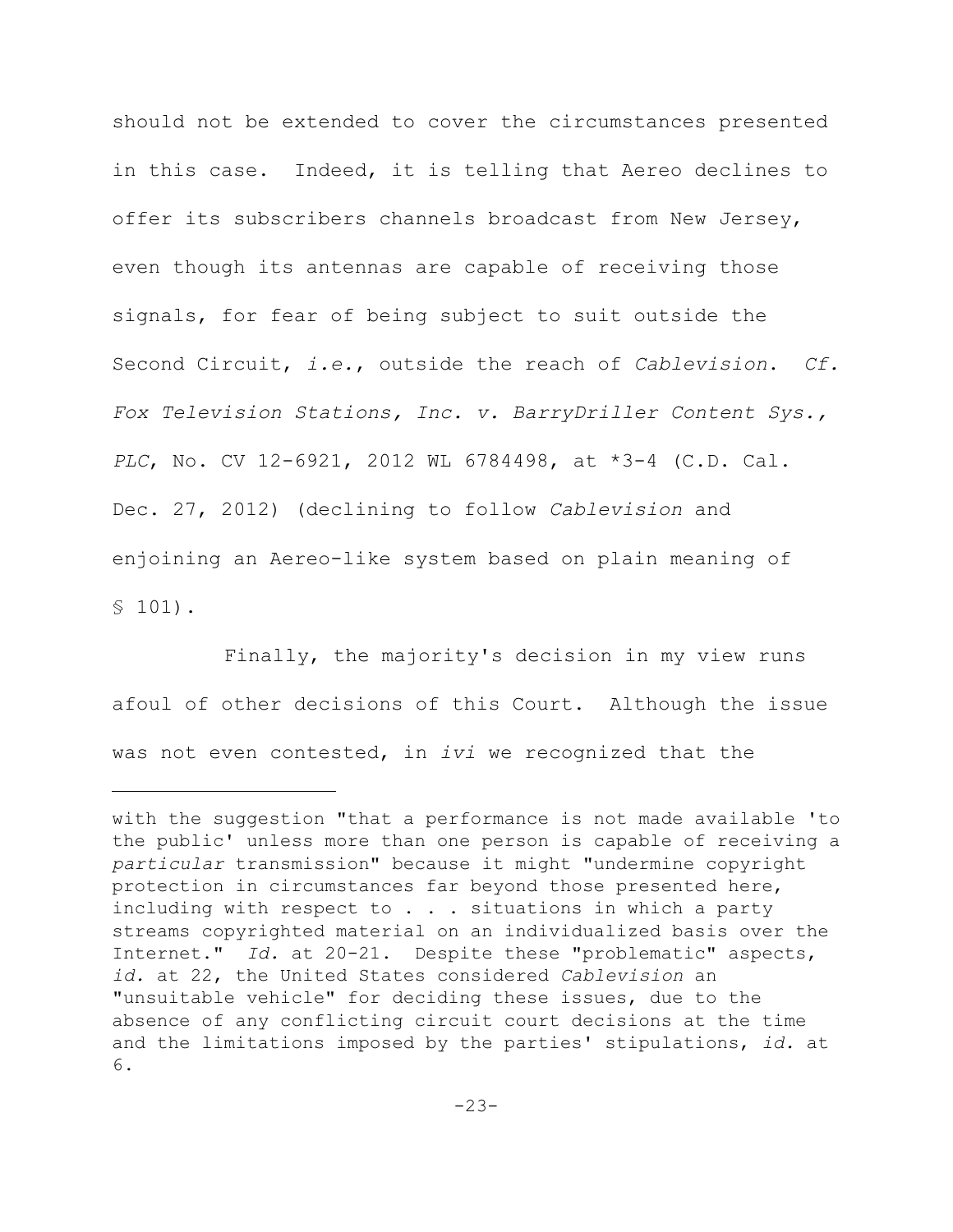should not be extended to cover the circumstances presented in this case. Indeed, it is telling that Aereo declines to offer its subscribers channels broadcast from New Jersey, even though its antennas are capable of receiving those signals, for fear of being subject to suit outside the Second Circuit, *i.e.*, outside the reach of *Cablevision*. *Cf. Fox Television Stations, Inc. v. BarryDriller Content Sys., PLC*, No. CV 12-6921, 2012 WL 6784498, at *3-4 (C.D. Cal. Dec. 27, 2012) (declining to follow *Cablevision* and enjoining an Aereo-like system based on plain meaning of § 101).

Finally, the majority's decision in my view runs afoul of other decisions of this Court. Although the issue was not even contested, in *ivi* we recognized that the

---

with the suggestion "that a performance is not made available 'to the public' unless more than one person is capable of receiving a *particular* transmission" because it might "undermine copyright protection in circumstances far beyond those presented here, including with respect to . . . situations in which a party streams copyrighted material on an individualized basis over the Internet." *Id.* at 20-21. Despite these "problematic" aspects, *id.* at 22, the United States considered *Cablevision* an "unsuitable vehicle" for deciding these issues, due to the absence of any conflicting circuit court decisions at the time and the limitations imposed by the parties' stipulations, *id.* at 6.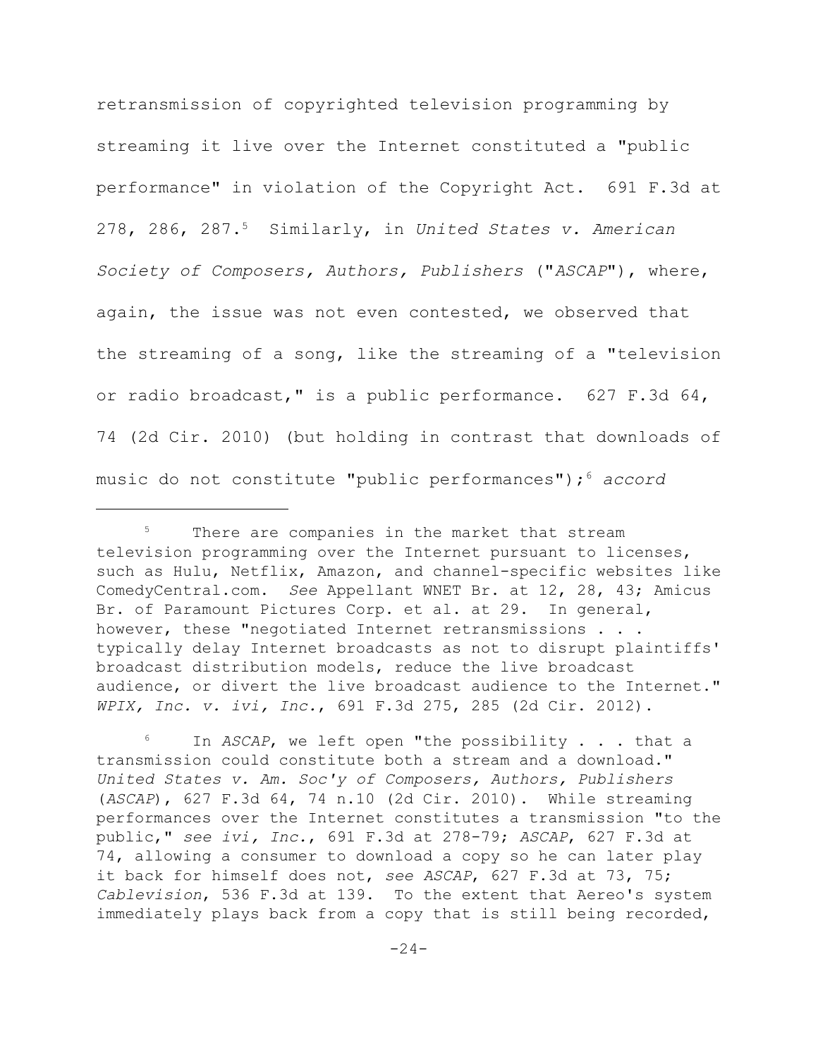retransmission of copyrighted television programming by streaming it live over the Internet constituted a "public performance" in violation of the Copyright Act. 691 F.3d at 278, 286, 287.[5] Similarly, in *United States v. American Society of Composers, Authors, Publishers* ("*ASCAP*"), where, again, the issue was not even contested, we observed that the streaming of a song, like the streaming of a "television or radio broadcast," is a public performance. 627 F.3d 64, 74 (2d Cir. 2010) (but holding in contrast that downloads of music do not constitute "public performances");[6] *accord*

---

[5] There are companies in the market that stream television programming over the Internet pursuant to licenses, such as Hulu, Netflix, Amazon, and channel-specific websites like ComedyCentral.com. *See* Appellant WNET Br. at 12, 28, 43; Amicus Br. of Paramount Pictures Corp. et al. at 29. In general, however, these "negotiated Internet retransmissions . . . typically delay Internet broadcasts as not to disrupt plaintiffs' broadcast distribution models, reduce the live broadcast audience, or divert the live broadcast audience to the Internet." *WPIX, Inc. v. ivi, Inc.*, 691 F.3d 275, 285 (2d Cir. 2012).

[6] In *ASCAP*, we left open "the possibility . . . that a transmission could constitute both a stream and a download." *United States v. Am. Soc'y of Composers, Authors, Publishers* (*ASCAP*), 627 F.3d 64, 74 n.10 (2d Cir. 2010). While streaming performances over the Internet constitutes a transmission "to the public," *see ivi, Inc.*, 691 F.3d at 278-79; *ASCAP*, 627 F.3d at 74, allowing a consumer to download a copy so he can later play it back for himself does not, *see ASCAP*, 627 F.3d at 73, 75; *Cablevision*, 536 F.3d at 139. To the extent that Aereo's system immediately plays back from a copy that is still being recorded,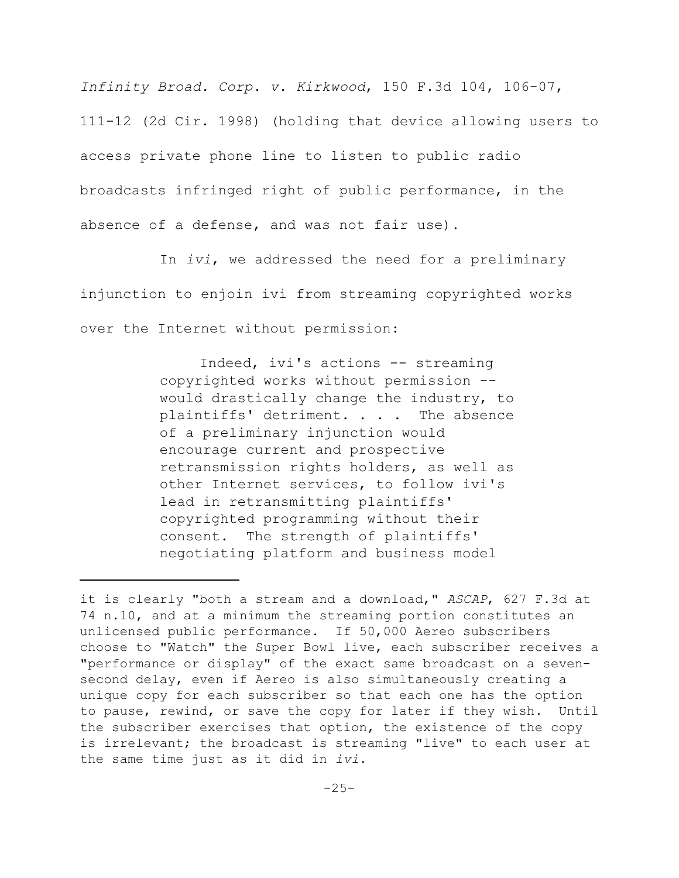*Infinity Broad. Corp. v. Kirkwood*, 150 F.3d 104, 106-07, 111-12 (2d Cir. 1998) (holding that device allowing users to access private phone line to listen to public radio broadcasts infringed right of public performance, in the absence of a defense, and was not fair use).

In *ivi*, we addressed the need for a preliminary injunction to enjoin ivi from streaming copyrighted works over the Internet without permission:

> Indeed, ivi's actions -- streaming copyrighted works without permission -- would drastically change the industry, to plaintiffs' detriment. . . . The absence of a preliminary injunction would encourage current and prospective retransmission rights holders, as well as other Internet services, to follow ivi's lead in retransmitting plaintiffs' copyrighted programming without their consent. The strength of plaintiffs' negotiating platform and business model

---

it is clearly "both a stream and a download," *ASCAP*, 627 F.3d at 74 n.10, and at a minimum the streaming portion constitutes an unlicensed public performance. If 50,000 Aereo subscribers choose to "Watch" the Super Bowl live, each subscriber receives a "performance or display" of the exact same broadcast on a seven-second delay, even if Aereo is also simultaneously creating a unique copy for each subscriber so that each one has the option to pause, rewind, or save the copy for later if they wish. Until the subscriber exercises that option, the existence of the copy is irrelevant; the broadcast is streaming "live" to each user at the same time just as it did in *ivi*.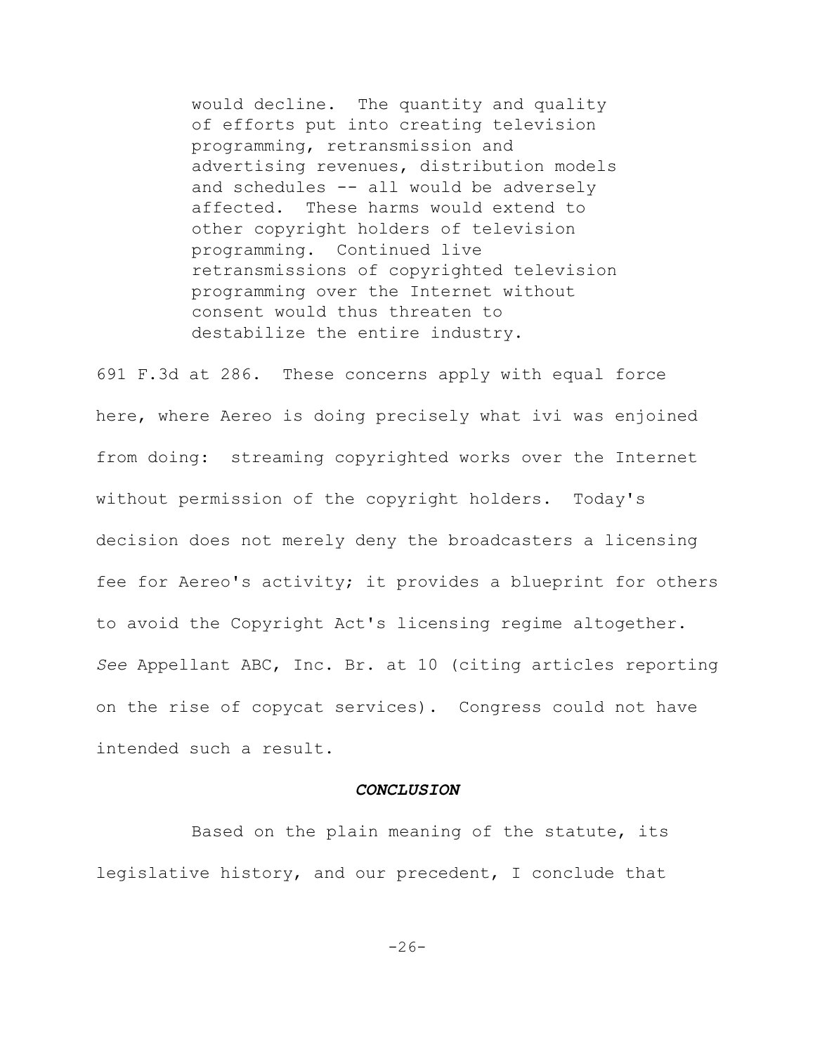> would decline. The quantity and quality of efforts put into creating television programming, retransmission and advertising revenues, distribution models and schedules -- all would be adversely affected. These harms would extend to other copyright holders of television programming. Continued live retransmissions of copyrighted television programming over the Internet without consent would thus threaten to destabilize the entire industry.

691 F.3d at 286. These concerns apply with equal force here, where Aereo is doing precisely what ivi was enjoined from doing: streaming copyrighted works over the Internet without permission of the copyright holders. Today's decision does not merely deny the broadcasters a licensing fee for Aereo's activity; it provides a blueprint for others to avoid the Copyright Act's licensing regime altogether. *See* Appellant ABC, Inc. Br. at 10 (citing articles reporting on the rise of copycat services). Congress could not have intended such a result.

### ***CONCLUSION***

Based on the plain meaning of the statute, its legislative history, and our precedent, I conclude that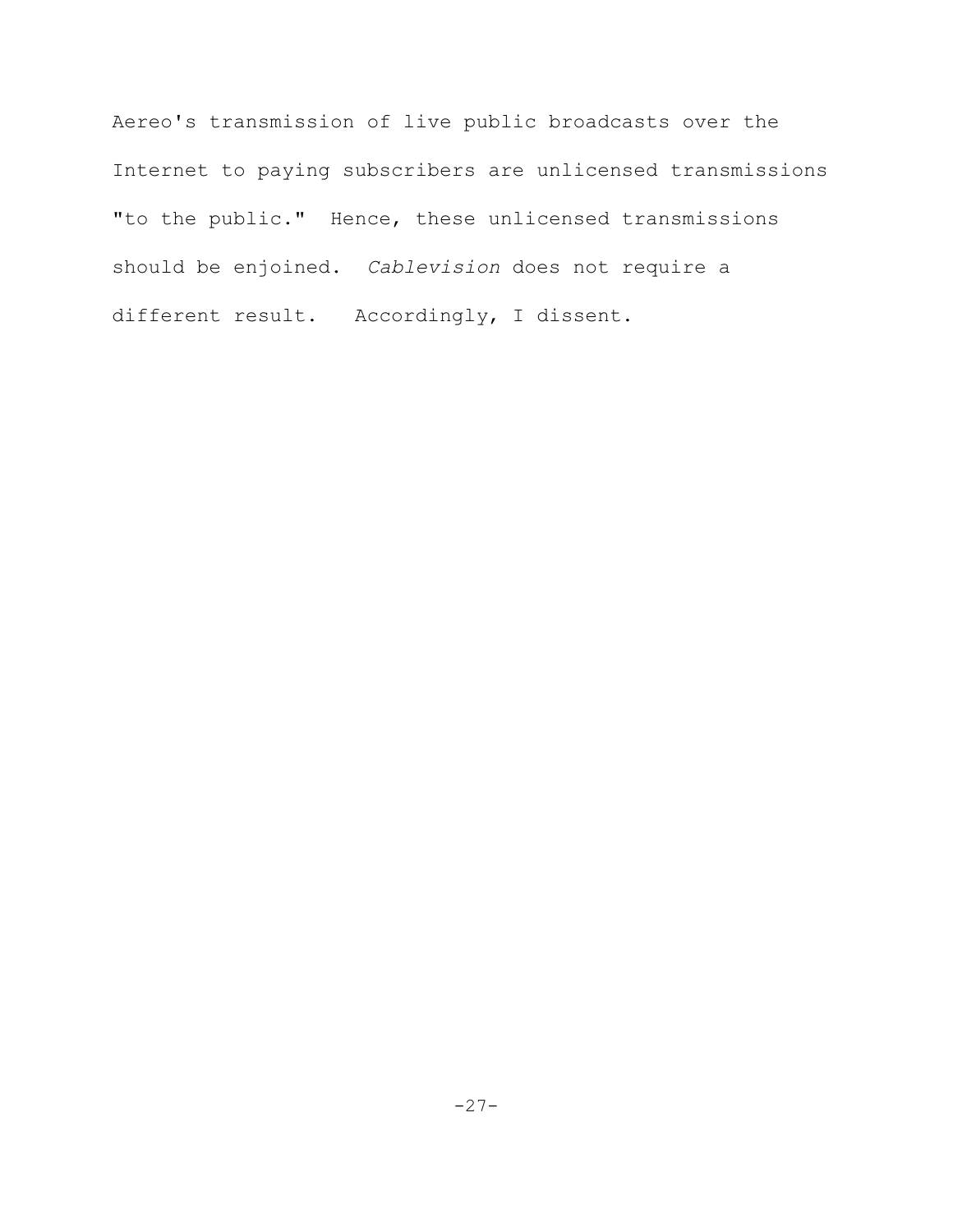Aereo's transmission of live public broadcasts over the Internet to paying subscribers are unlicensed transmissions "to the public." Hence, these unlicensed transmissions should be enjoined. *Cablevision* does not require a different result. Accordingly, I dissent.